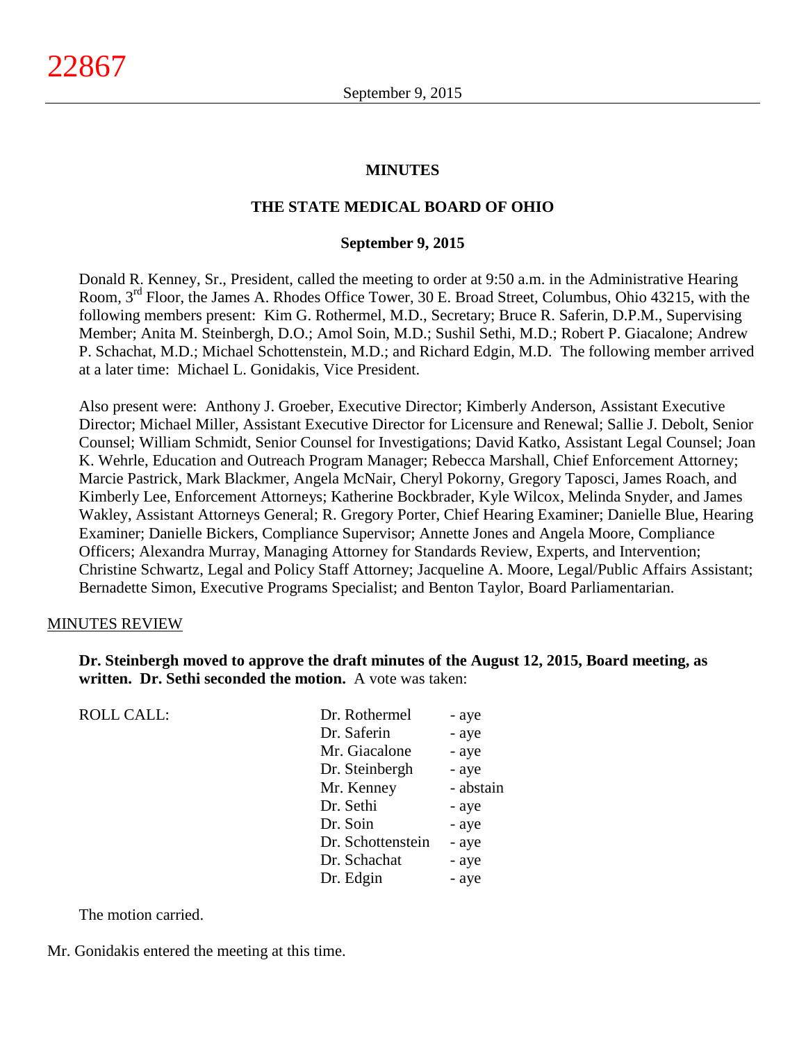# MINUTES

## THE STATE MEDICAL BOARD OF OHIO

### September 9, 2015

Donald R. Kenney, Sr., President, called the meeting to order at 9:50 a.m. in the Administrative Hearing Room, 3rd Floor, the James A. Rhodes Office Tower, 30 E. Broad Street, Columbus, Ohio 43215, with the following members present: Kim G. Rothermel, M.D., Secretary; Bruce R. Saferin, D.P.M., Supervising Member; Anita M. Steinbergh, D.O.; Amol Soin, M.D.; Sushil Sethi, M.D.; Robert P. Giacalone; Andrew P. Schachat, M.D.; Michael Schottenstein, M.D.; and Richard Edgin, M.D. The following member arrived at a later time: Michael L. Gonidakis, Vice President.

Also present were: Anthony J. Groeber, Executive Director; Kimberly Anderson, Assistant Executive Director; Michael Miller, Assistant Executive Director for Licensure and Renewal; Sallie J. Debolt, Senior Counsel; William Schmidt, Senior Counsel for Investigations; David Katko, Assistant Legal Counsel; Joan K. Wehrle, Education and Outreach Program Manager; Rebecca Marshall, Chief Enforcement Attorney; Marcie Pastrick, Mark Blackmer, Angela McNair, Cheryl Pokorny, Gregory Taposci, James Roach, and Kimberly Lee, Enforcement Attorneys; Katherine Bockbrader, Kyle Wilcox, Melinda Snyder, and James Wakley, Assistant Attorneys General; R. Gregory Porter, Chief Hearing Examiner; Danielle Blue, Hearing Examiner; Danielle Bickers, Compliance Supervisor; Annette Jones and Angela Moore, Compliance Officers; Alexandra Murray, Managing Attorney for Standards Review, Experts, and Intervention; Christine Schwartz, Legal and Policy Staff Attorney; Jacqueline A. Moore, Legal/Public Affairs Assistant; Bernadette Simon, Executive Programs Specialist; and Benton Taylor, Board Parliamentarian.

MINUTES REVIEW

**Dr. Steinbergh moved to approve the draft minutes of the August 12, 2015, Board meeting, as written. Dr. Sethi seconded the motion.** A vote was taken:

| ROLL CALL: | | |
|---|---|---|
| | Dr. Rothermel | - aye |
| | Dr. Saferin | - aye |
| | Mr. Giacalone | - aye |
| | Dr. Steinbergh | - aye |
| | Mr. Kenney | - abstain |
| | Dr. Sethi | - aye |
| | Dr. Soin | - aye |
| | Dr. Schottenstein | - aye |
| | Dr. Schachat | - aye |
| | Dr. Edgin | - aye |

The motion carried.

Mr. Gonidakis entered the meeting at this time.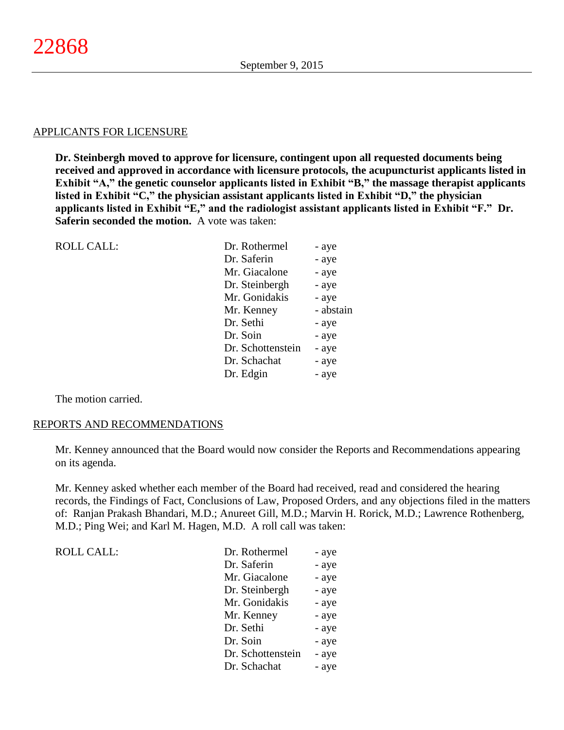## APPLICANTS FOR LICENSURE

**Dr. Steinbergh moved to approve for licensure, contingent upon all requested documents being received and approved in accordance with licensure protocols, the acupuncturist applicants listed in Exhibit "A," the genetic counselor applicants listed in Exhibit "B," the massage therapist applicants listed in Exhibit "C," the physician assistant applicants listed in Exhibit "D," the physician applicants listed in Exhibit "E," and the radiologist assistant applicants listed in Exhibit "F." Dr. Saferin seconded the motion.** A vote was taken:

| ROLL CALL: | | |
|---|---|---|
| | Dr. Rothermel | - aye |
| | Dr. Saferin | - aye |
| | Mr. Giacalone | - aye |
| | Dr. Steinbergh | - aye |
| | Mr. Gonidakis | - aye |
| | Mr. Kenney | - abstain |
| | Dr. Sethi | - aye |
| | Dr. Soin | - aye |
| | Dr. Schottenstein | - aye |
| | Dr. Schachat | - aye |
| | Dr. Edgin | - aye |

The motion carried.

## REPORTS AND RECOMMENDATIONS

Mr. Kenney announced that the Board would now consider the Reports and Recommendations appearing on its agenda.

Mr. Kenney asked whether each member of the Board had received, read and considered the hearing records, the Findings of Fact, Conclusions of Law, Proposed Orders, and any objections filed in the matters of: Ranjan Prakash Bhandari, M.D.; Anureet Gill, M.D.; Marvin H. Rorick, M.D.; Lawrence Rothenberg, M.D.; Ping Wei; and Karl M. Hagen, M.D. A roll call was taken:

| ROLL CALL: | | |
|---|---|---|
| | Dr. Rothermel | - aye |
| | Dr. Saferin | - aye |
| | Mr. Giacalone | - aye |
| | Dr. Steinbergh | - aye |
| | Mr. Gonidakis | - aye |
| | Mr. Kenney | - aye |
| | Dr. Sethi | - aye |
| | Dr. Soin | - aye |
| | Dr. Schottenstein | - aye |
| | Dr. Schachat | - aye |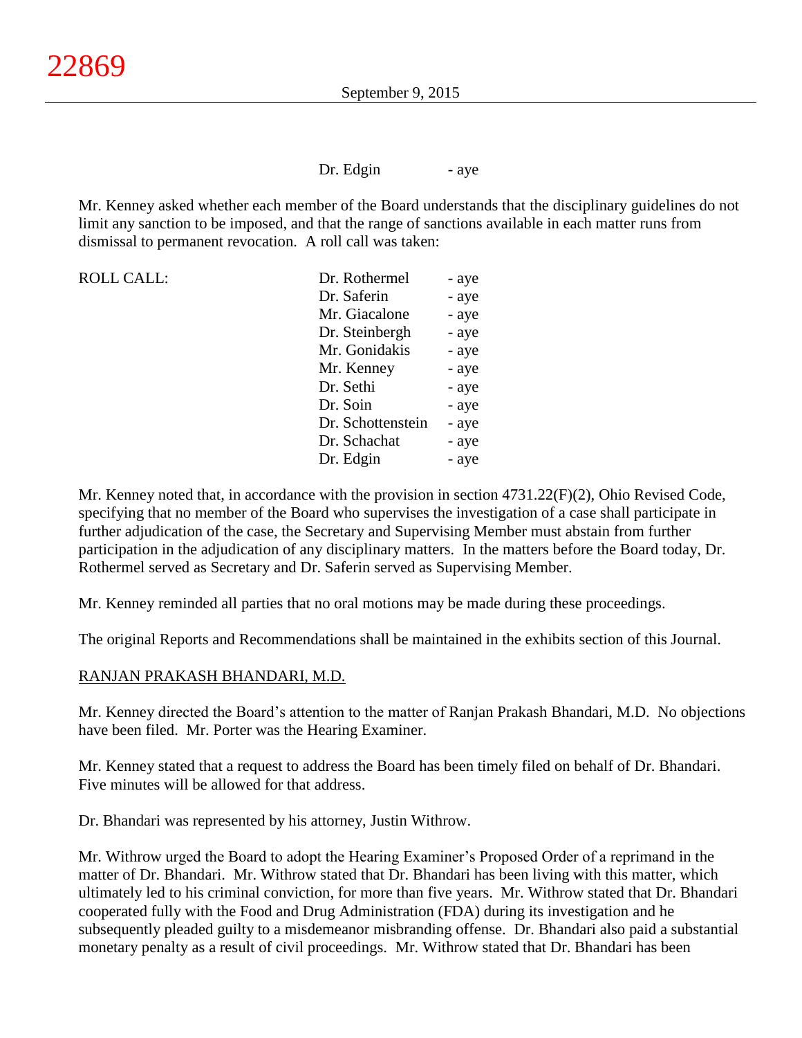Dr. Edgin - aye

Mr. Kenney asked whether each member of the Board understands that the disciplinary guidelines do not limit any sanction to be imposed, and that the range of sanctions available in each matter runs from dismissal to permanent revocation. A roll call was taken:

| ROLL CALL: | | |
|---|---|---|
| | Dr. Rothermel | - aye |
| | Dr. Saferin | - aye |
| | Mr. Giacalone | - aye |
| | Dr. Steinbergh | - aye |
| | Mr. Gonidakis | - aye |
| | Mr. Kenney | - aye |
| | Dr. Sethi | - aye |
| | Dr. Soin | - aye |
| | Dr. Schottenstein | - aye |
| | Dr. Schachat | - aye |
| | Dr. Edgin | - aye |

Mr. Kenney noted that, in accordance with the provision in section 4731.22(F)(2), Ohio Revised Code, specifying that no member of the Board who supervises the investigation of a case shall participate in further adjudication of the case, the Secretary and Supervising Member must abstain from further participation in the adjudication of any disciplinary matters. In the matters before the Board today, Dr. Rothermel served as Secretary and Dr. Saferin served as Supervising Member.

Mr. Kenney reminded all parties that no oral motions may be made during these proceedings.

The original Reports and Recommendations shall be maintained in the exhibits section of this Journal.

RANJAN PRAKASH BHANDARI, M.D.

Mr. Kenney directed the Board's attention to the matter of Ranjan Prakash Bhandari, M.D. No objections have been filed. Mr. Porter was the Hearing Examiner.

Mr. Kenney stated that a request to address the Board has been timely filed on behalf of Dr. Bhandari. Five minutes will be allowed for that address.

Dr. Bhandari was represented by his attorney, Justin Withrow.

Mr. Withrow urged the Board to adopt the Hearing Examiner's Proposed Order of a reprimand in the matter of Dr. Bhandari. Mr. Withrow stated that Dr. Bhandari has been living with this matter, which ultimately led to his criminal conviction, for more than five years. Mr. Withrow stated that Dr. Bhandari cooperated fully with the Food and Drug Administration (FDA) during its investigation and he subsequently pleaded guilty to a misdemeanor misbranding offense. Dr. Bhandari also paid a substantial monetary penalty as a result of civil proceedings. Mr. Withrow stated that Dr. Bhandari has been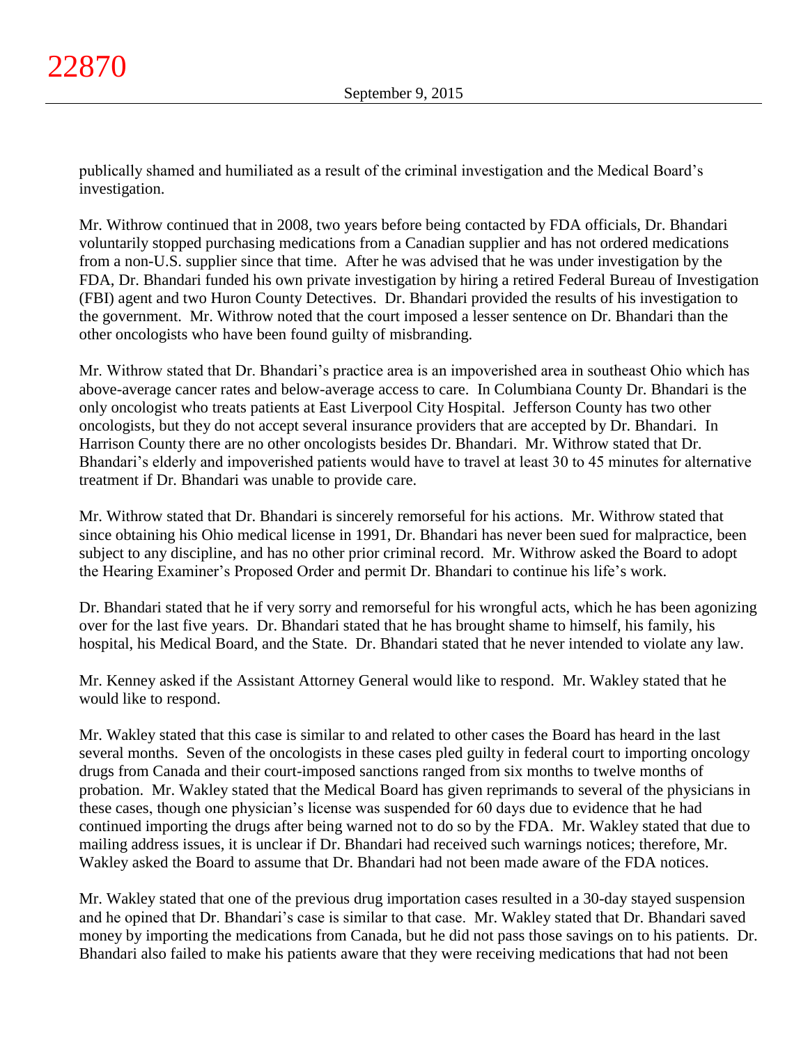publically shamed and humiliated as a result of the criminal investigation and the Medical Board's investigation.

Mr. Withrow continued that in 2008, two years before being contacted by FDA officials, Dr. Bhandari voluntarily stopped purchasing medications from a Canadian supplier and has not ordered medications from a non-U.S. supplier since that time. After he was advised that he was under investigation by the FDA, Dr. Bhandari funded his own private investigation by hiring a retired Federal Bureau of Investigation (FBI) agent and two Huron County Detectives. Dr. Bhandari provided the results of his investigation to the government. Mr. Withrow noted that the court imposed a lesser sentence on Dr. Bhandari than the other oncologists who have been found guilty of misbranding.

Mr. Withrow stated that Dr. Bhandari's practice area is an impoverished area in southeast Ohio which has above-average cancer rates and below-average access to care. In Columbiana County Dr. Bhandari is the only oncologist who treats patients at East Liverpool City Hospital. Jefferson County has two other oncologists, but they do not accept several insurance providers that are accepted by Dr. Bhandari. In Harrison County there are no other oncologists besides Dr. Bhandari. Mr. Withrow stated that Dr. Bhandari's elderly and impoverished patients would have to travel at least 30 to 45 minutes for alternative treatment if Dr. Bhandari was unable to provide care.

Mr. Withrow stated that Dr. Bhandari is sincerely remorseful for his actions. Mr. Withrow stated that since obtaining his Ohio medical license in 1991, Dr. Bhandari has never been sued for malpractice, been subject to any discipline, and has no other prior criminal record. Mr. Withrow asked the Board to adopt the Hearing Examiner's Proposed Order and permit Dr. Bhandari to continue his life's work.

Dr. Bhandari stated that he if very sorry and remorseful for his wrongful acts, which he has been agonizing over for the last five years. Dr. Bhandari stated that he has brought shame to himself, his family, his hospital, his Medical Board, and the State. Dr. Bhandari stated that he never intended to violate any law.

Mr. Kenney asked if the Assistant Attorney General would like to respond. Mr. Wakley stated that he would like to respond.

Mr. Wakley stated that this case is similar to and related to other cases the Board has heard in the last several months. Seven of the oncologists in these cases pled guilty in federal court to importing oncology drugs from Canada and their court-imposed sanctions ranged from six months to twelve months of probation. Mr. Wakley stated that the Medical Board has given reprimands to several of the physicians in these cases, though one physician's license was suspended for 60 days due to evidence that he had continued importing the drugs after being warned not to do so by the FDA. Mr. Wakley stated that due to mailing address issues, it is unclear if Dr. Bhandari had received such warnings notices; therefore, Mr. Wakley asked the Board to assume that Dr. Bhandari had not been made aware of the FDA notices.

Mr. Wakley stated that one of the previous drug importation cases resulted in a 30-day stayed suspension and he opined that Dr. Bhandari's case is similar to that case. Mr. Wakley stated that Dr. Bhandari saved money by importing the medications from Canada, but he did not pass those savings on to his patients. Dr. Bhandari also failed to make his patients aware that they were receiving medications that had not been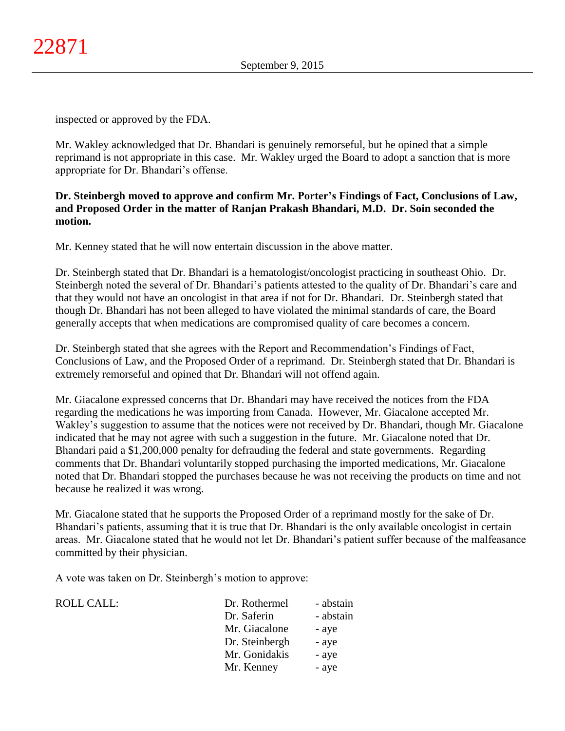inspected or approved by the FDA.

Mr. Wakley acknowledged that Dr. Bhandari is genuinely remorseful, but he opined that a simple reprimand is not appropriate in this case. Mr. Wakley urged the Board to adopt a sanction that is more appropriate for Dr. Bhandari's offense.

**Dr. Steinbergh moved to approve and confirm Mr. Porter's Findings of Fact, Conclusions of Law, and Proposed Order in the matter of Ranjan Prakash Bhandari, M.D. Dr. Soin seconded the motion.**

Mr. Kenney stated that he will now entertain discussion in the above matter.

Dr. Steinbergh stated that Dr. Bhandari is a hematologist/oncologist practicing in southeast Ohio. Dr. Steinbergh noted the several of Dr. Bhandari's patients attested to the quality of Dr. Bhandari's care and that they would not have an oncologist in that area if not for Dr. Bhandari. Dr. Steinbergh stated that though Dr. Bhandari has not been alleged to have violated the minimal standards of care, the Board generally accepts that when medications are compromised quality of care becomes a concern.

Dr. Steinbergh stated that she agrees with the Report and Recommendation's Findings of Fact, Conclusions of Law, and the Proposed Order of a reprimand. Dr. Steinbergh stated that Dr. Bhandari is extremely remorseful and opined that Dr. Bhandari will not offend again.

Mr. Giacalone expressed concerns that Dr. Bhandari may have received the notices from the FDA regarding the medications he was importing from Canada. However, Mr. Giacalone accepted Mr. Wakley's suggestion to assume that the notices were not received by Dr. Bhandari, though Mr. Giacalone indicated that he may not agree with such a suggestion in the future. Mr. Giacalone noted that Dr. Bhandari paid a $1,200,000 penalty for defrauding the federal and state governments. Regarding comments that Dr. Bhandari voluntarily stopped purchasing the imported medications, Mr. Giacalone noted that Dr. Bhandari stopped the purchases because he was not receiving the products on time and not because he realized it was wrong.

Mr. Giacalone stated that he supports the Proposed Order of a reprimand mostly for the sake of Dr. Bhandari's patients, assuming that it is true that Dr. Bhandari is the only available oncologist in certain areas. Mr. Giacalone stated that he would not let Dr. Bhandari's patient suffer because of the malfeasance committed by their physician.

A vote was taken on Dr. Steinbergh's motion to approve:

| ROLL CALL: | | |
|---|---|---|
| | Dr. Rothermel | - abstain |
| | Dr. Saferin | - abstain |
| | Mr. Giacalone | - aye |
| | Dr. Steinbergh | - aye |
| | Mr. Gonidakis | - aye |
| | Mr. Kenney | - aye |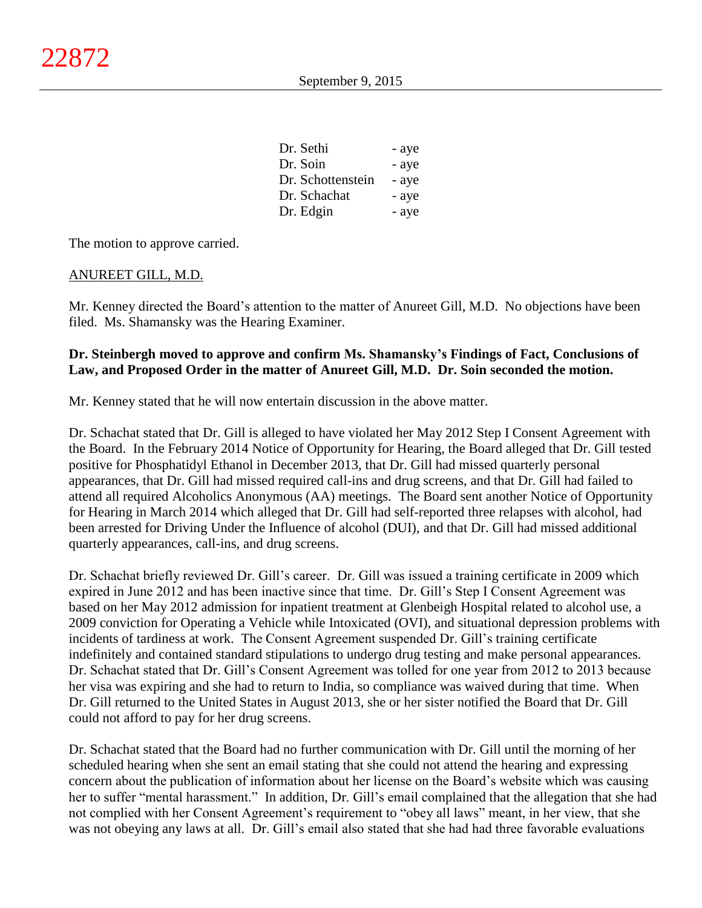| | |
|---|---|
| Dr. Sethi | - aye |
| Dr. Soin | - aye |
| Dr. Schottenstein | - aye |
| Dr. Schachat | - aye |
| Dr. Edgin | - aye |

The motion to approve carried.

ANUREET GILL, M.D.

Mr. Kenney directed the Board's attention to the matter of Anureet Gill, M.D. No objections have been filed. Ms. Shamansky was the Hearing Examiner.

**Dr. Steinbergh moved to approve and confirm Ms. Shamansky's Findings of Fact, Conclusions of Law, and Proposed Order in the matter of Anureet Gill, M.D. Dr. Soin seconded the motion.**

Mr. Kenney stated that he will now entertain discussion in the above matter.

Dr. Schachat stated that Dr. Gill is alleged to have violated her May 2012 Step I Consent Agreement with the Board. In the February 2014 Notice of Opportunity for Hearing, the Board alleged that Dr. Gill tested positive for Phosphatidyl Ethanol in December 2013, that Dr. Gill had missed quarterly personal appearances, that Dr. Gill had missed required call-ins and drug screens, and that Dr. Gill had failed to attend all required Alcoholics Anonymous (AA) meetings. The Board sent another Notice of Opportunity for Hearing in March 2014 which alleged that Dr. Gill had self-reported three relapses with alcohol, had been arrested for Driving Under the Influence of alcohol (DUI), and that Dr. Gill had missed additional quarterly appearances, call-ins, and drug screens.

Dr. Schachat briefly reviewed Dr. Gill's career. Dr. Gill was issued a training certificate in 2009 which expired in June 2012 and has been inactive since that time. Dr. Gill's Step I Consent Agreement was based on her May 2012 admission for inpatient treatment at Glenbeigh Hospital related to alcohol use, a 2009 conviction for Operating a Vehicle while Intoxicated (OVI), and situational depression problems with incidents of tardiness at work. The Consent Agreement suspended Dr. Gill's training certificate indefinitely and contained standard stipulations to undergo drug testing and make personal appearances. Dr. Schachat stated that Dr. Gill's Consent Agreement was tolled for one year from 2012 to 2013 because her visa was expiring and she had to return to India, so compliance was waived during that time. When Dr. Gill returned to the United States in August 2013, she or her sister notified the Board that Dr. Gill could not afford to pay for her drug screens.

Dr. Schachat stated that the Board had no further communication with Dr. Gill until the morning of her scheduled hearing when she sent an email stating that she could not attend the hearing and expressing concern about the publication of information about her license on the Board's website which was causing her to suffer "mental harassment." In addition, Dr. Gill's email complained that the allegation that she had not complied with her Consent Agreement's requirement to "obey all laws" meant, in her view, that she was not obeying any laws at all. Dr. Gill's email also stated that she had had three favorable evaluations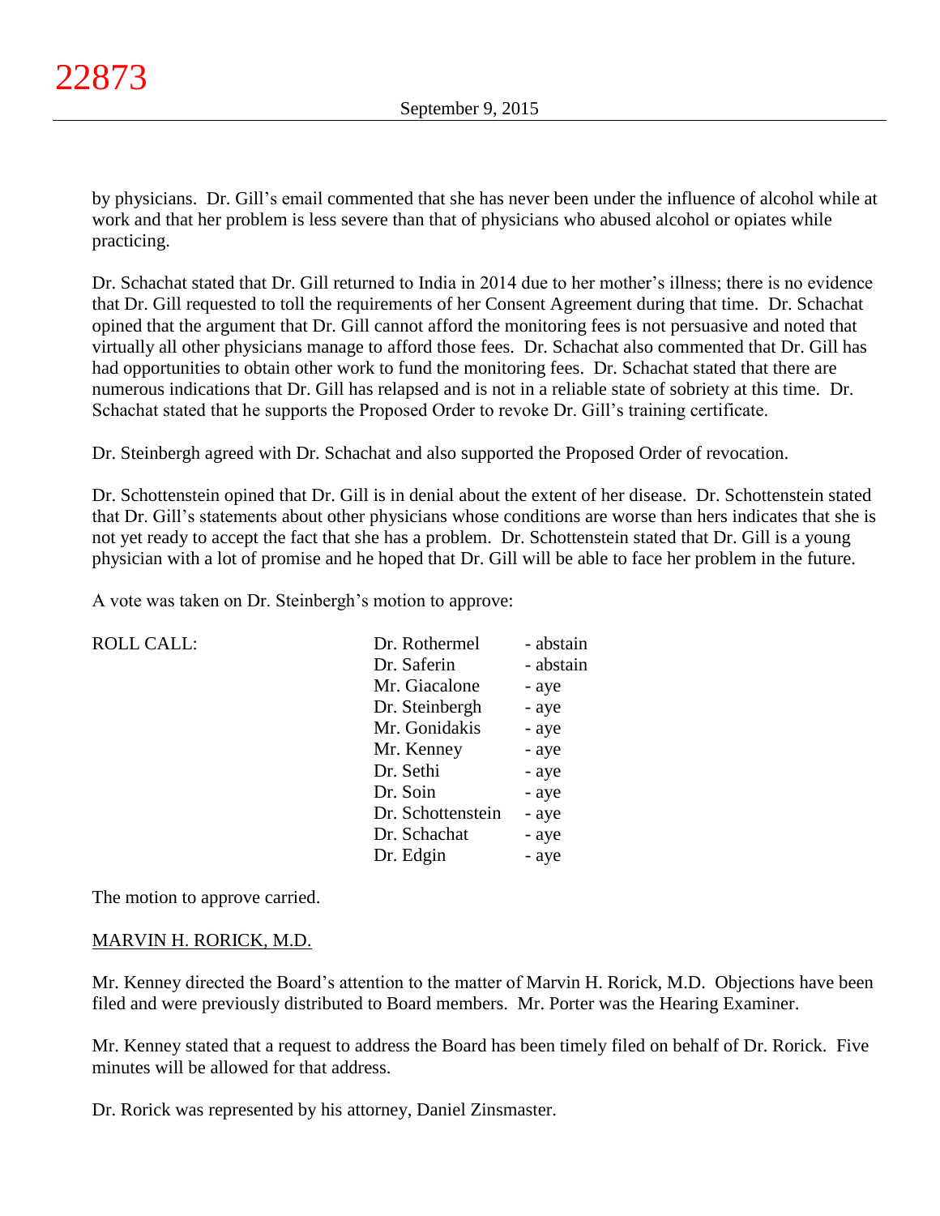by physicians. Dr. Gill's email commented that she has never been under the influence of alcohol while at work and that her problem is less severe than that of physicians who abused alcohol or opiates while practicing.

Dr. Schachat stated that Dr. Gill returned to India in 2014 due to her mother's illness; there is no evidence that Dr. Gill requested to toll the requirements of her Consent Agreement during that time. Dr. Schachat opined that the argument that Dr. Gill cannot afford the monitoring fees is not persuasive and noted that virtually all other physicians manage to afford those fees. Dr. Schachat also commented that Dr. Gill has had opportunities to obtain other work to fund the monitoring fees. Dr. Schachat stated that there are numerous indications that Dr. Gill has relapsed and is not in a reliable state of sobriety at this time. Dr. Schachat stated that he supports the Proposed Order to revoke Dr. Gill's training certificate.

Dr. Steinbergh agreed with Dr. Schachat and also supported the Proposed Order of revocation.

Dr. Schottenstein opined that Dr. Gill is in denial about the extent of her disease. Dr. Schottenstein stated that Dr. Gill's statements about other physicians whose conditions are worse than hers indicates that she is not yet ready to accept the fact that she has a problem. Dr. Schottenstein stated that Dr. Gill is a young physician with a lot of promise and he hoped that Dr. Gill will be able to face her problem in the future.

A vote was taken on Dr. Steinbergh's motion to approve:

| ROLL CALL: | Dr. Rothermel | - abstain |
|---|---|---|
| | Dr. Saferin | - abstain |
| | Mr. Giacalone | - aye |
| | Dr. Steinbergh | - aye |
| | Mr. Gonidakis | - aye |
| | Mr. Kenney | - aye |
| | Dr. Sethi | - aye |
| | Dr. Soin | - aye |
| | Dr. Schottenstein | - aye |
| | Dr. Schachat | - aye |
| | Dr. Edgin | - aye |

The motion to approve carried.

MARVIN H. RORICK, M.D.

Mr. Kenney directed the Board's attention to the matter of Marvin H. Rorick, M.D. Objections have been filed and were previously distributed to Board members. Mr. Porter was the Hearing Examiner.

Mr. Kenney stated that a request to address the Board has been timely filed on behalf of Dr. Rorick. Five minutes will be allowed for that address.

Dr. Rorick was represented by his attorney, Daniel Zinsmaster.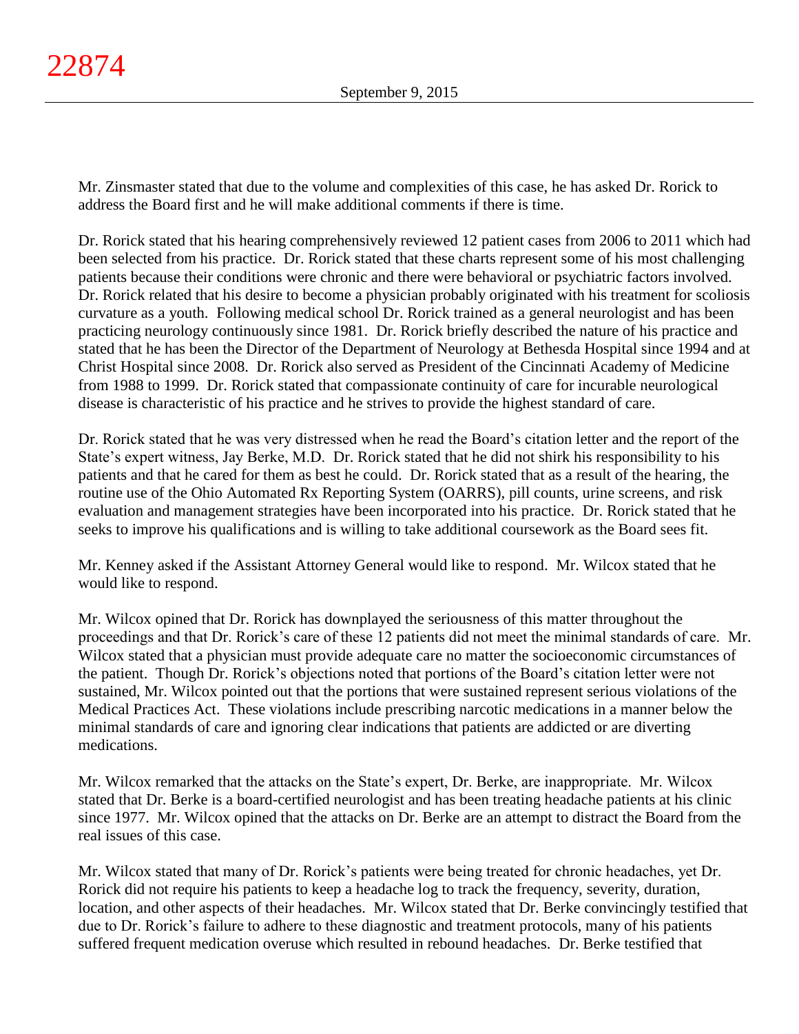Mr. Zinsmaster stated that due to the volume and complexities of this case, he has asked Dr. Rorick to address the Board first and he will make additional comments if there is time.

Dr. Rorick stated that his hearing comprehensively reviewed 12 patient cases from 2006 to 2011 which had been selected from his practice. Dr. Rorick stated that these charts represent some of his most challenging patients because their conditions were chronic and there were behavioral or psychiatric factors involved. Dr. Rorick related that his desire to become a physician probably originated with his treatment for scoliosis curvature as a youth. Following medical school Dr. Rorick trained as a general neurologist and has been practicing neurology continuously since 1981. Dr. Rorick briefly described the nature of his practice and stated that he has been the Director of the Department of Neurology at Bethesda Hospital since 1994 and at Christ Hospital since 2008. Dr. Rorick also served as President of the Cincinnati Academy of Medicine from 1988 to 1999. Dr. Rorick stated that compassionate continuity of care for incurable neurological disease is characteristic of his practice and he strives to provide the highest standard of care.

Dr. Rorick stated that he was very distressed when he read the Board's citation letter and the report of the State's expert witness, Jay Berke, M.D. Dr. Rorick stated that he did not shirk his responsibility to his patients and that he cared for them as best he could. Dr. Rorick stated that as a result of the hearing, the routine use of the Ohio Automated Rx Reporting System (OARRS), pill counts, urine screens, and risk evaluation and management strategies have been incorporated into his practice. Dr. Rorick stated that he seeks to improve his qualifications and is willing to take additional coursework as the Board sees fit.

Mr. Kenney asked if the Assistant Attorney General would like to respond. Mr. Wilcox stated that he would like to respond.

Mr. Wilcox opined that Dr. Rorick has downplayed the seriousness of this matter throughout the proceedings and that Dr. Rorick's care of these 12 patients did not meet the minimal standards of care. Mr. Wilcox stated that a physician must provide adequate care no matter the socioeconomic circumstances of the patient. Though Dr. Rorick's objections noted that portions of the Board's citation letter were not sustained, Mr. Wilcox pointed out that the portions that were sustained represent serious violations of the Medical Practices Act. These violations include prescribing narcotic medications in a manner below the minimal standards of care and ignoring clear indications that patients are addicted or are diverting medications.

Mr. Wilcox remarked that the attacks on the State's expert, Dr. Berke, are inappropriate. Mr. Wilcox stated that Dr. Berke is a board-certified neurologist and has been treating headache patients at his clinic since 1977. Mr. Wilcox opined that the attacks on Dr. Berke are an attempt to distract the Board from the real issues of this case.

Mr. Wilcox stated that many of Dr. Rorick's patients were being treated for chronic headaches, yet Dr. Rorick did not require his patients to keep a headache log to track the frequency, severity, duration, location, and other aspects of their headaches. Mr. Wilcox stated that Dr. Berke convincingly testified that due to Dr. Rorick's failure to adhere to these diagnostic and treatment protocols, many of his patients suffered frequent medication overuse which resulted in rebound headaches. Dr. Berke testified that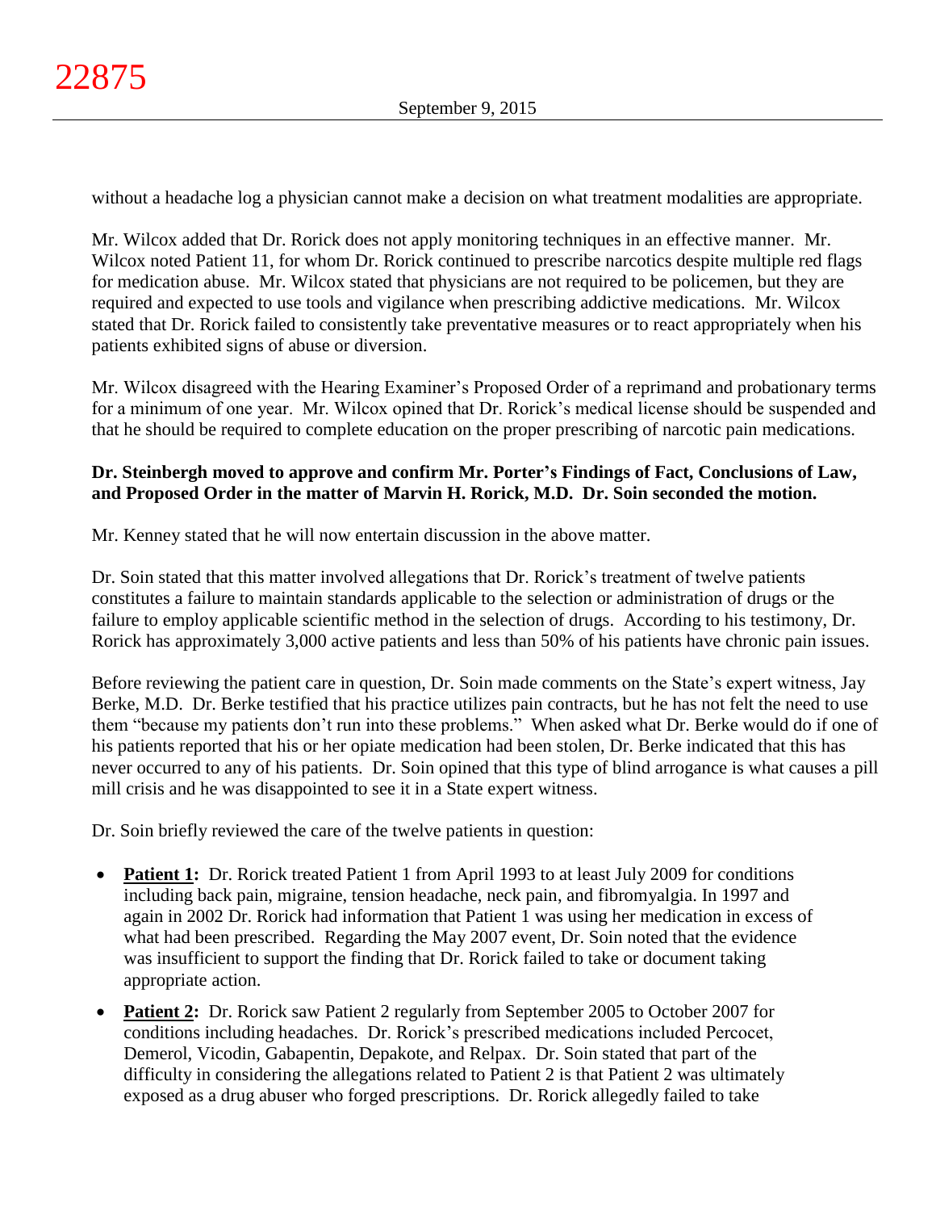without a headache log a physician cannot make a decision on what treatment modalities are appropriate.

Mr. Wilcox added that Dr. Rorick does not apply monitoring techniques in an effective manner. Mr. Wilcox noted Patient 11, for whom Dr. Rorick continued to prescribe narcotics despite multiple red flags for medication abuse. Mr. Wilcox stated that physicians are not required to be policemen, but they are required and expected to use tools and vigilance when prescribing addictive medications. Mr. Wilcox stated that Dr. Rorick failed to consistently take preventative measures or to react appropriately when his patients exhibited signs of abuse or diversion.

Mr. Wilcox disagreed with the Hearing Examiner's Proposed Order of a reprimand and probationary terms for a minimum of one year. Mr. Wilcox opined that Dr. Rorick's medical license should be suspended and that he should be required to complete education on the proper prescribing of narcotic pain medications.

**Dr. Steinbergh moved to approve and confirm Mr. Porter's Findings of Fact, Conclusions of Law, and Proposed Order in the matter of Marvin H. Rorick, M.D. Dr. Soin seconded the motion.**

Mr. Kenney stated that he will now entertain discussion in the above matter.

Dr. Soin stated that this matter involved allegations that Dr. Rorick's treatment of twelve patients constitutes a failure to maintain standards applicable to the selection or administration of drugs or the failure to employ applicable scientific method in the selection of drugs. According to his testimony, Dr. Rorick has approximately 3,000 active patients and less than 50% of his patients have chronic pain issues.

Before reviewing the patient care in question, Dr. Soin made comments on the State's expert witness, Jay Berke, M.D. Dr. Berke testified that his practice utilizes pain contracts, but he has not felt the need to use them "because my patients don't run into these problems." When asked what Dr. Berke would do if one of his patients reported that his or her opiate medication had been stolen, Dr. Berke indicated that this has never occurred to any of his patients. Dr. Soin opined that this type of blind arrogance is what causes a pill mill crisis and he was disappointed to see it in a State expert witness.

Dr. Soin briefly reviewed the care of the twelve patients in question:

- **Patient 1:** Dr. Rorick treated Patient 1 from April 1993 to at least July 2009 for conditions including back pain, migraine, tension headache, neck pain, and fibromyalgia. In 1997 and again in 2002 Dr. Rorick had information that Patient 1 was using her medication in excess of what had been prescribed. Regarding the May 2007 event, Dr. Soin noted that the evidence was insufficient to support the finding that Dr. Rorick failed to take or document taking appropriate action.

- **Patient 2:** Dr. Rorick saw Patient 2 regularly from September 2005 to October 2007 for conditions including headaches. Dr. Rorick's prescribed medications included Percocet, Demerol, Vicodin, Gabapentin, Depakote, and Relpax. Dr. Soin stated that part of the difficulty in considering the allegations related to Patient 2 is that Patient 2 was ultimately exposed as a drug abuser who forged prescriptions. Dr. Rorick allegedly failed to take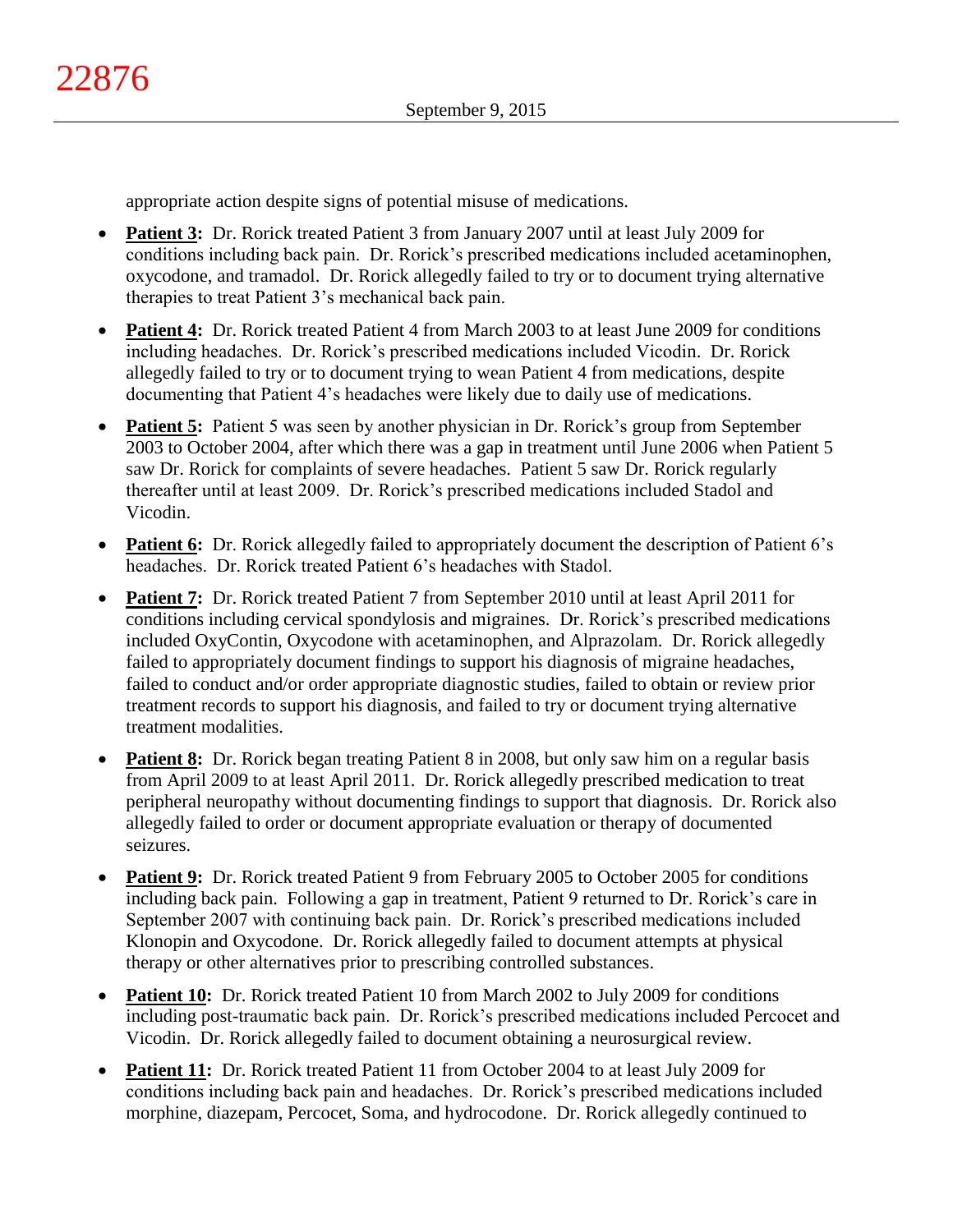appropriate action despite signs of potential misuse of medications.

- **Patient 3:** Dr. Rorick treated Patient 3 from January 2007 until at least July 2009 for conditions including back pain. Dr. Rorick's prescribed medications included acetaminophen, oxycodone, and tramadol. Dr. Rorick allegedly failed to try or to document trying alternative therapies to treat Patient 3's mechanical back pain.
- **Patient 4:** Dr. Rorick treated Patient 4 from March 2003 to at least June 2009 for conditions including headaches. Dr. Rorick's prescribed medications included Vicodin. Dr. Rorick allegedly failed to try or to document trying to wean Patient 4 from medications, despite documenting that Patient 4's headaches were likely due to daily use of medications.
- **Patient 5:** Patient 5 was seen by another physician in Dr. Rorick's group from September 2003 to October 2004, after which there was a gap in treatment until June 2006 when Patient 5 saw Dr. Rorick for complaints of severe headaches. Patient 5 saw Dr. Rorick regularly thereafter until at least 2009. Dr. Rorick's prescribed medications included Stadol and Vicodin.
- **Patient 6:** Dr. Rorick allegedly failed to appropriately document the description of Patient 6's headaches. Dr. Rorick treated Patient 6's headaches with Stadol.
- **Patient 7:** Dr. Rorick treated Patient 7 from September 2010 until at least April 2011 for conditions including cervical spondylosis and migraines. Dr. Rorick's prescribed medications included OxyContin, Oxycodone with acetaminophen, and Alprazolam. Dr. Rorick allegedly failed to appropriately document findings to support his diagnosis of migraine headaches, failed to conduct and/or order appropriate diagnostic studies, failed to obtain or review prior treatment records to support his diagnosis, and failed to try or document trying alternative treatment modalities.
- **Patient 8:** Dr. Rorick began treating Patient 8 in 2008, but only saw him on a regular basis from April 2009 to at least April 2011. Dr. Rorick allegedly prescribed medication to treat peripheral neuropathy without documenting findings to support that diagnosis. Dr. Rorick also allegedly failed to order or document appropriate evaluation or therapy of documented seizures.
- **Patient 9:** Dr. Rorick treated Patient 9 from February 2005 to October 2005 for conditions including back pain. Following a gap in treatment, Patient 9 returned to Dr. Rorick's care in September 2007 with continuing back pain. Dr. Rorick's prescribed medications included Klonopin and Oxycodone. Dr. Rorick allegedly failed to document attempts at physical therapy or other alternatives prior to prescribing controlled substances.
- **Patient 10:** Dr. Rorick treated Patient 10 from March 2002 to July 2009 for conditions including post-traumatic back pain. Dr. Rorick's prescribed medications included Percocet and Vicodin. Dr. Rorick allegedly failed to document obtaining a neurosurgical review.
- **Patient 11:** Dr. Rorick treated Patient 11 from October 2004 to at least July 2009 for conditions including back pain and headaches. Dr. Rorick's prescribed medications included morphine, diazepam, Percocet, Soma, and hydrocodone. Dr. Rorick allegedly continued to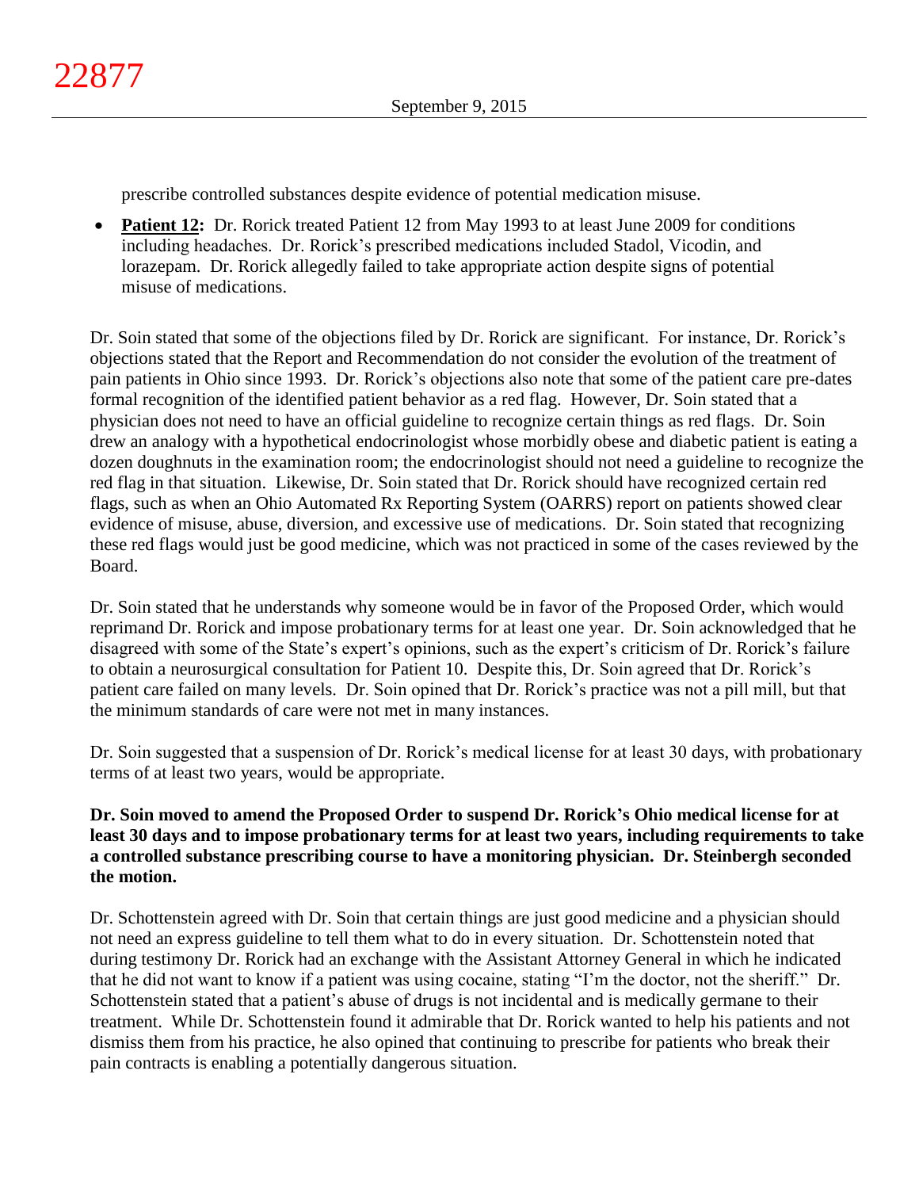prescribe controlled substances despite evidence of potential medication misuse.

- **Patient 12:** Dr. Rorick treated Patient 12 from May 1993 to at least June 2009 for conditions including headaches. Dr. Rorick's prescribed medications included Stadol, Vicodin, and lorazepam. Dr. Rorick allegedly failed to take appropriate action despite signs of potential misuse of medications.

Dr. Soin stated that some of the objections filed by Dr. Rorick are significant. For instance, Dr. Rorick's objections stated that the Report and Recommendation do not consider the evolution of the treatment of pain patients in Ohio since 1993. Dr. Rorick's objections also note that some of the patient care pre-dates formal recognition of the identified patient behavior as a red flag. However, Dr. Soin stated that a physician does not need to have an official guideline to recognize certain things as red flags. Dr. Soin drew an analogy with a hypothetical endocrinologist whose morbidly obese and diabetic patient is eating a dozen doughnuts in the examination room; the endocrinologist should not need a guideline to recognize the red flag in that situation. Likewise, Dr. Soin stated that Dr. Rorick should have recognized certain red flags, such as when an Ohio Automated Rx Reporting System (OARRS) report on patients showed clear evidence of misuse, abuse, diversion, and excessive use of medications. Dr. Soin stated that recognizing these red flags would just be good medicine, which was not practiced in some of the cases reviewed by the Board.

Dr. Soin stated that he understands why someone would be in favor of the Proposed Order, which would reprimand Dr. Rorick and impose probationary terms for at least one year. Dr. Soin acknowledged that he disagreed with some of the State's expert's opinions, such as the expert's criticism of Dr. Rorick's failure to obtain a neurosurgical consultation for Patient 10. Despite this, Dr. Soin agreed that Dr. Rorick's patient care failed on many levels. Dr. Soin opined that Dr. Rorick's practice was not a pill mill, but that the minimum standards of care were not met in many instances.

Dr. Soin suggested that a suspension of Dr. Rorick's medical license for at least 30 days, with probationary terms of at least two years, would be appropriate.

**Dr. Soin moved to amend the Proposed Order to suspend Dr. Rorick's Ohio medical license for at least 30 days and to impose probationary terms for at least two years, including requirements to take a controlled substance prescribing course to have a monitoring physician. Dr. Steinbergh seconded the motion.**

Dr. Schottenstein agreed with Dr. Soin that certain things are just good medicine and a physician should not need an express guideline to tell them what to do in every situation. Dr. Schottenstein noted that during testimony Dr. Rorick had an exchange with the Assistant Attorney General in which he indicated that he did not want to know if a patient was using cocaine, stating "I'm the doctor, not the sheriff." Dr. Schottenstein stated that a patient's abuse of drugs is not incidental and is medically germane to their treatment. While Dr. Schottenstein found it admirable that Dr. Rorick wanted to help his patients and not dismiss them from his practice, he also opined that continuing to prescribe for patients who break their pain contracts is enabling a potentially dangerous situation.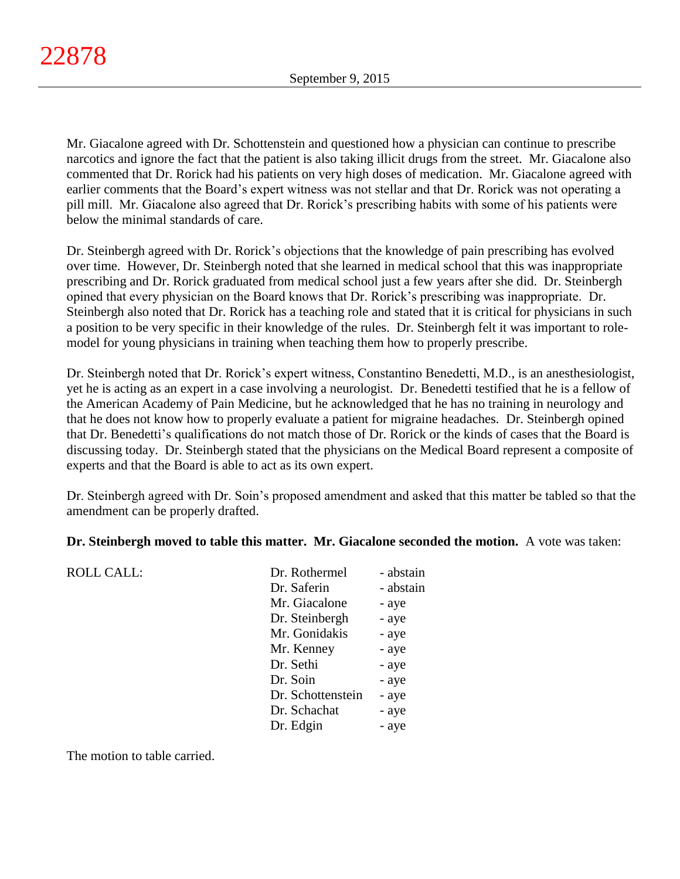Mr. Giacalone agreed with Dr. Schottenstein and questioned how a physician can continue to prescribe narcotics and ignore the fact that the patient is also taking illicit drugs from the street. Mr. Giacalone also commented that Dr. Rorick had his patients on very high doses of medication. Mr. Giacalone agreed with earlier comments that the Board's expert witness was not stellar and that Dr. Rorick was not operating a pill mill. Mr. Giacalone also agreed that Dr. Rorick's prescribing habits with some of his patients were below the minimal standards of care.

Dr. Steinbergh agreed with Dr. Rorick's objections that the knowledge of pain prescribing has evolved over time. However, Dr. Steinbergh noted that she learned in medical school that this was inappropriate prescribing and Dr. Rorick graduated from medical school just a few years after she did. Dr. Steinbergh opined that every physician on the Board knows that Dr. Rorick's prescribing was inappropriate. Dr. Steinbergh also noted that Dr. Rorick has a teaching role and stated that it is critical for physicians in such a position to be very specific in their knowledge of the rules. Dr. Steinbergh felt it was important to role-model for young physicians in training when teaching them how to properly prescribe.

Dr. Steinbergh noted that Dr. Rorick's expert witness, Constantino Benedetti, M.D., is an anesthesiologist, yet he is acting as an expert in a case involving a neurologist. Dr. Benedetti testified that he is a fellow of the American Academy of Pain Medicine, but he acknowledged that he has no training in neurology and that he does not know how to properly evaluate a patient for migraine headaches. Dr. Steinbergh opined that Dr. Benedetti's qualifications do not match those of Dr. Rorick or the kinds of cases that the Board is discussing today. Dr. Steinbergh stated that the physicians on the Medical Board represent a composite of experts and that the Board is able to act as its own expert.

Dr. Steinbergh agreed with Dr. Soin's proposed amendment and asked that this matter be tabled so that the amendment can be properly drafted.

**Dr. Steinbergh moved to table this matter. Mr. Giacalone seconded the motion.** A vote was taken:

| ROLL CALL: | | |
|---|---|---|
| | Dr. Rothermel | - abstain |
| | Dr. Saferin | - abstain |
| | Mr. Giacalone | - aye |
| | Dr. Steinbergh | - aye |
| | Mr. Gonidakis | - aye |
| | Mr. Kenney | - aye |
| | Dr. Sethi | - aye |
| | Dr. Soin | - aye |
| | Dr. Schottenstein | - aye |
| | Dr. Schachat | - aye |
| | Dr. Edgin | - aye |

The motion to table carried.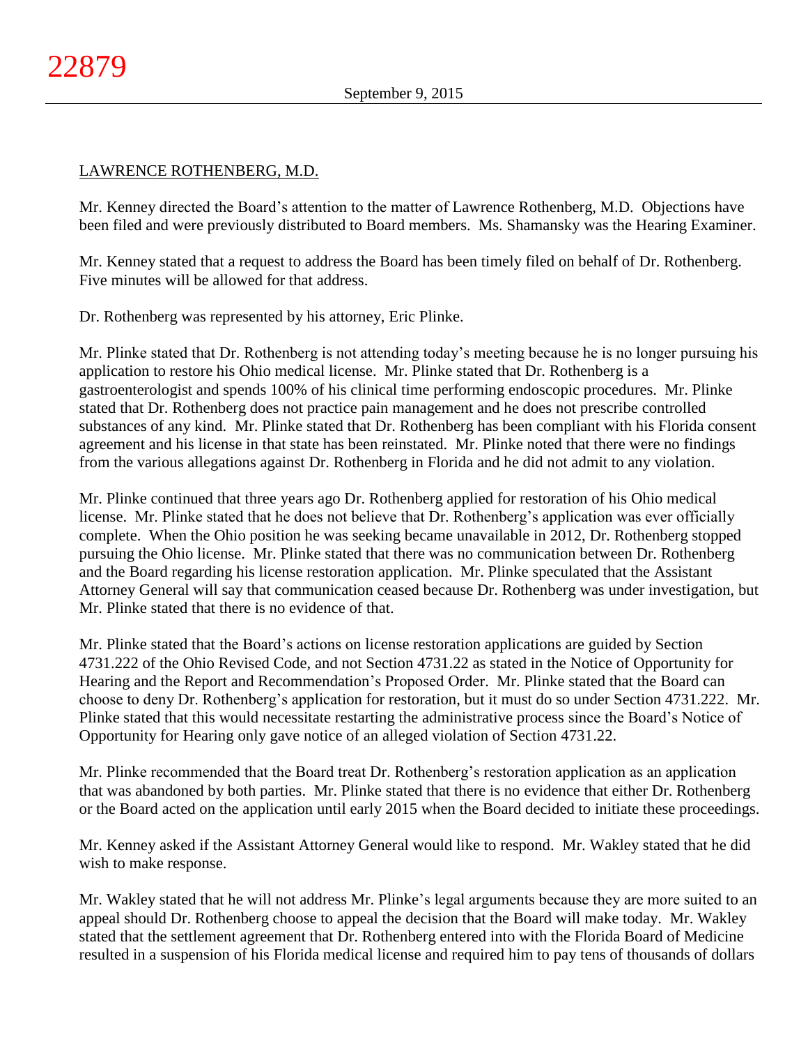LAWRENCE ROTHENBERG, M.D.

Mr. Kenney directed the Board's attention to the matter of Lawrence Rothenberg, M.D. Objections have been filed and were previously distributed to Board members. Ms. Shamansky was the Hearing Examiner.

Mr. Kenney stated that a request to address the Board has been timely filed on behalf of Dr. Rothenberg. Five minutes will be allowed for that address.

Dr. Rothenberg was represented by his attorney, Eric Plinke.

Mr. Plinke stated that Dr. Rothenberg is not attending today's meeting because he is no longer pursuing his application to restore his Ohio medical license. Mr. Plinke stated that Dr. Rothenberg is a gastroenterologist and spends 100% of his clinical time performing endoscopic procedures. Mr. Plinke stated that Dr. Rothenberg does not practice pain management and he does not prescribe controlled substances of any kind. Mr. Plinke stated that Dr. Rothenberg has been compliant with his Florida consent agreement and his license in that state has been reinstated. Mr. Plinke noted that there were no findings from the various allegations against Dr. Rothenberg in Florida and he did not admit to any violation.

Mr. Plinke continued that three years ago Dr. Rothenberg applied for restoration of his Ohio medical license. Mr. Plinke stated that he does not believe that Dr. Rothenberg's application was ever officially complete. When the Ohio position he was seeking became unavailable in 2012, Dr. Rothenberg stopped pursuing the Ohio license. Mr. Plinke stated that there was no communication between Dr. Rothenberg and the Board regarding his license restoration application. Mr. Plinke speculated that the Assistant Attorney General will say that communication ceased because Dr. Rothenberg was under investigation, but Mr. Plinke stated that there is no evidence of that.

Mr. Plinke stated that the Board's actions on license restoration applications are guided by Section 4731.222 of the Ohio Revised Code, and not Section 4731.22 as stated in the Notice of Opportunity for Hearing and the Report and Recommendation's Proposed Order. Mr. Plinke stated that the Board can choose to deny Dr. Rothenberg's application for restoration, but it must do so under Section 4731.222. Mr. Plinke stated that this would necessitate restarting the administrative process since the Board's Notice of Opportunity for Hearing only gave notice of an alleged violation of Section 4731.22.

Mr. Plinke recommended that the Board treat Dr. Rothenberg's restoration application as an application that was abandoned by both parties. Mr. Plinke stated that there is no evidence that either Dr. Rothenberg or the Board acted on the application until early 2015 when the Board decided to initiate these proceedings.

Mr. Kenney asked if the Assistant Attorney General would like to respond. Mr. Wakley stated that he did wish to make response.

Mr. Wakley stated that he will not address Mr. Plinke's legal arguments because they are more suited to an appeal should Dr. Rothenberg choose to appeal the decision that the Board will make today. Mr. Wakley stated that the settlement agreement that Dr. Rothenberg entered into with the Florida Board of Medicine resulted in a suspension of his Florida medical license and required him to pay tens of thousands of dollars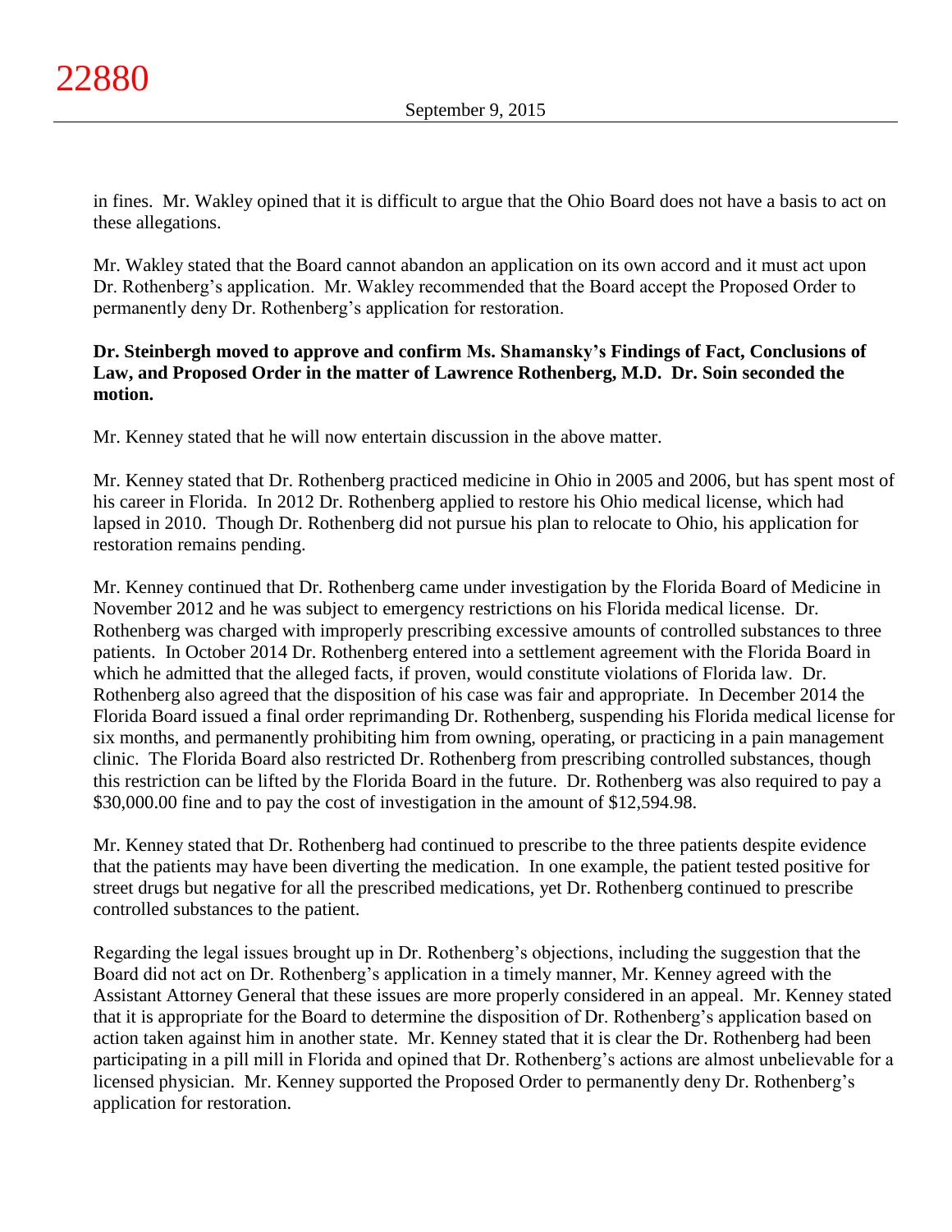in fines. Mr. Wakley opined that it is difficult to argue that the Ohio Board does not have a basis to act on these allegations.

Mr. Wakley stated that the Board cannot abandon an application on its own accord and it must act upon Dr. Rothenberg's application. Mr. Wakley recommended that the Board accept the Proposed Order to permanently deny Dr. Rothenberg's application for restoration.

**Dr. Steinbergh moved to approve and confirm Ms. Shamansky's Findings of Fact, Conclusions of Law, and Proposed Order in the matter of Lawrence Rothenberg, M.D. Dr. Soin seconded the motion.**

Mr. Kenney stated that he will now entertain discussion in the above matter.

Mr. Kenney stated that Dr. Rothenberg practiced medicine in Ohio in 2005 and 2006, but has spent most of his career in Florida. In 2012 Dr. Rothenberg applied to restore his Ohio medical license, which had lapsed in 2010. Though Dr. Rothenberg did not pursue his plan to relocate to Ohio, his application for restoration remains pending.

Mr. Kenney continued that Dr. Rothenberg came under investigation by the Florida Board of Medicine in November 2012 and he was subject to emergency restrictions on his Florida medical license. Dr. Rothenberg was charged with improperly prescribing excessive amounts of controlled substances to three patients. In October 2014 Dr. Rothenberg entered into a settlement agreement with the Florida Board in which he admitted that the alleged facts, if proven, would constitute violations of Florida law. Dr. Rothenberg also agreed that the disposition of his case was fair and appropriate. In December 2014 the Florida Board issued a final order reprimanding Dr. Rothenberg, suspending his Florida medical license for six months, and permanently prohibiting him from owning, operating, or practicing in a pain management clinic. The Florida Board also restricted Dr. Rothenberg from prescribing controlled substances, though this restriction can be lifted by the Florida Board in the future. Dr. Rothenberg was also required to pay a $30,000.00 fine and to pay the cost of investigation in the amount of $12,594.98.

Mr. Kenney stated that Dr. Rothenberg had continued to prescribe to the three patients despite evidence that the patients may have been diverting the medication. In one example, the patient tested positive for street drugs but negative for all the prescribed medications, yet Dr. Rothenberg continued to prescribe controlled substances to the patient.

Regarding the legal issues brought up in Dr. Rothenberg's objections, including the suggestion that the Board did not act on Dr. Rothenberg's application in a timely manner, Mr. Kenney agreed with the Assistant Attorney General that these issues are more properly considered in an appeal. Mr. Kenney stated that it is appropriate for the Board to determine the disposition of Dr. Rothenberg's application based on action taken against him in another state. Mr. Kenney stated that it is clear the Dr. Rothenberg had been participating in a pill mill in Florida and opined that Dr. Rothenberg's actions are almost unbelievable for a licensed physician. Mr. Kenney supported the Proposed Order to permanently deny Dr. Rothenberg's application for restoration.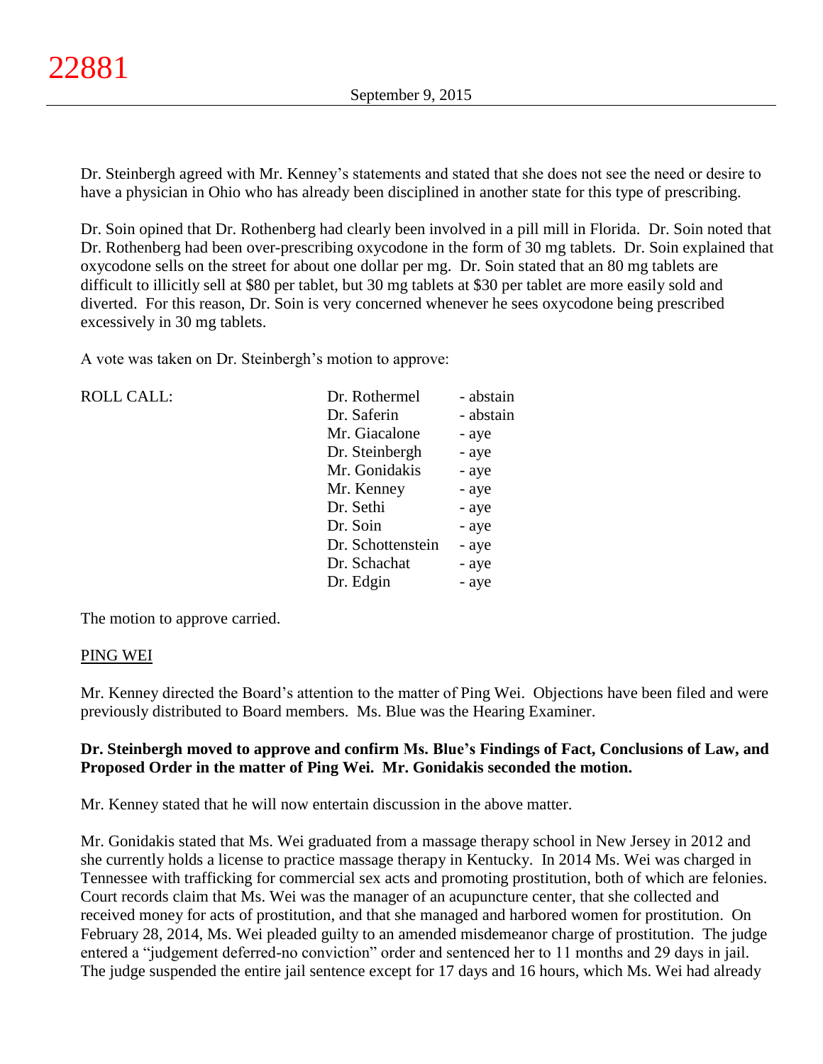Dr. Steinbergh agreed with Mr. Kenney's statements and stated that she does not see the need or desire to have a physician in Ohio who has already been disciplined in another state for this type of prescribing.

Dr. Soin opined that Dr. Rothenberg had clearly been involved in a pill mill in Florida. Dr. Soin noted that Dr. Rothenberg had been over-prescribing oxycodone in the form of 30 mg tablets. Dr. Soin explained that oxycodone sells on the street for about one dollar per mg. Dr. Soin stated that an 80 mg tablets are difficult to illicitly sell at $80 per tablet, but 30 mg tablets at $30 per tablet are more easily sold and diverted. For this reason, Dr. Soin is very concerned whenever he sees oxycodone being prescribed excessively in 30 mg tablets.

A vote was taken on Dr. Steinbergh's motion to approve:

| ROLL CALL: | | |
|---|---|---|
| | Dr. Rothermel | - abstain |
| | Dr. Saferin | - abstain |
| | Mr. Giacalone | - aye |
| | Dr. Steinbergh | - aye |
| | Mr. Gonidakis | - aye |
| | Mr. Kenney | - aye |
| | Dr. Sethi | - aye |
| | Dr. Soin | - aye |
| | Dr. Schottenstein | - aye |
| | Dr. Schachat | - aye |
| | Dr. Edgin | - aye |

The motion to approve carried.

PING WEI

Mr. Kenney directed the Board's attention to the matter of Ping Wei. Objections have been filed and were previously distributed to Board members. Ms. Blue was the Hearing Examiner.

**Dr. Steinbergh moved to approve and confirm Ms. Blue's Findings of Fact, Conclusions of Law, and Proposed Order in the matter of Ping Wei. Mr. Gonidakis seconded the motion.**

Mr. Kenney stated that he will now entertain discussion in the above matter.

Mr. Gonidakis stated that Ms. Wei graduated from a massage therapy school in New Jersey in 2012 and she currently holds a license to practice massage therapy in Kentucky. In 2014 Ms. Wei was charged in Tennessee with trafficking for commercial sex acts and promoting prostitution, both of which are felonies. Court records claim that Ms. Wei was the manager of an acupuncture center, that she collected and received money for acts of prostitution, and that she managed and harbored women for prostitution. On February 28, 2014, Ms. Wei pleaded guilty to an amended misdemeanor charge of prostitution. The judge entered a "judgement deferred-no conviction" order and sentenced her to 11 months and 29 days in jail. The judge suspended the entire jail sentence except for 17 days and 16 hours, which Ms. Wei had already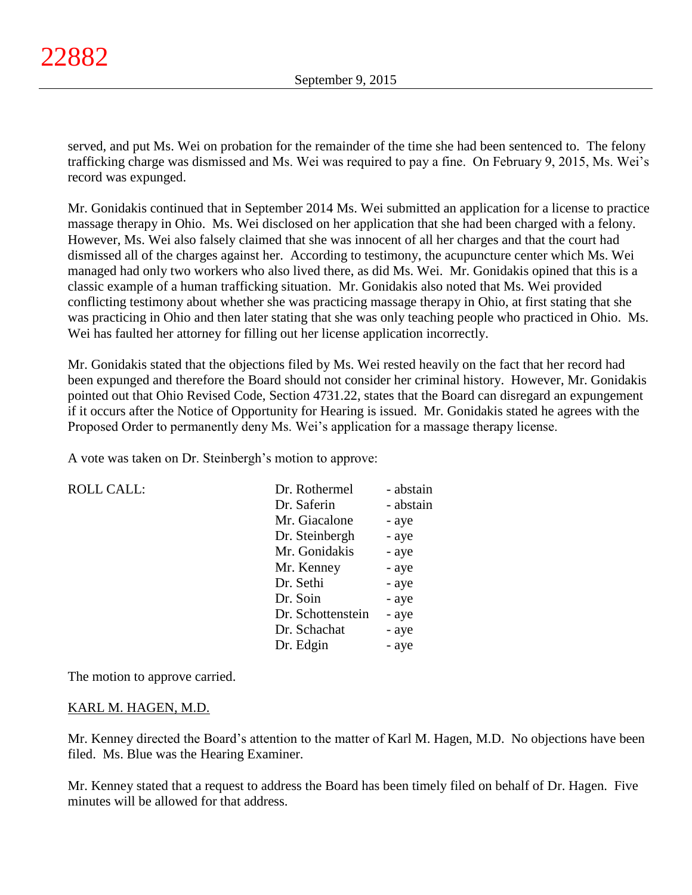served, and put Ms. Wei on probation for the remainder of the time she had been sentenced to. The felony trafficking charge was dismissed and Ms. Wei was required to pay a fine. On February 9, 2015, Ms. Wei's record was expunged.

Mr. Gonidakis continued that in September 2014 Ms. Wei submitted an application for a license to practice massage therapy in Ohio. Ms. Wei disclosed on her application that she had been charged with a felony. However, Ms. Wei also falsely claimed that she was innocent of all her charges and that the court had dismissed all of the charges against her. According to testimony, the acupuncture center which Ms. Wei managed had only two workers who also lived there, as did Ms. Wei. Mr. Gonidakis opined that this is a classic example of a human trafficking situation. Mr. Gonidakis also noted that Ms. Wei provided conflicting testimony about whether she was practicing massage therapy in Ohio, at first stating that she was practicing in Ohio and then later stating that she was only teaching people who practiced in Ohio. Ms. Wei has faulted her attorney for filling out her license application incorrectly.

Mr. Gonidakis stated that the objections filed by Ms. Wei rested heavily on the fact that her record had been expunged and therefore the Board should not consider her criminal history. However, Mr. Gonidakis pointed out that Ohio Revised Code, Section 4731.22, states that the Board can disregard an expungement if it occurs after the Notice of Opportunity for Hearing is issued. Mr. Gonidakis stated he agrees with the Proposed Order to permanently deny Ms. Wei's application for a massage therapy license.

A vote was taken on Dr. Steinbergh's motion to approve:

| ROLL CALL: | | |
|---|---|---|
| | Dr. Rothermel | - abstain |
| | Dr. Saferin | - abstain |
| | Mr. Giacalone | - aye |
| | Dr. Steinbergh | - aye |
| | Mr. Gonidakis | - aye |
| | Mr. Kenney | - aye |
| | Dr. Sethi | - aye |
| | Dr. Soin | - aye |
| | Dr. Schottenstein | - aye |
| | Dr. Schachat | - aye |
| | Dr. Edgin | - aye |

The motion to approve carried.

KARL M. HAGEN, M.D.

Mr. Kenney directed the Board's attention to the matter of Karl M. Hagen, M.D. No objections have been filed. Ms. Blue was the Hearing Examiner.

Mr. Kenney stated that a request to address the Board has been timely filed on behalf of Dr. Hagen. Five minutes will be allowed for that address.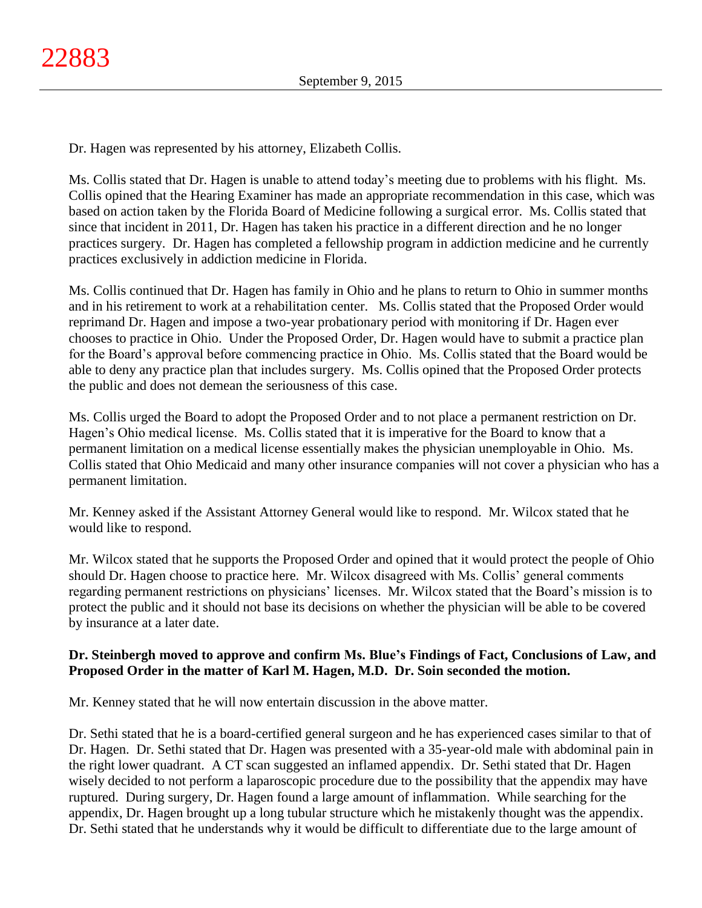Dr. Hagen was represented by his attorney, Elizabeth Collis.

Ms. Collis stated that Dr. Hagen is unable to attend today's meeting due to problems with his flight. Ms. Collis opined that the Hearing Examiner has made an appropriate recommendation in this case, which was based on action taken by the Florida Board of Medicine following a surgical error. Ms. Collis stated that since that incident in 2011, Dr. Hagen has taken his practice in a different direction and he no longer practices surgery. Dr. Hagen has completed a fellowship program in addiction medicine and he currently practices exclusively in addiction medicine in Florida.

Ms. Collis continued that Dr. Hagen has family in Ohio and he plans to return to Ohio in summer months and in his retirement to work at a rehabilitation center. Ms. Collis stated that the Proposed Order would reprimand Dr. Hagen and impose a two-year probationary period with monitoring if Dr. Hagen ever chooses to practice in Ohio. Under the Proposed Order, Dr. Hagen would have to submit a practice plan for the Board's approval before commencing practice in Ohio. Ms. Collis stated that the Board would be able to deny any practice plan that includes surgery. Ms. Collis opined that the Proposed Order protects the public and does not demean the seriousness of this case.

Ms. Collis urged the Board to adopt the Proposed Order and to not place a permanent restriction on Dr. Hagen's Ohio medical license. Ms. Collis stated that it is imperative for the Board to know that a permanent limitation on a medical license essentially makes the physician unemployable in Ohio. Ms. Collis stated that Ohio Medicaid and many other insurance companies will not cover a physician who has a permanent limitation.

Mr. Kenney asked if the Assistant Attorney General would like to respond. Mr. Wilcox stated that he would like to respond.

Mr. Wilcox stated that he supports the Proposed Order and opined that it would protect the people of Ohio should Dr. Hagen choose to practice here. Mr. Wilcox disagreed with Ms. Collis' general comments regarding permanent restrictions on physicians' licenses. Mr. Wilcox stated that the Board's mission is to protect the public and it should not base its decisions on whether the physician will be able to be covered by insurance at a later date.

**Dr. Steinbergh moved to approve and confirm Ms. Blue's Findings of Fact, Conclusions of Law, and Proposed Order in the matter of Karl M. Hagen, M.D. Dr. Soin seconded the motion.**

Mr. Kenney stated that he will now entertain discussion in the above matter.

Dr. Sethi stated that he is a board-certified general surgeon and he has experienced cases similar to that of Dr. Hagen. Dr. Sethi stated that Dr. Hagen was presented with a 35-year-old male with abdominal pain in the right lower quadrant. A CT scan suggested an inflamed appendix. Dr. Sethi stated that Dr. Hagen wisely decided to not perform a laparoscopic procedure due to the possibility that the appendix may have ruptured. During surgery, Dr. Hagen found a large amount of inflammation. While searching for the appendix, Dr. Hagen brought up a long tubular structure which he mistakenly thought was the appendix. Dr. Sethi stated that he understands why it would be difficult to differentiate due to the large amount of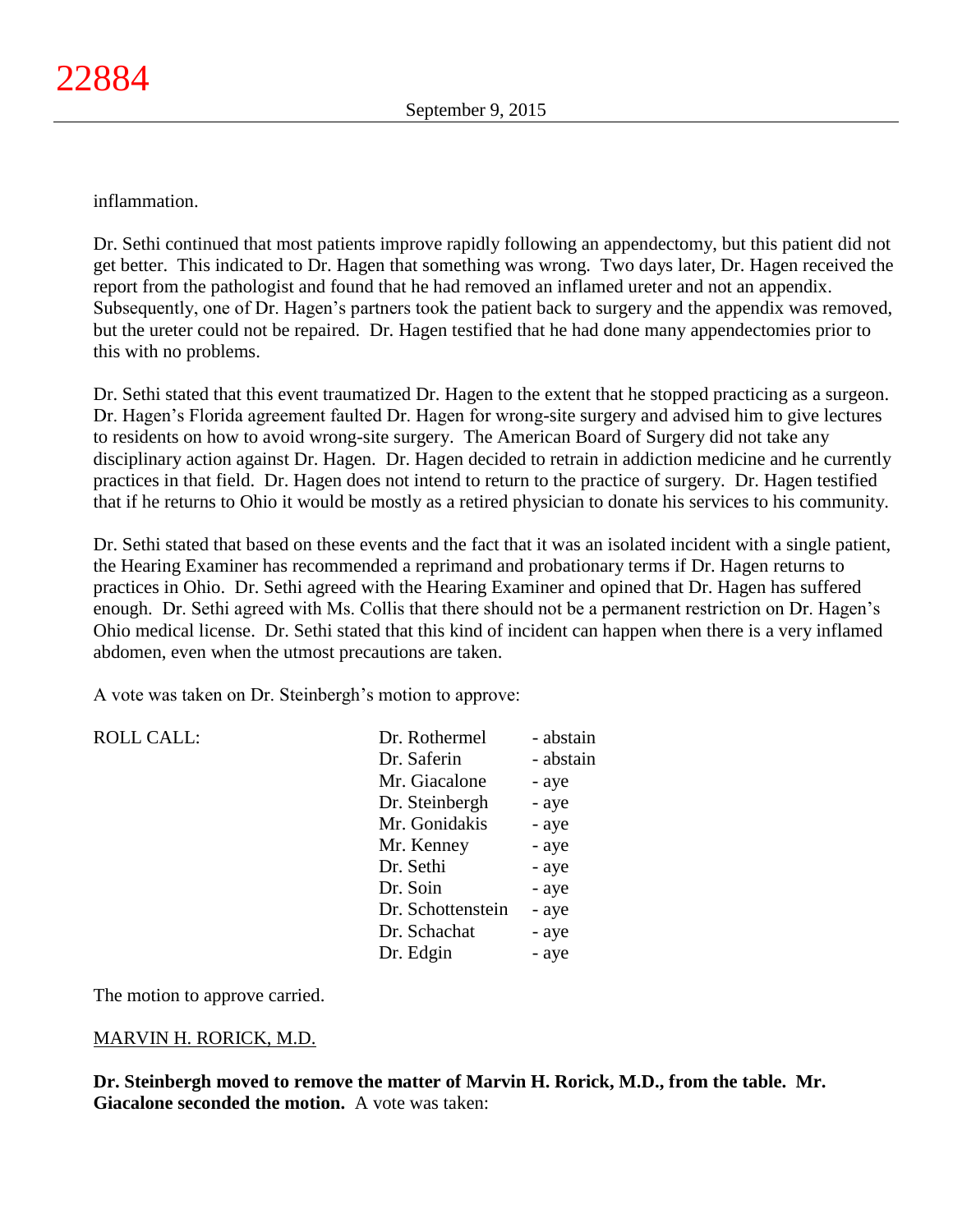inflammation.

Dr. Sethi continued that most patients improve rapidly following an appendectomy, but this patient did not get better. This indicated to Dr. Hagen that something was wrong. Two days later, Dr. Hagen received the report from the pathologist and found that he had removed an inflamed ureter and not an appendix. Subsequently, one of Dr. Hagen's partners took the patient back to surgery and the appendix was removed, but the ureter could not be repaired. Dr. Hagen testified that he had done many appendectomies prior to this with no problems.

Dr. Sethi stated that this event traumatized Dr. Hagen to the extent that he stopped practicing as a surgeon. Dr. Hagen's Florida agreement faulted Dr. Hagen for wrong-site surgery and advised him to give lectures to residents on how to avoid wrong-site surgery. The American Board of Surgery did not take any disciplinary action against Dr. Hagen. Dr. Hagen decided to retrain in addiction medicine and he currently practices in that field. Dr. Hagen does not intend to return to the practice of surgery. Dr. Hagen testified that if he returns to Ohio it would be mostly as a retired physician to donate his services to his community.

Dr. Sethi stated that based on these events and the fact that it was an isolated incident with a single patient, the Hearing Examiner has recommended a reprimand and probationary terms if Dr. Hagen returns to practices in Ohio. Dr. Sethi agreed with the Hearing Examiner and opined that Dr. Hagen has suffered enough. Dr. Sethi agreed with Ms. Collis that there should not be a permanent restriction on Dr. Hagen's Ohio medical license. Dr. Sethi stated that this kind of incident can happen when there is a very inflamed abdomen, even when the utmost precautions are taken.

A vote was taken on Dr. Steinbergh's motion to approve:

| ROLL CALL: | | |
|---|---|---|
| | Dr. Rothermel | - abstain |
| | Dr. Saferin | - abstain |
| | Mr. Giacalone | - aye |
| | Dr. Steinbergh | - aye |
| | Mr. Gonidakis | - aye |
| | Mr. Kenney | - aye |
| | Dr. Sethi | - aye |
| | Dr. Soin | - aye |
| | Dr. Schottenstein | - aye |
| | Dr. Schachat | - aye |
| | Dr. Edgin | - aye |

The motion to approve carried.

MARVIN H. RORICK, M.D.

**Dr. Steinbergh moved to remove the matter of Marvin H. Rorick, M.D., from the table. Mr. Giacalone seconded the motion.** A vote was taken: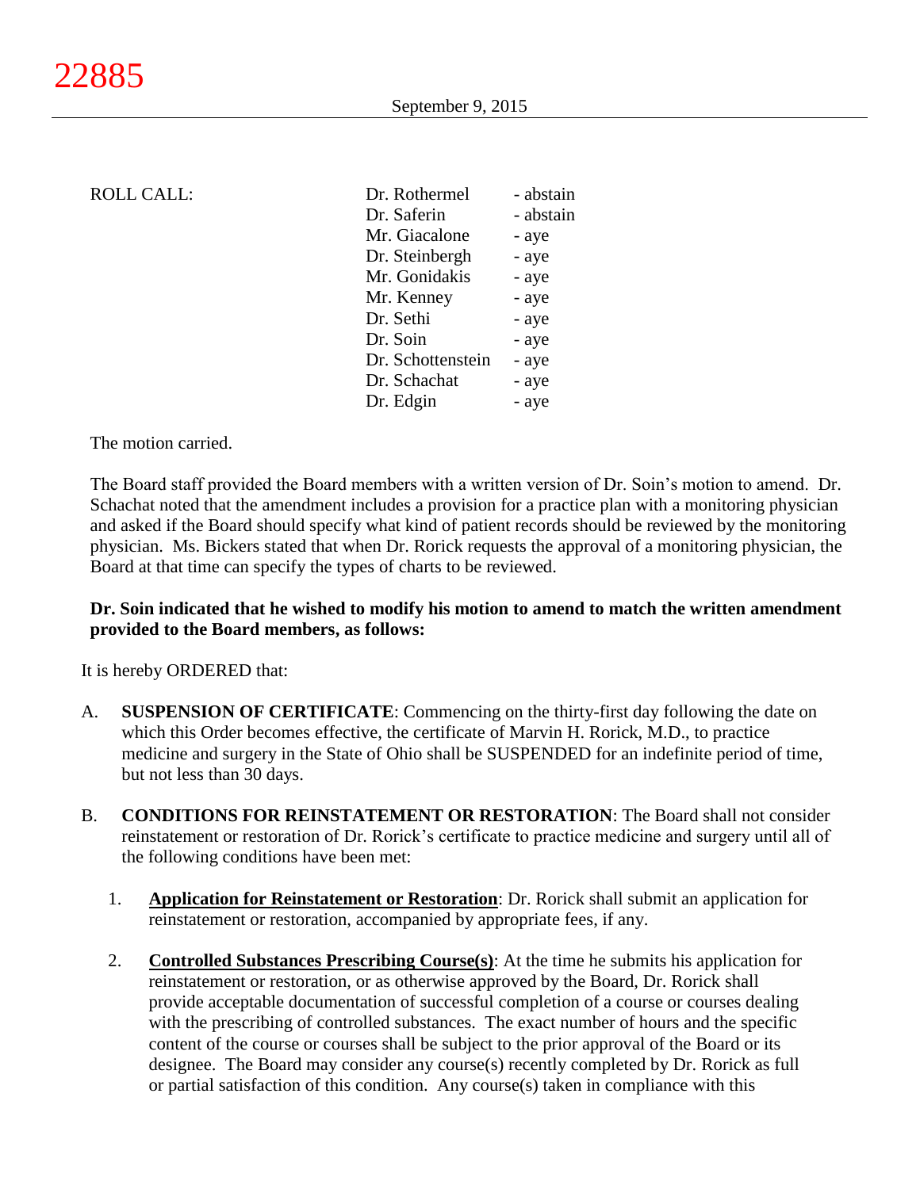ROLL CALL:

| | |
|---|---|
| Dr. Rothermel | - abstain |
| Dr. Saferin | - abstain |
| Mr. Giacalone | - aye |
| Dr. Steinbergh | - aye |
| Mr. Gonidakis | - aye |
| Mr. Kenney | - aye |
| Dr. Sethi | - aye |
| Dr. Soin | - aye |
| Dr. Schottenstein | - aye |
| Dr. Schachat | - aye |
| Dr. Edgin | - aye |

The motion carried.

The Board staff provided the Board members with a written version of Dr. Soin's motion to amend. Dr. Schachat noted that the amendment includes a provision for a practice plan with a monitoring physician and asked if the Board should specify what kind of patient records should be reviewed by the monitoring physician. Ms. Bickers stated that when Dr. Rorick requests the approval of a monitoring physician, the Board at that time can specify the types of charts to be reviewed.

**Dr. Soin indicated that he wished to modify his motion to amend to match the written amendment provided to the Board members, as follows:**

It is hereby ORDERED that:

A. **SUSPENSION OF CERTIFICATE**: Commencing on the thirty-first day following the date on which this Order becomes effective, the certificate of Marvin H. Rorick, M.D., to practice medicine and surgery in the State of Ohio shall be SUSPENDED for an indefinite period of time, but not less than 30 days.

B. **CONDITIONS FOR REINSTATEMENT OR RESTORATION**: The Board shall not consider reinstatement or restoration of Dr. Rorick's certificate to practice medicine and surgery until all of the following conditions have been met:

   1. **Application for Reinstatement or Restoration**: Dr. Rorick shall submit an application for reinstatement or restoration, accompanied by appropriate fees, if any.

   2. **Controlled Substances Prescribing Course(s)**: At the time he submits his application for reinstatement or restoration, or as otherwise approved by the Board, Dr. Rorick shall provide acceptable documentation of successful completion of a course or courses dealing with the prescribing of controlled substances. The exact number of hours and the specific content of the course or courses shall be subject to the prior approval of the Board or its designee. The Board may consider any course(s) recently completed by Dr. Rorick as full or partial satisfaction of this condition. Any course(s) taken in compliance with this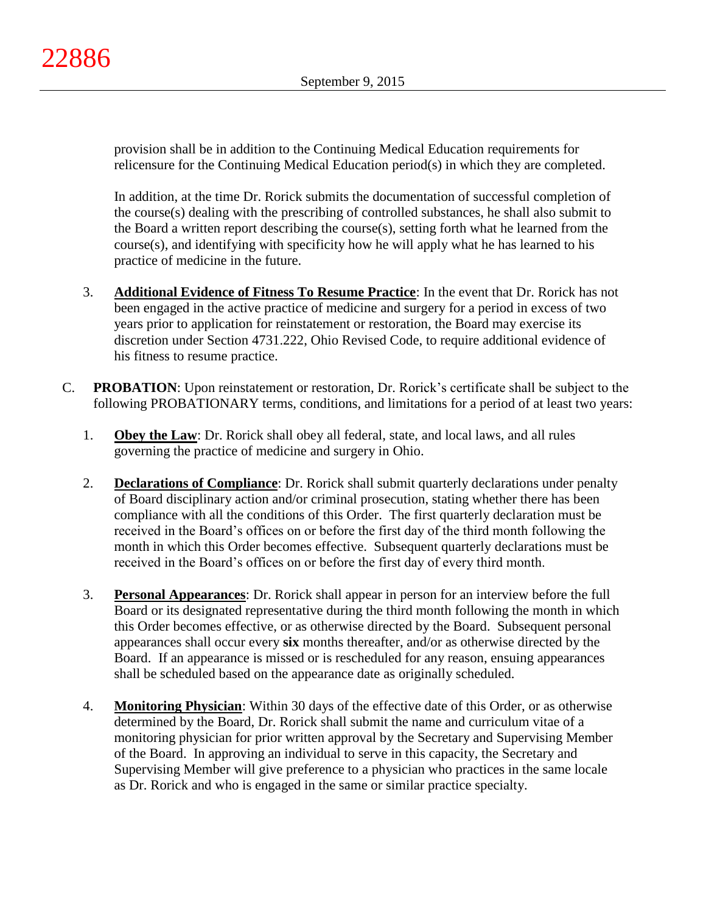provision shall be in addition to the Continuing Medical Education requirements for relicensure for the Continuing Medical Education period(s) in which they are completed.

In addition, at the time Dr. Rorick submits the documentation of successful completion of the course(s) dealing with the prescribing of controlled substances, he shall also submit to the Board a written report describing the course(s), setting forth what he learned from the course(s), and identifying with specificity how he will apply what he has learned to his practice of medicine in the future.

3. **Additional Evidence of Fitness To Resume Practice**: In the event that Dr. Rorick has not been engaged in the active practice of medicine and surgery for a period in excess of two years prior to application for reinstatement or restoration, the Board may exercise its discretion under Section 4731.222, Ohio Revised Code, to require additional evidence of his fitness to resume practice.

C. **PROBATION**: Upon reinstatement or restoration, Dr. Rorick's certificate shall be subject to the following PROBATIONARY terms, conditions, and limitations for a period of at least two years:

1. **Obey the Law**: Dr. Rorick shall obey all federal, state, and local laws, and all rules governing the practice of medicine and surgery in Ohio.

2. **Declarations of Compliance**: Dr. Rorick shall submit quarterly declarations under penalty of Board disciplinary action and/or criminal prosecution, stating whether there has been compliance with all the conditions of this Order. The first quarterly declaration must be received in the Board's offices on or before the first day of the third month following the month in which this Order becomes effective. Subsequent quarterly declarations must be received in the Board's offices on or before the first day of every third month.

3. **Personal Appearances**: Dr. Rorick shall appear in person for an interview before the full Board or its designated representative during the third month following the month in which this Order becomes effective, or as otherwise directed by the Board. Subsequent personal appearances shall occur every **six** months thereafter, and/or as otherwise directed by the Board. If an appearance is missed or is rescheduled for any reason, ensuing appearances shall be scheduled based on the appearance date as originally scheduled.

4. **Monitoring Physician**: Within 30 days of the effective date of this Order, or as otherwise determined by the Board, Dr. Rorick shall submit the name and curriculum vitae of a monitoring physician for prior written approval by the Secretary and Supervising Member of the Board. In approving an individual to serve in this capacity, the Secretary and Supervising Member will give preference to a physician who practices in the same locale as Dr. Rorick and who is engaged in the same or similar practice specialty.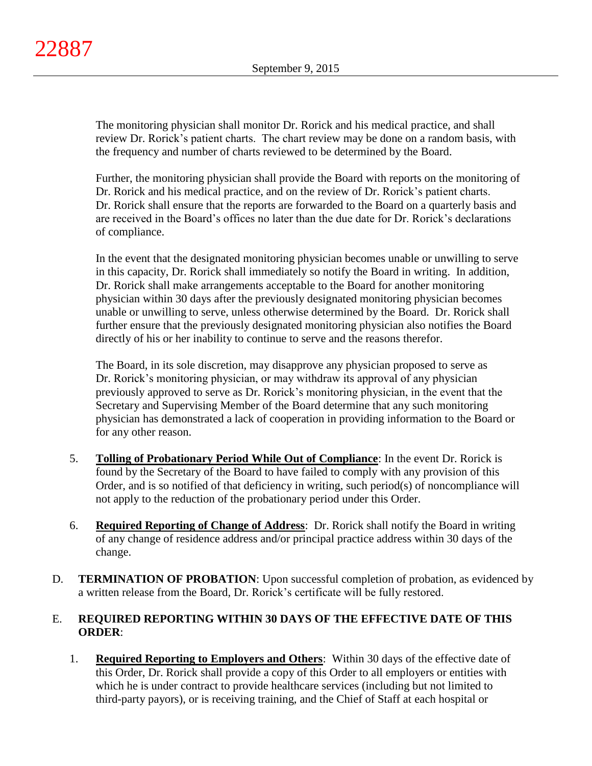The monitoring physician shall monitor Dr. Rorick and his medical practice, and shall review Dr. Rorick's patient charts. The chart review may be done on a random basis, with the frequency and number of charts reviewed to be determined by the Board.

Further, the monitoring physician shall provide the Board with reports on the monitoring of Dr. Rorick and his medical practice, and on the review of Dr. Rorick's patient charts. Dr. Rorick shall ensure that the reports are forwarded to the Board on a quarterly basis and are received in the Board's offices no later than the due date for Dr. Rorick's declarations of compliance.

In the event that the designated monitoring physician becomes unable or unwilling to serve in this capacity, Dr. Rorick shall immediately so notify the Board in writing. In addition, Dr. Rorick shall make arrangements acceptable to the Board for another monitoring physician within 30 days after the previously designated monitoring physician becomes unable or unwilling to serve, unless otherwise determined by the Board. Dr. Rorick shall further ensure that the previously designated monitoring physician also notifies the Board directly of his or her inability to continue to serve and the reasons therefor.

The Board, in its sole discretion, may disapprove any physician proposed to serve as Dr. Rorick's monitoring physician, or may withdraw its approval of any physician previously approved to serve as Dr. Rorick's monitoring physician, in the event that the Secretary and Supervising Member of the Board determine that any such monitoring physician has demonstrated a lack of cooperation in providing information to the Board or for any other reason.

5. **Tolling of Probationary Period While Out of Compliance**: In the event Dr. Rorick is found by the Secretary of the Board to have failed to comply with any provision of this Order, and is so notified of that deficiency in writing, such period(s) of noncompliance will not apply to the reduction of the probationary period under this Order.

6. **Required Reporting of Change of Address**: Dr. Rorick shall notify the Board in writing of any change of residence address and/or principal practice address within 30 days of the change.

D. **TERMINATION OF PROBATION**: Upon successful completion of probation, as evidenced by a written release from the Board, Dr. Rorick's certificate will be fully restored.

E. **REQUIRED REPORTING WITHIN 30 DAYS OF THE EFFECTIVE DATE OF THIS ORDER**:

1. **Required Reporting to Employers and Others**: Within 30 days of the effective date of this Order, Dr. Rorick shall provide a copy of this Order to all employers or entities with which he is under contract to provide healthcare services (including but not limited to third-party payors), or is receiving training, and the Chief of Staff at each hospital or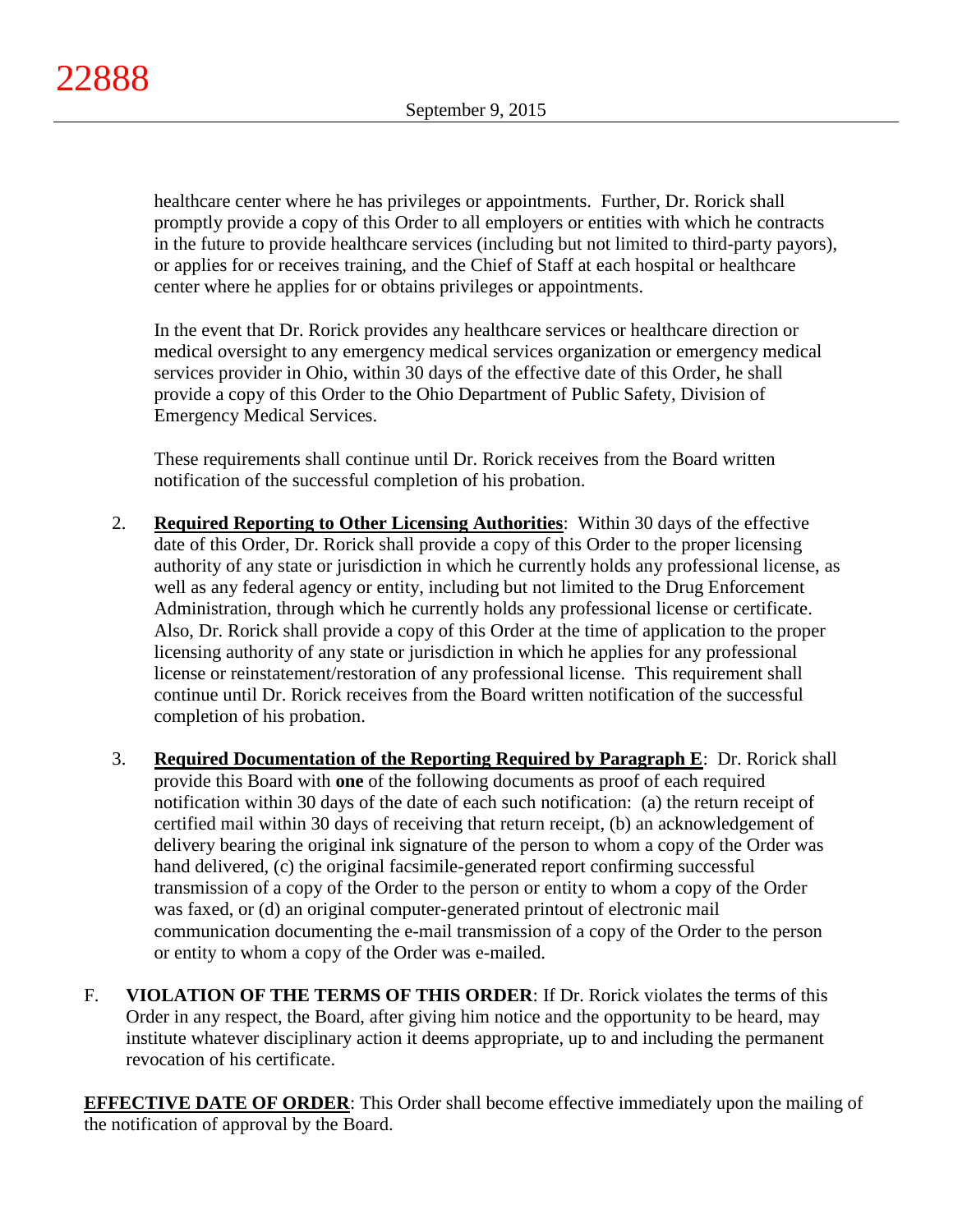healthcare center where he has privileges or appointments. Further, Dr. Rorick shall promptly provide a copy of this Order to all employers or entities with which he contracts in the future to provide healthcare services (including but not limited to third-party payors), or applies for or receives training, and the Chief of Staff at each hospital or healthcare center where he applies for or obtains privileges or appointments.

In the event that Dr. Rorick provides any healthcare services or healthcare direction or medical oversight to any emergency medical services organization or emergency medical services provider in Ohio, within 30 days of the effective date of this Order, he shall provide a copy of this Order to the Ohio Department of Public Safety, Division of Emergency Medical Services.

These requirements shall continue until Dr. Rorick receives from the Board written notification of the successful completion of his probation.

2. **Required Reporting to Other Licensing Authorities**: Within 30 days of the effective date of this Order, Dr. Rorick shall provide a copy of this Order to the proper licensing authority of any state or jurisdiction in which he currently holds any professional license, as well as any federal agency or entity, including but not limited to the Drug Enforcement Administration, through which he currently holds any professional license or certificate. Also, Dr. Rorick shall provide a copy of this Order at the time of application to the proper licensing authority of any state or jurisdiction in which he applies for any professional license or reinstatement/restoration of any professional license. This requirement shall continue until Dr. Rorick receives from the Board written notification of the successful completion of his probation.

3. **Required Documentation of the Reporting Required by Paragraph E**: Dr. Rorick shall provide this Board with **one** of the following documents as proof of each required notification within 30 days of the date of each such notification: (a) the return receipt of certified mail within 30 days of receiving that return receipt, (b) an acknowledgement of delivery bearing the original ink signature of the person to whom a copy of the Order was hand delivered, (c) the original facsimile-generated report confirming successful transmission of a copy of the Order to the person or entity to whom a copy of the Order was faxed, or (d) an original computer-generated printout of electronic mail communication documenting the e-mail transmission of a copy of the Order to the person or entity to whom a copy of the Order was e-mailed.

F. **VIOLATION OF THE TERMS OF THIS ORDER**: If Dr. Rorick violates the terms of this Order in any respect, the Board, after giving him notice and the opportunity to be heard, may institute whatever disciplinary action it deems appropriate, up to and including the permanent revocation of his certificate.

**EFFECTIVE DATE OF ORDER**: This Order shall become effective immediately upon the mailing of the notification of approval by the Board.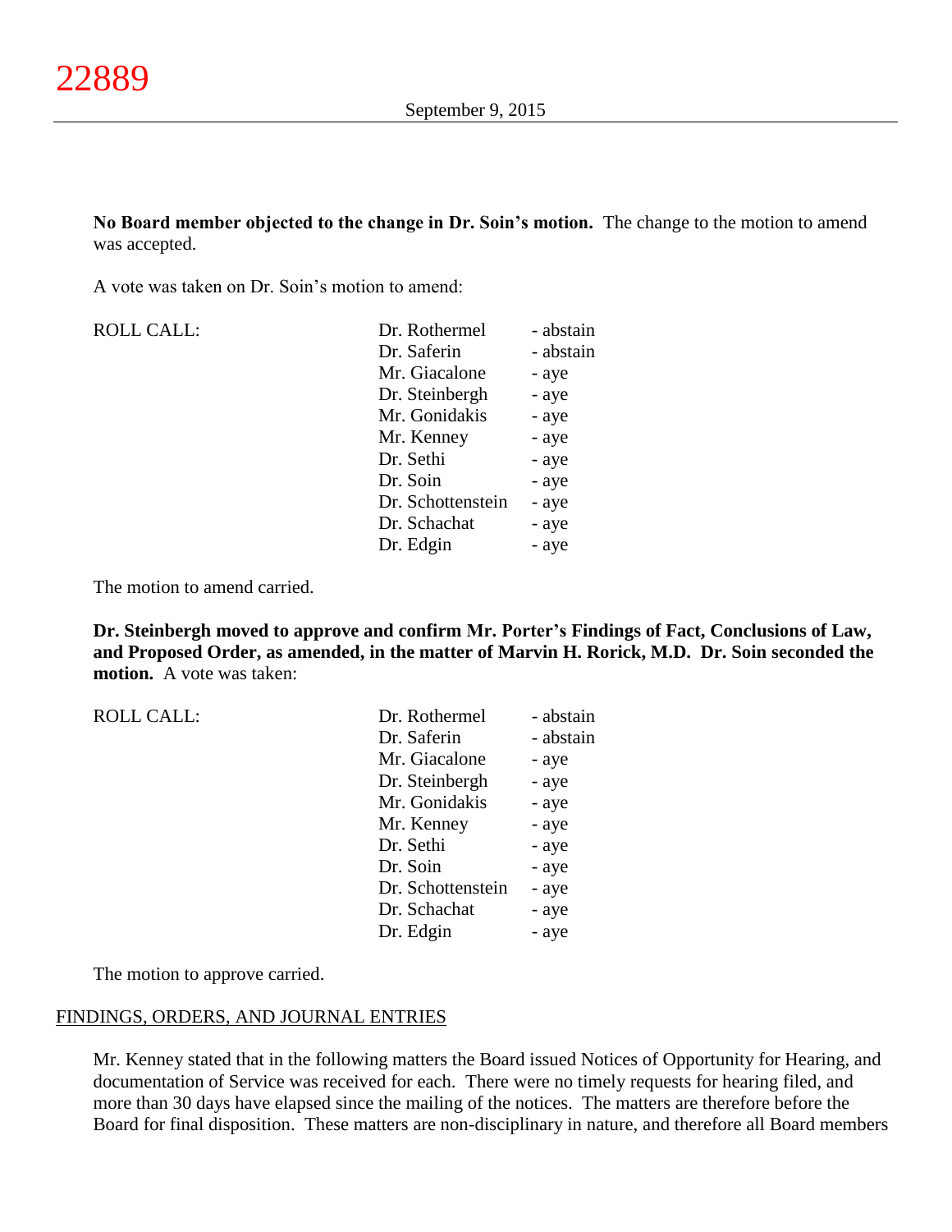**No Board member objected to the change in Dr. Soin's motion.** The change to the motion to amend was accepted.

A vote was taken on Dr. Soin's motion to amend:

| ROLL CALL: | | |
|---|---|---|
| | Dr. Rothermel | - abstain |
| | Dr. Saferin | - abstain |
| | Mr. Giacalone | - aye |
| | Dr. Steinbergh | - aye |
| | Mr. Gonidakis | - aye |
| | Mr. Kenney | - aye |
| | Dr. Sethi | - aye |
| | Dr. Soin | - aye |
| | Dr. Schottenstein | - aye |
| | Dr. Schachat | - aye |
| | Dr. Edgin | - aye |

The motion to amend carried.

**Dr. Steinbergh moved to approve and confirm Mr. Porter's Findings of Fact, Conclusions of Law, and Proposed Order, as amended, in the matter of Marvin H. Rorick, M.D. Dr. Soin seconded the motion.** A vote was taken:

| ROLL CALL: | | |
|---|---|---|
| | Dr. Rothermel | - abstain |
| | Dr. Saferin | - abstain |
| | Mr. Giacalone | - aye |
| | Dr. Steinbergh | - aye |
| | Mr. Gonidakis | - aye |
| | Mr. Kenney | - aye |
| | Dr. Sethi | - aye |
| | Dr. Soin | - aye |
| | Dr. Schottenstein | - aye |
| | Dr. Schachat | - aye |
| | Dr. Edgin | - aye |

The motion to approve carried.

FINDINGS, ORDERS, AND JOURNAL ENTRIES

Mr. Kenney stated that in the following matters the Board issued Notices of Opportunity for Hearing, and documentation of Service was received for each. There were no timely requests for hearing filed, and more than 30 days have elapsed since the mailing of the notices. The matters are therefore before the Board for final disposition. These matters are non-disciplinary in nature, and therefore all Board members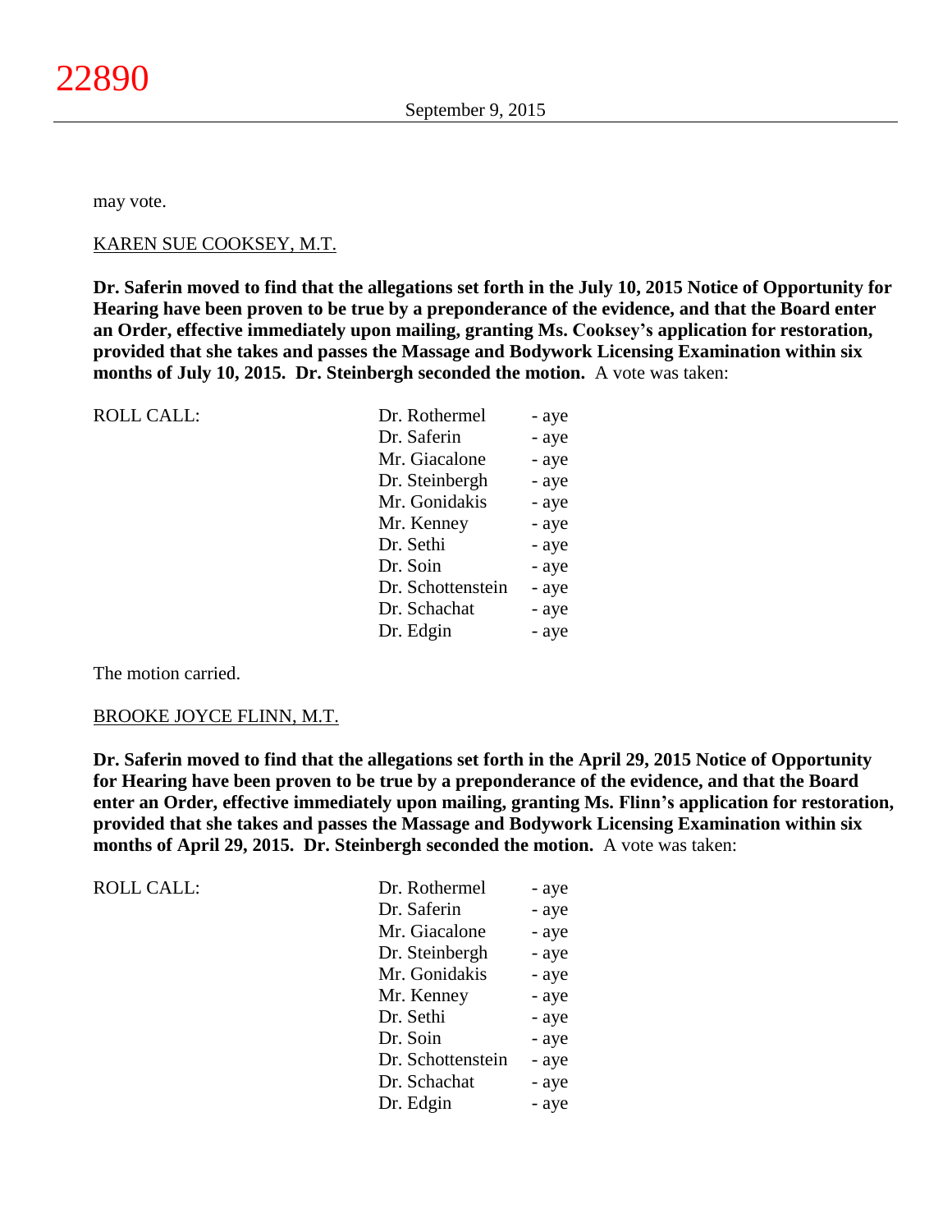may vote.

KAREN SUE COOKSEY, M.T.

**Dr. Saferin moved to find that the allegations set forth in the July 10, 2015 Notice of Opportunity for Hearing have been proven to be true by a preponderance of the evidence, and that the Board enter an Order, effective immediately upon mailing, granting Ms. Cooksey's application for restoration, provided that she takes and passes the Massage and Bodywork Licensing Examination within six months of July 10, 2015. Dr. Steinbergh seconded the motion.** A vote was taken:

| ROLL CALL: | | |
|---|---|---|
| | Dr. Rothermel | - aye |
| | Dr. Saferin | - aye |
| | Mr. Giacalone | - aye |
| | Dr. Steinbergh | - aye |
| | Mr. Gonidakis | - aye |
| | Mr. Kenney | - aye |
| | Dr. Sethi | - aye |
| | Dr. Soin | - aye |
| | Dr. Schottenstein | - aye |
| | Dr. Schachat | - aye |
| | Dr. Edgin | - aye |

The motion carried.

BROOKE JOYCE FLINN, M.T.

**Dr. Saferin moved to find that the allegations set forth in the April 29, 2015 Notice of Opportunity for Hearing have been proven to be true by a preponderance of the evidence, and that the Board enter an Order, effective immediately upon mailing, granting Ms. Flinn's application for restoration, provided that she takes and passes the Massage and Bodywork Licensing Examination within six months of April 29, 2015. Dr. Steinbergh seconded the motion.** A vote was taken:

| ROLL CALL: | | |
|---|---|---|
| | Dr. Rothermel | - aye |
| | Dr. Saferin | - aye |
| | Mr. Giacalone | - aye |
| | Dr. Steinbergh | - aye |
| | Mr. Gonidakis | - aye |
| | Mr. Kenney | - aye |
| | Dr. Sethi | - aye |
| | Dr. Soin | - aye |
| | Dr. Schottenstein | - aye |
| | Dr. Schachat | - aye |
| | Dr. Edgin | - aye |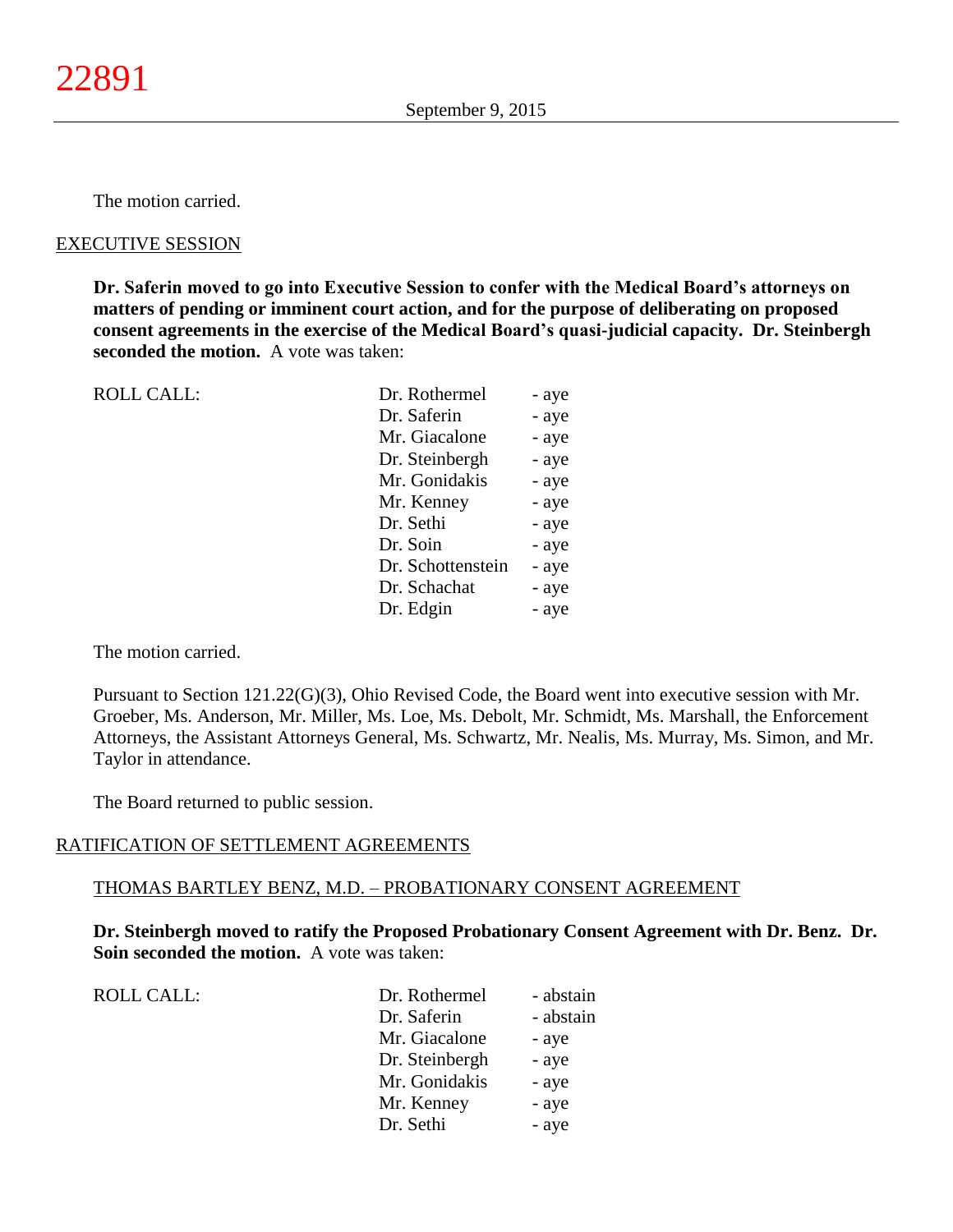The motion carried.

EXECUTIVE SESSION

**Dr. Saferin moved to go into Executive Session to confer with the Medical Board's attorneys on matters of pending or imminent court action, and for the purpose of deliberating on proposed consent agreements in the exercise of the Medical Board's quasi-judicial capacity. Dr. Steinbergh seconded the motion.** A vote was taken:

| ROLL CALL: | Dr. Rothermel | - aye |
|---|---|---|
| | Dr. Saferin | - aye |
| | Mr. Giacalone | - aye |
| | Dr. Steinbergh | - aye |
| | Mr. Gonidakis | - aye |
| | Mr. Kenney | - aye |
| | Dr. Sethi | - aye |
| | Dr. Soin | - aye |
| | Dr. Schottenstein | - aye |
| | Dr. Schachat | - aye |
| | Dr. Edgin | - aye |

The motion carried.

Pursuant to Section 121.22(G)(3), Ohio Revised Code, the Board went into executive session with Mr. Groeber, Ms. Anderson, Mr. Miller, Ms. Loe, Ms. Debolt, Mr. Schmidt, Ms. Marshall, the Enforcement Attorneys, the Assistant Attorneys General, Ms. Schwartz, Mr. Nealis, Ms. Murray, Ms. Simon, and Mr. Taylor in attendance.

The Board returned to public session.

RATIFICATION OF SETTLEMENT AGREEMENTS

THOMAS BARTLEY BENZ, M.D. – PROBATIONARY CONSENT AGREEMENT

**Dr. Steinbergh moved to ratify the Proposed Probationary Consent Agreement with Dr. Benz. Dr. Soin seconded the motion.** A vote was taken:

| ROLL CALL: | Dr. Rothermel | - abstain |
|---|---|---|
| | Dr. Saferin | - abstain |
| | Mr. Giacalone | - aye |
| | Dr. Steinbergh | - aye |
| | Mr. Gonidakis | - aye |
| | Mr. Kenney | - aye |
| | Dr. Sethi | - aye |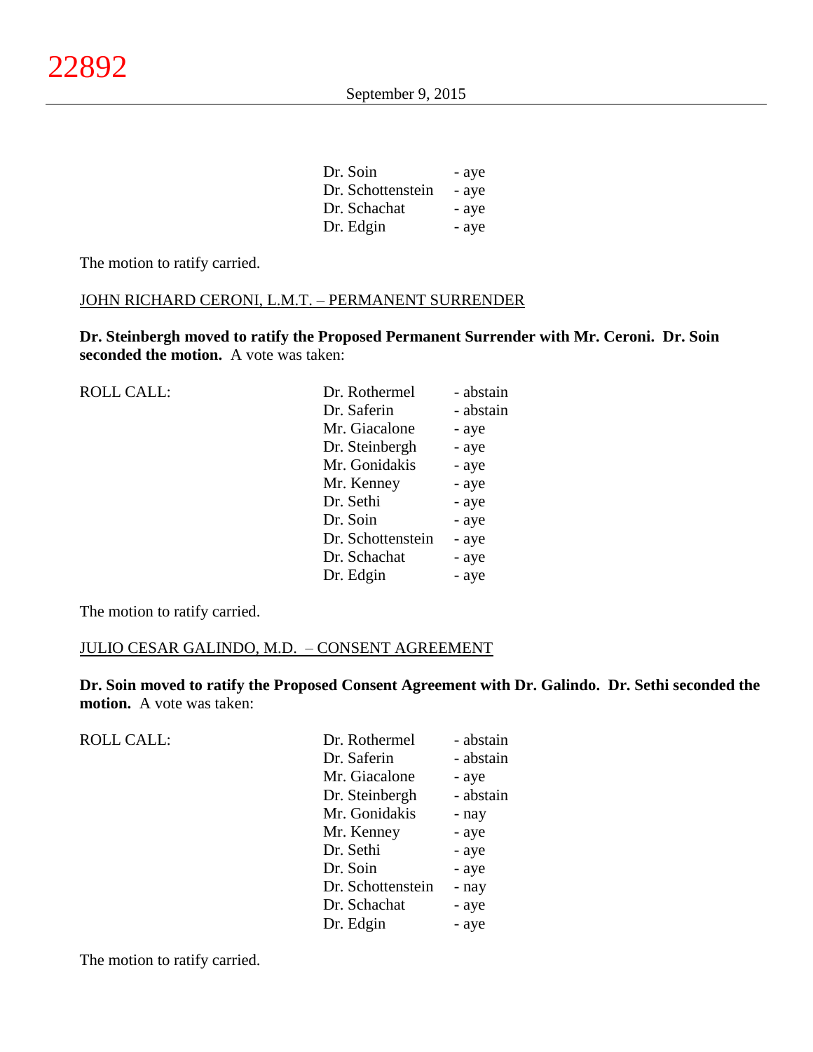| | |
|---|---|
| Dr. Soin | - aye |
| Dr. Schottenstein | - aye |
| Dr. Schachat | - aye |
| Dr. Edgin | - aye |

The motion to ratify carried.

JOHN RICHARD CERONI, L.M.T. – PERMANENT SURRENDER

**Dr. Steinbergh moved to ratify the Proposed Permanent Surrender with Mr. Ceroni. Dr. Soin seconded the motion.** A vote was taken:

| ROLL CALL: | | |
|---|---|---|
| | Dr. Rothermel | - abstain |
| | Dr. Saferin | - abstain |
| | Mr. Giacalone | - aye |
| | Dr. Steinbergh | - aye |
| | Mr. Gonidakis | - aye |
| | Mr. Kenney | - aye |
| | Dr. Sethi | - aye |
| | Dr. Soin | - aye |
| | Dr. Schottenstein | - aye |
| | Dr. Schachat | - aye |
| | Dr. Edgin | - aye |

The motion to ratify carried.

JULIO CESAR GALINDO, M.D. – CONSENT AGREEMENT

**Dr. Soin moved to ratify the Proposed Consent Agreement with Dr. Galindo. Dr. Sethi seconded the motion.** A vote was taken:

| ROLL CALL: | | |
|---|---|---|
| | Dr. Rothermel | - abstain |
| | Dr. Saferin | - abstain |
| | Mr. Giacalone | - aye |
| | Dr. Steinbergh | - abstain |
| | Mr. Gonidakis | - nay |
| | Mr. Kenney | - aye |
| | Dr. Sethi | - aye |
| | Dr. Soin | - aye |
| | Dr. Schottenstein | - nay |
| | Dr. Schachat | - aye |
| | Dr. Edgin | - aye |

The motion to ratify carried.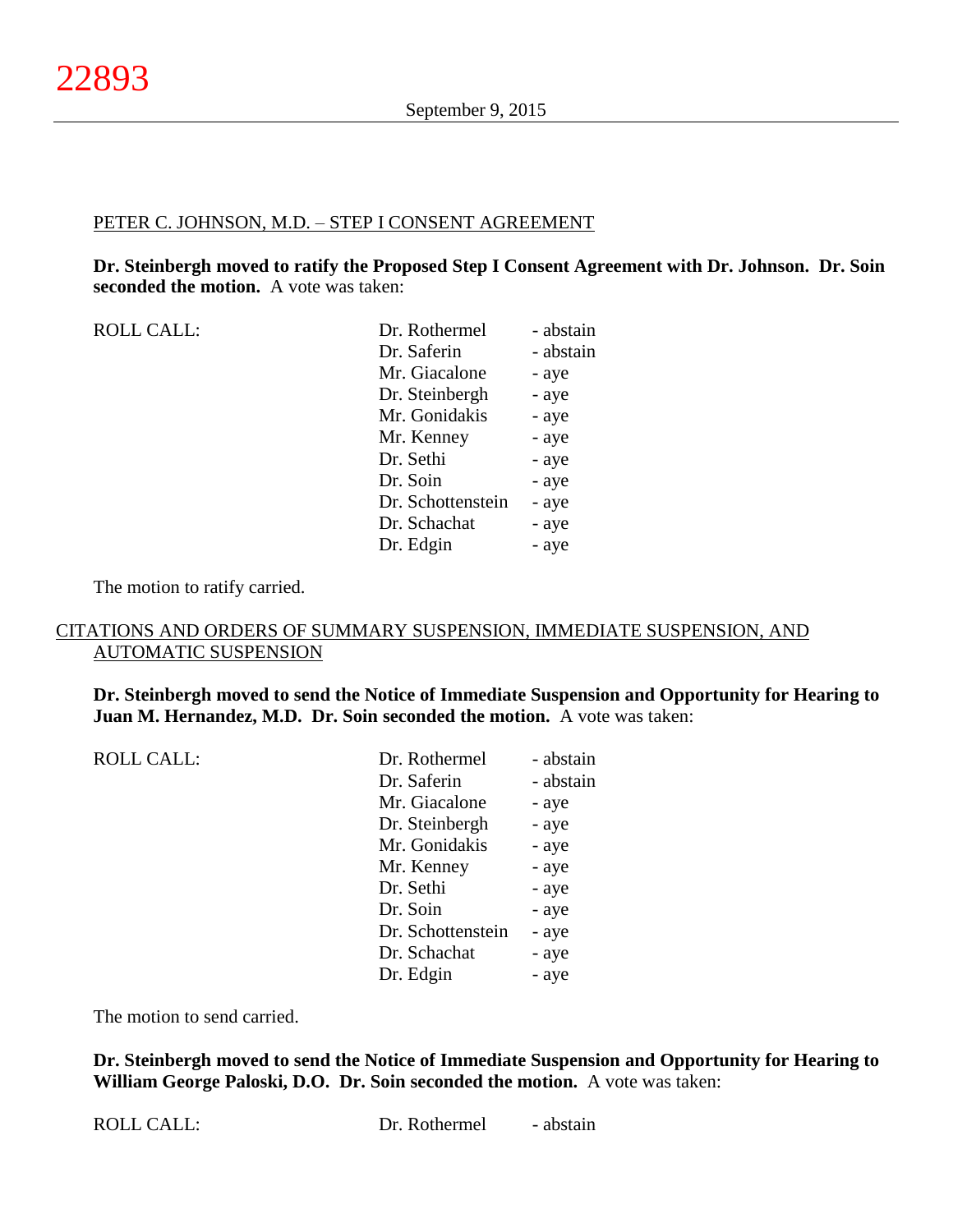PETER C. JOHNSON, M.D. – STEP I CONSENT AGREEMENT

**Dr. Steinbergh moved to ratify the Proposed Step I Consent Agreement with Dr. Johnson. Dr. Soin seconded the motion.** A vote was taken:

| ROLL CALL: | Dr. Rothermel | - abstain |
|---|---|---|
| | Dr. Saferin | - abstain |
| | Mr. Giacalone | - aye |
| | Dr. Steinbergh | - aye |
| | Mr. Gonidakis | - aye |
| | Mr. Kenney | - aye |
| | Dr. Sethi | - aye |
| | Dr. Soin | - aye |
| | Dr. Schottenstein | - aye |
| | Dr. Schachat | - aye |
| | Dr. Edgin | - aye |

The motion to ratify carried.

CITATIONS AND ORDERS OF SUMMARY SUSPENSION, IMMEDIATE SUSPENSION, AND AUTOMATIC SUSPENSION

**Dr. Steinbergh moved to send the Notice of Immediate Suspension and Opportunity for Hearing to Juan M. Hernandez, M.D. Dr. Soin seconded the motion.** A vote was taken:

| ROLL CALL: | Dr. Rothermel | - abstain |
|---|---|---|
| | Dr. Saferin | - abstain |
| | Mr. Giacalone | - aye |
| | Dr. Steinbergh | - aye |
| | Mr. Gonidakis | - aye |
| | Mr. Kenney | - aye |
| | Dr. Sethi | - aye |
| | Dr. Soin | - aye |
| | Dr. Schottenstein | - aye |
| | Dr. Schachat | - aye |
| | Dr. Edgin | - aye |

The motion to send carried.

**Dr. Steinbergh moved to send the Notice of Immediate Suspension and Opportunity for Hearing to William George Paloski, D.O. Dr. Soin seconded the motion.** A vote was taken:

| ROLL CALL: | Dr. Rothermel | - abstain |
|---|---|---|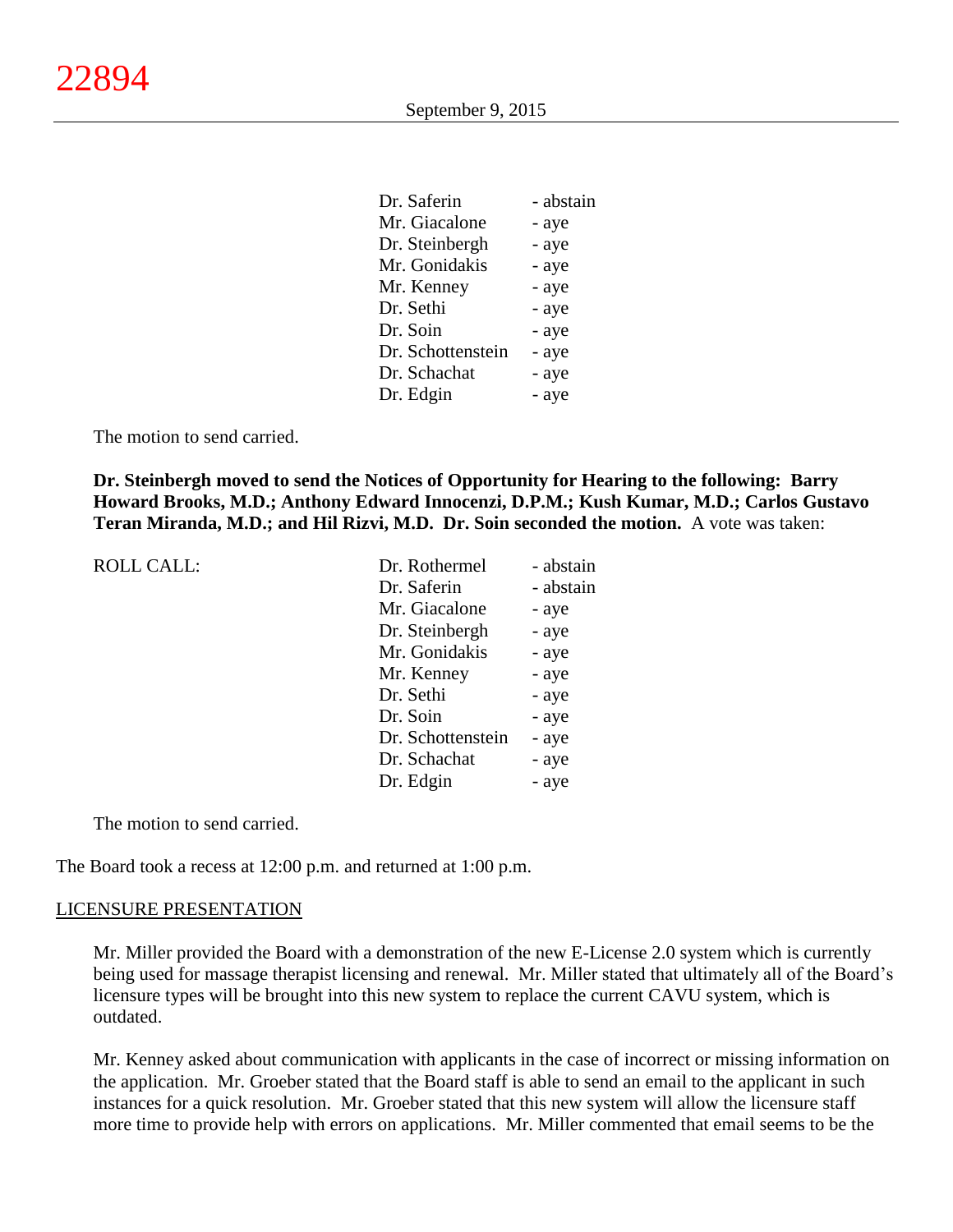| | |
|---|---|
| Dr. Saferin | - abstain |
| Mr. Giacalone | - aye |
| Dr. Steinbergh | - aye |
| Mr. Gonidakis | - aye |
| Mr. Kenney | - aye |
| Dr. Sethi | - aye |
| Dr. Soin | - aye |
| Dr. Schottenstein | - aye |
| Dr. Schachat | - aye |
| Dr. Edgin | - aye |

The motion to send carried.

**Dr. Steinbergh moved to send the Notices of Opportunity for Hearing to the following: Barry Howard Brooks, M.D.; Anthony Edward Innocenzi, D.P.M.; Kush Kumar, M.D.; Carlos Gustavo Teran Miranda, M.D.; and Hil Rizvi, M.D. Dr. Soin seconded the motion.** A vote was taken:

| ROLL CALL: | | |
|---|---|---|
| | Dr. Rothermel | - abstain |
| | Dr. Saferin | - abstain |
| | Mr. Giacalone | - aye |
| | Dr. Steinbergh | - aye |
| | Mr. Gonidakis | - aye |
| | Mr. Kenney | - aye |
| | Dr. Sethi | - aye |
| | Dr. Soin | - aye |
| | Dr. Schottenstein | - aye |
| | Dr. Schachat | - aye |
| | Dr. Edgin | - aye |

The motion to send carried.

The Board took a recess at 12:00 p.m. and returned at 1:00 p.m.

LICENSURE PRESENTATION

Mr. Miller provided the Board with a demonstration of the new E-License 2.0 system which is currently being used for massage therapist licensing and renewal. Mr. Miller stated that ultimately all of the Board's licensure types will be brought into this new system to replace the current CAVU system, which is outdated.

Mr. Kenney asked about communication with applicants in the case of incorrect or missing information on the application. Mr. Groeber stated that the Board staff is able to send an email to the applicant in such instances for a quick resolution. Mr. Groeber stated that this new system will allow the licensure staff more time to provide help with errors on applications. Mr. Miller commented that email seems to be the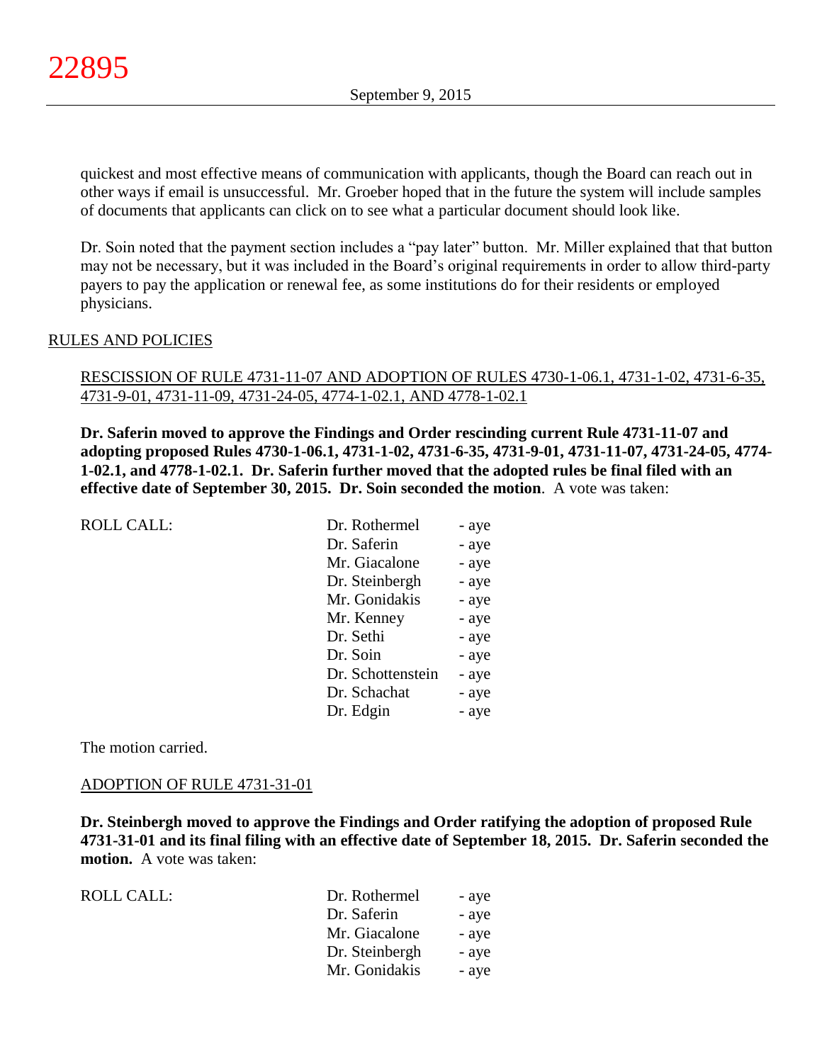quickest and most effective means of communication with applicants, though the Board can reach out in other ways if email is unsuccessful. Mr. Groeber hoped that in the future the system will include samples of documents that applicants can click on to see what a particular document should look like.

Dr. Soin noted that the payment section includes a "pay later" button. Mr. Miller explained that that button may not be necessary, but it was included in the Board's original requirements in order to allow third-party payers to pay the application or renewal fee, as some institutions do for their residents or employed physicians.

## RULES AND POLICIES

### RESCISSION OF RULE 4731-11-07 AND ADOPTION OF RULES 4730-1-06.1, 4731-1-02, 4731-6-35, 4731-9-01, 4731-11-09, 4731-24-05, 4774-1-02.1, AND 4778-1-02.1

**Dr. Saferin moved to approve the Findings and Order rescinding current Rule 4731-11-07 and adopting proposed Rules 4730-1-06.1, 4731-1-02, 4731-6-35, 4731-9-01, 4731-11-07, 4731-24-05, 4774-1-02.1, and 4778-1-02.1. Dr. Saferin further moved that the adopted rules be final filed with an effective date of September 30, 2015. Dr. Soin seconded the motion**. A vote was taken:

| ROLL CALL: | | |
|---|---|---|
| | Dr. Rothermel | - aye |
| | Dr. Saferin | - aye |
| | Mr. Giacalone | - aye |
| | Dr. Steinbergh | - aye |
| | Mr. Gonidakis | - aye |
| | Mr. Kenney | - aye |
| | Dr. Sethi | - aye |
| | Dr. Soin | - aye |
| | Dr. Schottenstein | - aye |
| | Dr. Schachat | - aye |
| | Dr. Edgin | - aye |

The motion carried.

### ADOPTION OF RULE 4731-31-01

**Dr. Steinbergh moved to approve the Findings and Order ratifying the adoption of proposed Rule 4731-31-01 and its final filing with an effective date of September 18, 2015. Dr. Saferin seconded the motion.** A vote was taken:

| ROLL CALL: | | |
|---|---|---|
| | Dr. Rothermel | - aye |
| | Dr. Saferin | - aye |
| | Mr. Giacalone | - aye |
| | Dr. Steinbergh | - aye |
| | Mr. Gonidakis | - aye |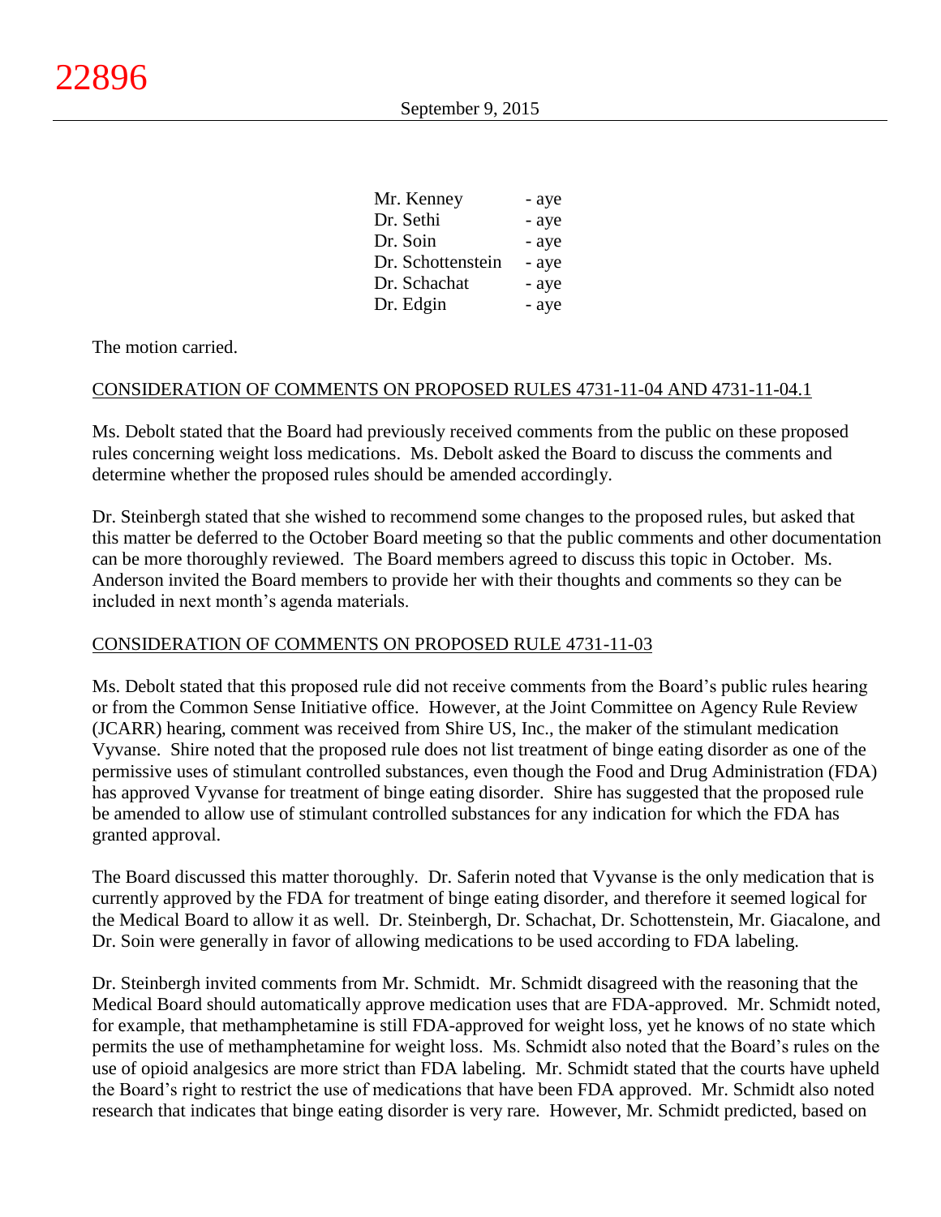| | |
|---|---|
| Mr. Kenney | - aye |
| Dr. Sethi | - aye |
| Dr. Soin | - aye |
| Dr. Schottenstein | - aye |
| Dr. Schachat | - aye |
| Dr. Edgin | - aye |

The motion carried.

## CONSIDERATION OF COMMENTS ON PROPOSED RULES 4731-11-04 AND 4731-11-04.1

Ms. Debolt stated that the Board had previously received comments from the public on these proposed rules concerning weight loss medications. Ms. Debolt asked the Board to discuss the comments and determine whether the proposed rules should be amended accordingly.

Dr. Steinbergh stated that she wished to recommend some changes to the proposed rules, but asked that this matter be deferred to the October Board meeting so that the public comments and other documentation can be more thoroughly reviewed. The Board members agreed to discuss this topic in October. Ms. Anderson invited the Board members to provide her with their thoughts and comments so they can be included in next month's agenda materials.

## CONSIDERATION OF COMMENTS ON PROPOSED RULE 4731-11-03

Ms. Debolt stated that this proposed rule did not receive comments from the Board's public rules hearing or from the Common Sense Initiative office. However, at the Joint Committee on Agency Rule Review (JCARR) hearing, comment was received from Shire US, Inc., the maker of the stimulant medication Vyvanse. Shire noted that the proposed rule does not list treatment of binge eating disorder as one of the permissive uses of stimulant controlled substances, even though the Food and Drug Administration (FDA) has approved Vyvanse for treatment of binge eating disorder. Shire has suggested that the proposed rule be amended to allow use of stimulant controlled substances for any indication for which the FDA has granted approval.

The Board discussed this matter thoroughly. Dr. Saferin noted that Vyvanse is the only medication that is currently approved by the FDA for treatment of binge eating disorder, and therefore it seemed logical for the Medical Board to allow it as well. Dr. Steinbergh, Dr. Schachat, Dr. Schottenstein, Mr. Giacalone, and Dr. Soin were generally in favor of allowing medications to be used according to FDA labeling.

Dr. Steinbergh invited comments from Mr. Schmidt. Mr. Schmidt disagreed with the reasoning that the Medical Board should automatically approve medication uses that are FDA-approved. Mr. Schmidt noted, for example, that methamphetamine is still FDA-approved for weight loss, yet he knows of no state which permits the use of methamphetamine for weight loss. Ms. Schmidt also noted that the Board's rules on the use of opioid analgesics are more strict than FDA labeling. Mr. Schmidt stated that the courts have upheld the Board's right to restrict the use of medications that have been FDA approved. Mr. Schmidt also noted research that indicates that binge eating disorder is very rare. However, Mr. Schmidt predicted, based on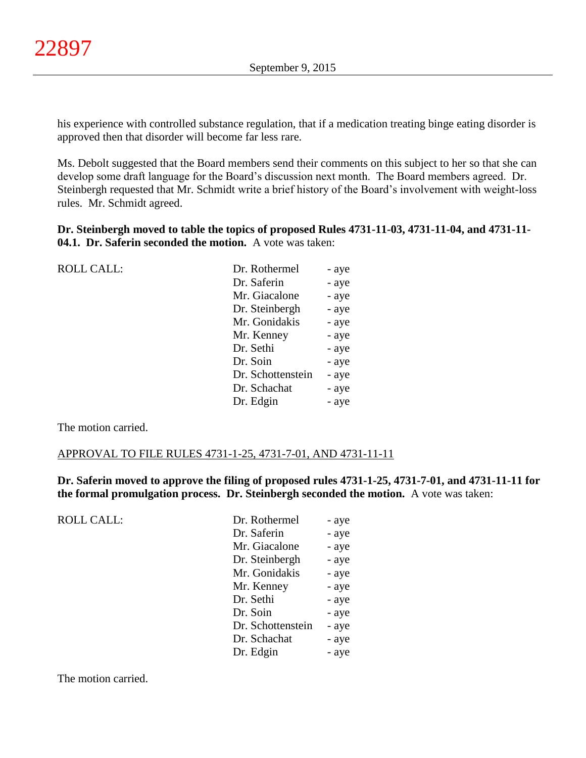his experience with controlled substance regulation, that if a medication treating binge eating disorder is approved then that disorder will become far less rare.

Ms. Debolt suggested that the Board members send their comments on this subject to her so that she can develop some draft language for the Board's discussion next month. The Board members agreed. Dr. Steinbergh requested that Mr. Schmidt write a brief history of the Board's involvement with weight-loss rules. Mr. Schmidt agreed.

**Dr. Steinbergh moved to table the topics of proposed Rules 4731-11-03, 4731-11-04, and 4731-11-04.1. Dr. Saferin seconded the motion.** A vote was taken:

| ROLL CALL: | | |
|---|---|---|
| | Dr. Rothermel | - aye |
| | Dr. Saferin | - aye |
| | Mr. Giacalone | - aye |
| | Dr. Steinbergh | - aye |
| | Mr. Gonidakis | - aye |
| | Mr. Kenney | - aye |
| | Dr. Sethi | - aye |
| | Dr. Soin | - aye |
| | Dr. Schottenstein | - aye |
| | Dr. Schachat | - aye |
| | Dr. Edgin | - aye |

The motion carried.

APPROVAL TO FILE RULES 4731-1-25, 4731-7-01, AND 4731-11-11

**Dr. Saferin moved to approve the filing of proposed rules 4731-1-25, 4731-7-01, and 4731-11-11 for the formal promulgation process. Dr. Steinbergh seconded the motion.** A vote was taken:

| ROLL CALL: | | |
|---|---|---|
| | Dr. Rothermel | - aye |
| | Dr. Saferin | - aye |
| | Mr. Giacalone | - aye |
| | Dr. Steinbergh | - aye |
| | Mr. Gonidakis | - aye |
| | Mr. Kenney | - aye |
| | Dr. Sethi | - aye |
| | Dr. Soin | - aye |
| | Dr. Schottenstein | - aye |
| | Dr. Schachat | - aye |
| | Dr. Edgin | - aye |

The motion carried.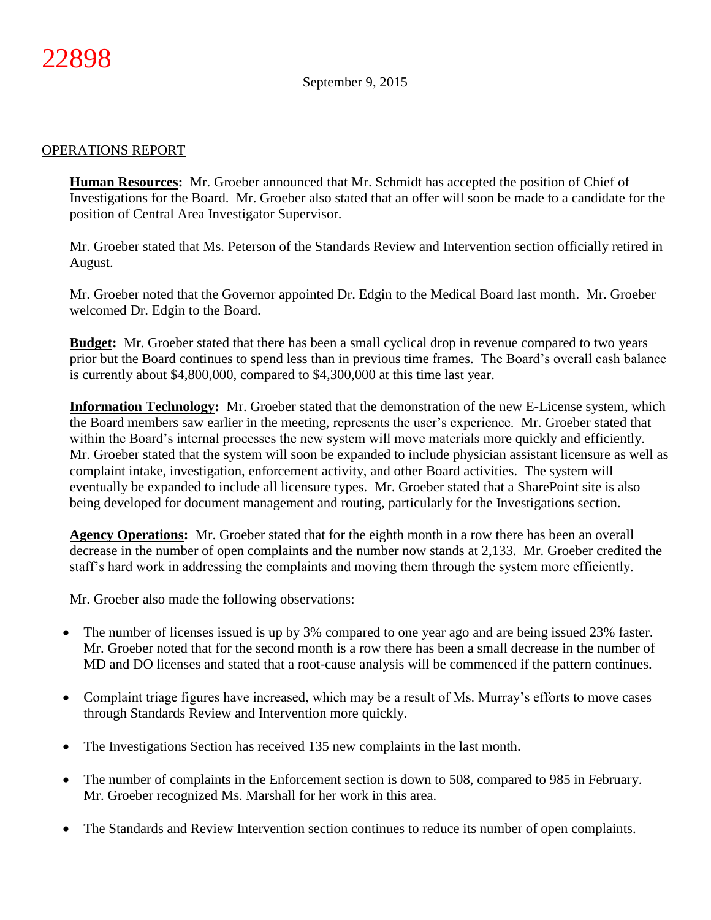## OPERATIONS REPORT

**Human Resources:** Mr. Groeber announced that Mr. Schmidt has accepted the position of Chief of Investigations for the Board. Mr. Groeber also stated that an offer will soon be made to a candidate for the position of Central Area Investigator Supervisor.

Mr. Groeber stated that Ms. Peterson of the Standards Review and Intervention section officially retired in August.

Mr. Groeber noted that the Governor appointed Dr. Edgin to the Medical Board last month. Mr. Groeber welcomed Dr. Edgin to the Board.

**Budget:** Mr. Groeber stated that there has been a small cyclical drop in revenue compared to two years prior but the Board continues to spend less than in previous time frames. The Board's overall cash balance is currently about $4,800,000, compared to $4,300,000 at this time last year.

**Information Technology:** Mr. Groeber stated that the demonstration of the new E-License system, which the Board members saw earlier in the meeting, represents the user's experience. Mr. Groeber stated that within the Board's internal processes the new system will move materials more quickly and efficiently. Mr. Groeber stated that the system will soon be expanded to include physician assistant licensure as well as complaint intake, investigation, enforcement activity, and other Board activities. The system will eventually be expanded to include all licensure types. Mr. Groeber stated that a SharePoint site is also being developed for document management and routing, particularly for the Investigations section.

**Agency Operations:** Mr. Groeber stated that for the eighth month in a row there has been an overall decrease in the number of open complaints and the number now stands at 2,133. Mr. Groeber credited the staff's hard work in addressing the complaints and moving them through the system more efficiently.

Mr. Groeber also made the following observations:

- The number of licenses issued is up by 3% compared to one year ago and are being issued 23% faster. Mr. Groeber noted that for the second month is a row there has been a small decrease in the number of MD and DO licenses and stated that a root-cause analysis will be commenced if the pattern continues.
- Complaint triage figures have increased, which may be a result of Ms. Murray's efforts to move cases through Standards Review and Intervention more quickly.
- The Investigations Section has received 135 new complaints in the last month.
- The number of complaints in the Enforcement section is down to 508, compared to 985 in February. Mr. Groeber recognized Ms. Marshall for her work in this area.
- The Standards and Review Intervention section continues to reduce its number of open complaints.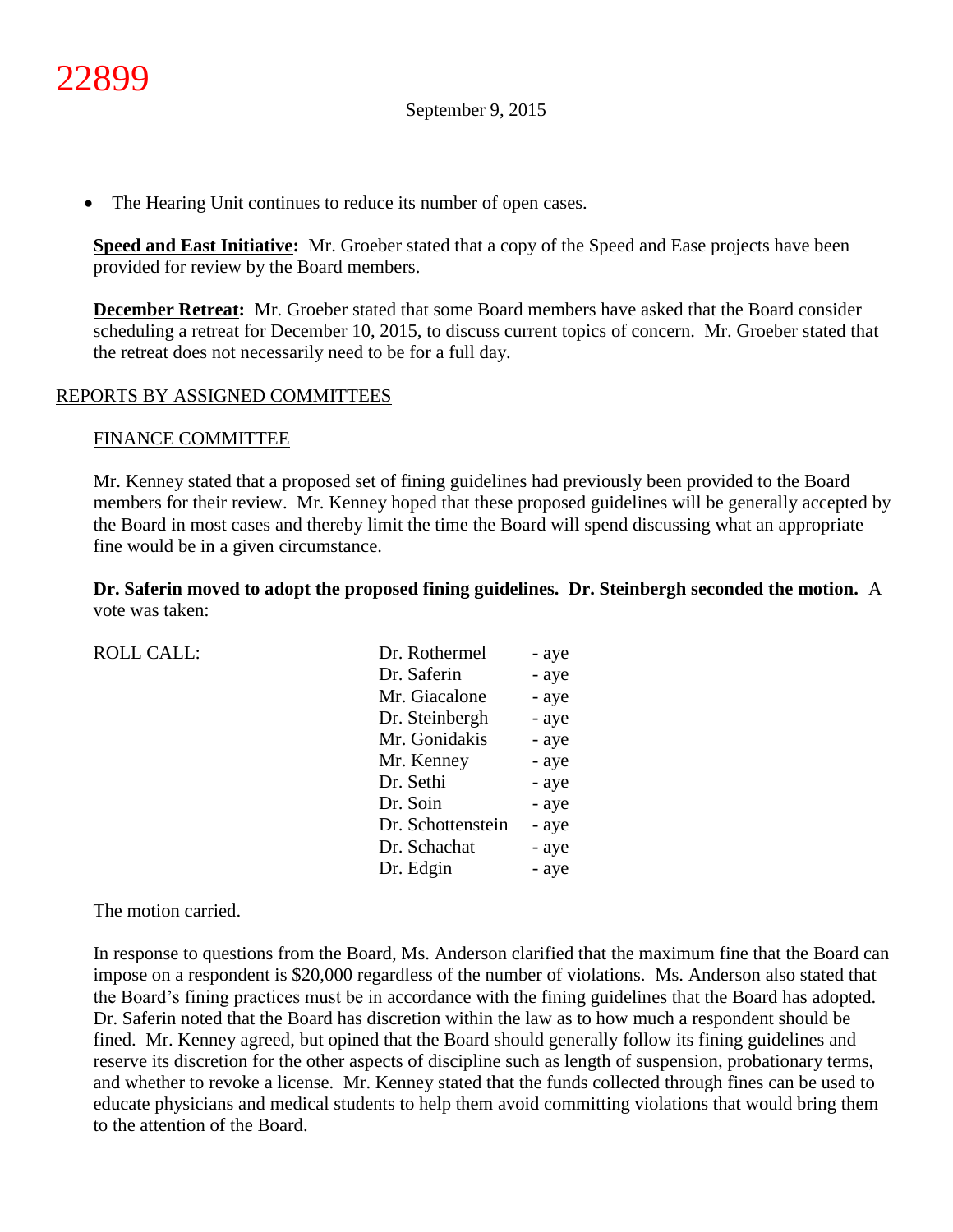- The Hearing Unit continues to reduce its number of open cases.

**Speed and East Initiative:** Mr. Groeber stated that a copy of the Speed and Ease projects have been provided for review by the Board members.

**December Retreat:** Mr. Groeber stated that some Board members have asked that the Board consider scheduling a retreat for December 10, 2015, to discuss current topics of concern. Mr. Groeber stated that the retreat does not necessarily need to be for a full day.

REPORTS BY ASSIGNED COMMITTEES

FINANCE COMMITTEE

Mr. Kenney stated that a proposed set of fining guidelines had previously been provided to the Board members for their review. Mr. Kenney hoped that these proposed guidelines will be generally accepted by the Board in most cases and thereby limit the time the Board will spend discussing what an appropriate fine would be in a given circumstance.

**Dr. Saferin moved to adopt the proposed fining guidelines. Dr. Steinbergh seconded the motion.** A vote was taken:

| ROLL CALL: | | |
|---|---|---|
| | Dr. Rothermel | - aye |
| | Dr. Saferin | - aye |
| | Mr. Giacalone | - aye |
| | Dr. Steinbergh | - aye |
| | Mr. Gonidakis | - aye |
| | Mr. Kenney | - aye |
| | Dr. Sethi | - aye |
| | Dr. Soin | - aye |
| | Dr. Schottenstein | - aye |
| | Dr. Schachat | - aye |
| | Dr. Edgin | - aye |

The motion carried.

In response to questions from the Board, Ms. Anderson clarified that the maximum fine that the Board can impose on a respondent is $20,000 regardless of the number of violations. Ms. Anderson also stated that the Board's fining practices must be in accordance with the fining guidelines that the Board has adopted. Dr. Saferin noted that the Board has discretion within the law as to how much a respondent should be fined. Mr. Kenney agreed, but opined that the Board should generally follow its fining guidelines and reserve its discretion for the other aspects of discipline such as length of suspension, probationary terms, and whether to revoke a license. Mr. Kenney stated that the funds collected through fines can be used to educate physicians and medical students to help them avoid committing violations that would bring them to the attention of the Board.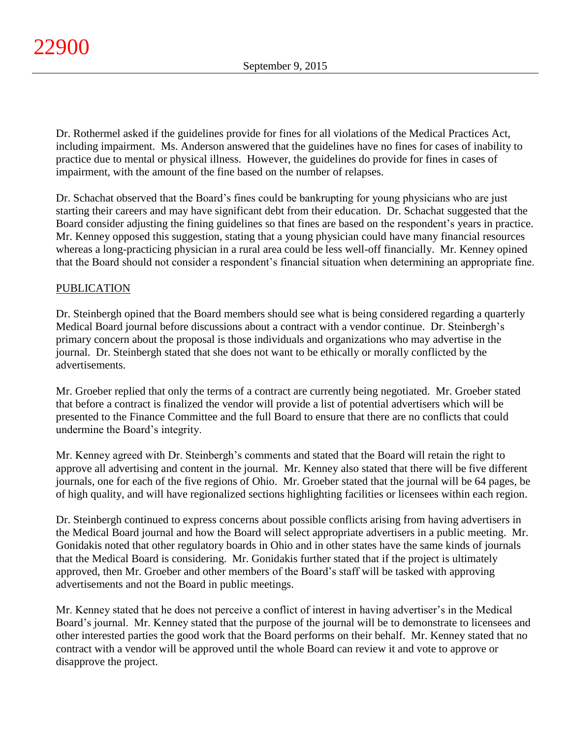Dr. Rothermel asked if the guidelines provide for fines for all violations of the Medical Practices Act, including impairment. Ms. Anderson answered that the guidelines have no fines for cases of inability to practice due to mental or physical illness. However, the guidelines do provide for fines in cases of impairment, with the amount of the fine based on the number of relapses.

Dr. Schachat observed that the Board's fines could be bankrupting for young physicians who are just starting their careers and may have significant debt from their education. Dr. Schachat suggested that the Board consider adjusting the fining guidelines so that fines are based on the respondent's years in practice. Mr. Kenney opposed this suggestion, stating that a young physician could have many financial resources whereas a long-practicing physician in a rural area could be less well-off financially. Mr. Kenney opined that the Board should not consider a respondent's financial situation when determining an appropriate fine.

PUBLICATION

Dr. Steinbergh opined that the Board members should see what is being considered regarding a quarterly Medical Board journal before discussions about a contract with a vendor continue. Dr. Steinbergh's primary concern about the proposal is those individuals and organizations who may advertise in the journal. Dr. Steinbergh stated that she does not want to be ethically or morally conflicted by the advertisements.

Mr. Groeber replied that only the terms of a contract are currently being negotiated. Mr. Groeber stated that before a contract is finalized the vendor will provide a list of potential advertisers which will be presented to the Finance Committee and the full Board to ensure that there are no conflicts that could undermine the Board's integrity.

Mr. Kenney agreed with Dr. Steinbergh's comments and stated that the Board will retain the right to approve all advertising and content in the journal. Mr. Kenney also stated that there will be five different journals, one for each of the five regions of Ohio. Mr. Groeber stated that the journal will be 64 pages, be of high quality, and will have regionalized sections highlighting facilities or licensees within each region.

Dr. Steinbergh continued to express concerns about possible conflicts arising from having advertisers in the Medical Board journal and how the Board will select appropriate advertisers in a public meeting. Mr. Gonidakis noted that other regulatory boards in Ohio and in other states have the same kinds of journals that the Medical Board is considering. Mr. Gonidakis further stated that if the project is ultimately approved, then Mr. Groeber and other members of the Board's staff will be tasked with approving advertisements and not the Board in public meetings.

Mr. Kenney stated that he does not perceive a conflict of interest in having advertiser's in the Medical Board's journal. Mr. Kenney stated that the purpose of the journal will be to demonstrate to licensees and other interested parties the good work that the Board performs on their behalf. Mr. Kenney stated that no contract with a vendor will be approved until the whole Board can review it and vote to approve or disapprove the project.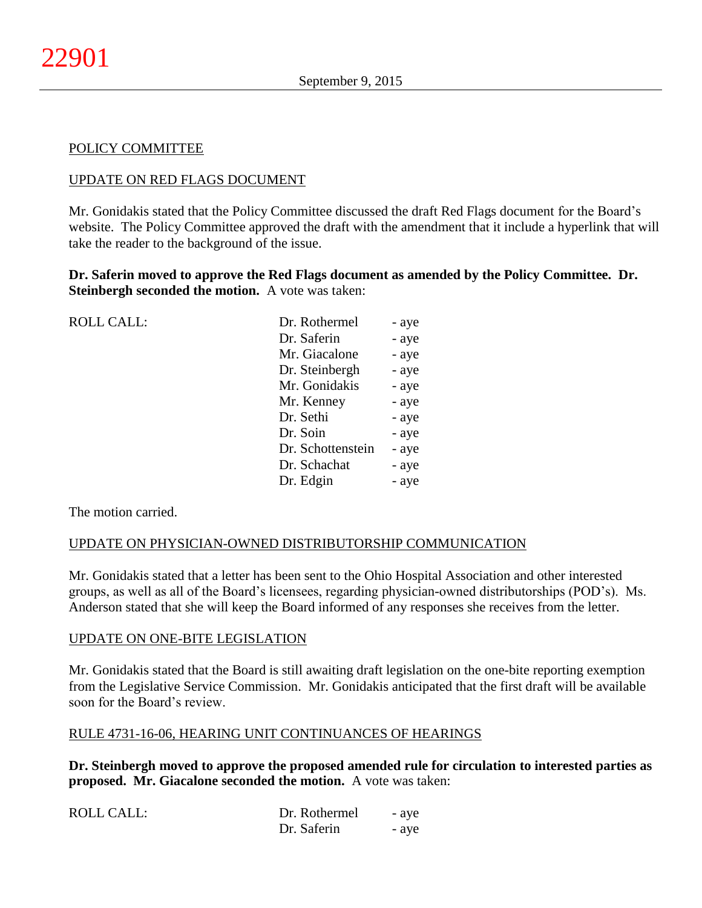POLICY COMMITTEE

UPDATE ON RED FLAGS DOCUMENT

Mr. Gonidakis stated that the Policy Committee discussed the draft Red Flags document for the Board's website. The Policy Committee approved the draft with the amendment that it include a hyperlink that will take the reader to the background of the issue.

**Dr. Saferin moved to approve the Red Flags document as amended by the Policy Committee. Dr. Steinbergh seconded the motion.** A vote was taken:

| ROLL CALL: | | |
|---|---|---|
| | Dr. Rothermel | - aye |
| | Dr. Saferin | - aye |
| | Mr. Giacalone | - aye |
| | Dr. Steinbergh | - aye |
| | Mr. Gonidakis | - aye |
| | Mr. Kenney | - aye |
| | Dr. Sethi | - aye |
| | Dr. Soin | - aye |
| | Dr. Schottenstein | - aye |
| | Dr. Schachat | - aye |
| | Dr. Edgin | - aye |

The motion carried.

UPDATE ON PHYSICIAN-OWNED DISTRIBUTORSHIP COMMUNICATION

Mr. Gonidakis stated that a letter has been sent to the Ohio Hospital Association and other interested groups, as well as all of the Board's licensees, regarding physician-owned distributorships (POD's). Ms. Anderson stated that she will keep the Board informed of any responses she receives from the letter.

UPDATE ON ONE-BITE LEGISLATION

Mr. Gonidakis stated that the Board is still awaiting draft legislation on the one-bite reporting exemption from the Legislative Service Commission. Mr. Gonidakis anticipated that the first draft will be available soon for the Board's review.

RULE 4731-16-06, HEARING UNIT CONTINUANCES OF HEARINGS

**Dr. Steinbergh moved to approve the proposed amended rule for circulation to interested parties as proposed. Mr. Giacalone seconded the motion.** A vote was taken:

| ROLL CALL: | | |
|---|---|---|
| | Dr. Rothermel | - aye |
| | Dr. Saferin | - aye |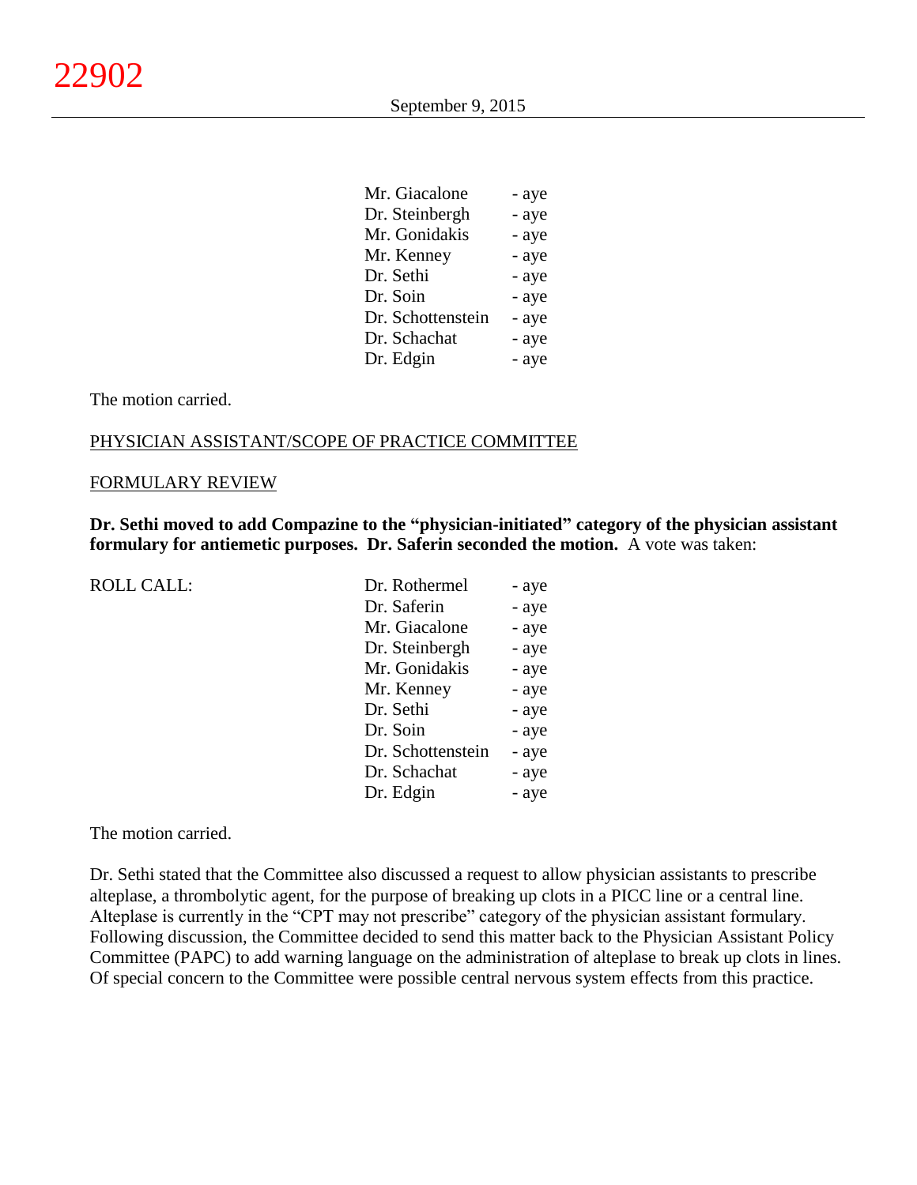| | |
|---|---|
| Mr. Giacalone | - aye |
| Dr. Steinbergh | - aye |
| Mr. Gonidakis | - aye |
| Mr. Kenney | - aye |
| Dr. Sethi | - aye |
| Dr. Soin | - aye |
| Dr. Schottenstein | - aye |
| Dr. Schachat | - aye |
| Dr. Edgin | - aye |

The motion carried.

PHYSICIAN ASSISTANT/SCOPE OF PRACTICE COMMITTEE

FORMULARY REVIEW

**Dr. Sethi moved to add Compazine to the "physician-initiated" category of the physician assistant formulary for antiemetic purposes. Dr. Saferin seconded the motion.** A vote was taken:

| ROLL CALL: | | |
|---|---|---|
| | Dr. Rothermel | - aye |
| | Dr. Saferin | - aye |
| | Mr. Giacalone | - aye |
| | Dr. Steinbergh | - aye |
| | Mr. Gonidakis | - aye |
| | Mr. Kenney | - aye |
| | Dr. Sethi | - aye |
| | Dr. Soin | - aye |
| | Dr. Schottenstein | - aye |
| | Dr. Schachat | - aye |
| | Dr. Edgin | - aye |

The motion carried.

Dr. Sethi stated that the Committee also discussed a request to allow physician assistants to prescribe alteplase, a thrombolytic agent, for the purpose of breaking up clots in a PICC line or a central line. Alteplase is currently in the "CPT may not prescribe" category of the physician assistant formulary. Following discussion, the Committee decided to send this matter back to the Physician Assistant Policy Committee (PAPC) to add warning language on the administration of alteplase to break up clots in lines. Of special concern to the Committee were possible central nervous system effects from this practice.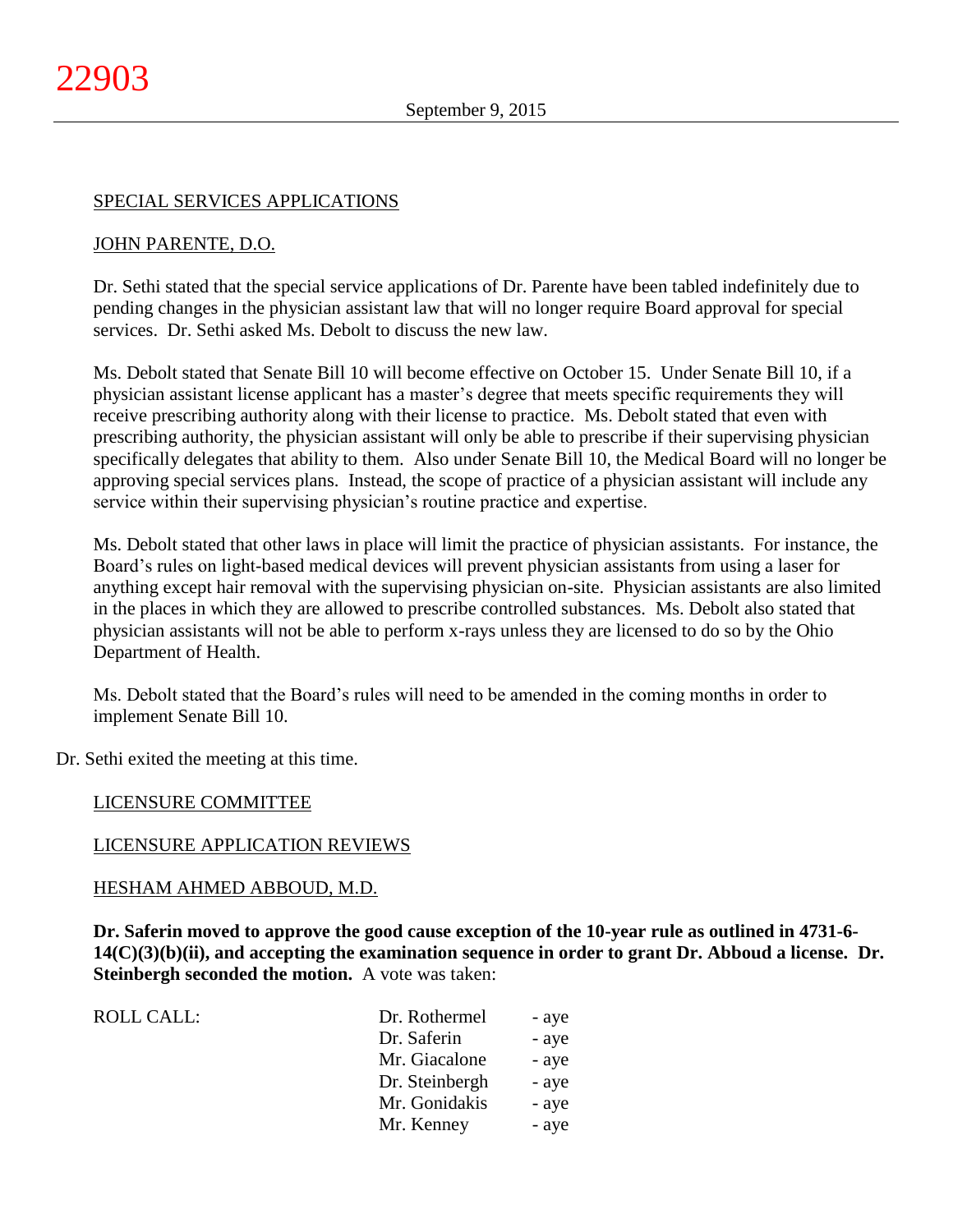SPECIAL SERVICES APPLICATIONS

JOHN PARENTE, D.O.

Dr. Sethi stated that the special service applications of Dr. Parente have been tabled indefinitely due to pending changes in the physician assistant law that will no longer require Board approval for special services. Dr. Sethi asked Ms. Debolt to discuss the new law.

Ms. Debolt stated that Senate Bill 10 will become effective on October 15. Under Senate Bill 10, if a physician assistant license applicant has a master's degree that meets specific requirements they will receive prescribing authority along with their license to practice. Ms. Debolt stated that even with prescribing authority, the physician assistant will only be able to prescribe if their supervising physician specifically delegates that ability to them. Also under Senate Bill 10, the Medical Board will no longer be approving special services plans. Instead, the scope of practice of a physician assistant will include any service within their supervising physician's routine practice and expertise.

Ms. Debolt stated that other laws in place will limit the practice of physician assistants. For instance, the Board's rules on light-based medical devices will prevent physician assistants from using a laser for anything except hair removal with the supervising physician on-site. Physician assistants are also limited in the places in which they are allowed to prescribe controlled substances. Ms. Debolt also stated that physician assistants will not be able to perform x-rays unless they are licensed to do so by the Ohio Department of Health.

Ms. Debolt stated that the Board's rules will need to be amended in the coming months in order to implement Senate Bill 10.

Dr. Sethi exited the meeting at this time.

LICENSURE COMMITTEE

LICENSURE APPLICATION REVIEWS

HESHAM AHMED ABBOUD, M.D.

**Dr. Saferin moved to approve the good cause exception of the 10-year rule as outlined in 4731-6-14(C)(3)(b)(ii), and accepting the examination sequence in order to grant Dr. Abboud a license. Dr. Steinbergh seconded the motion.** A vote was taken:

| ROLL CALL: | Dr. Rothermel | - aye |
|---|---|---|
| | Dr. Saferin | - aye |
| | Mr. Giacalone | - aye |
| | Dr. Steinbergh | - aye |
| | Mr. Gonidakis | - aye |
| | Mr. Kenney | - aye |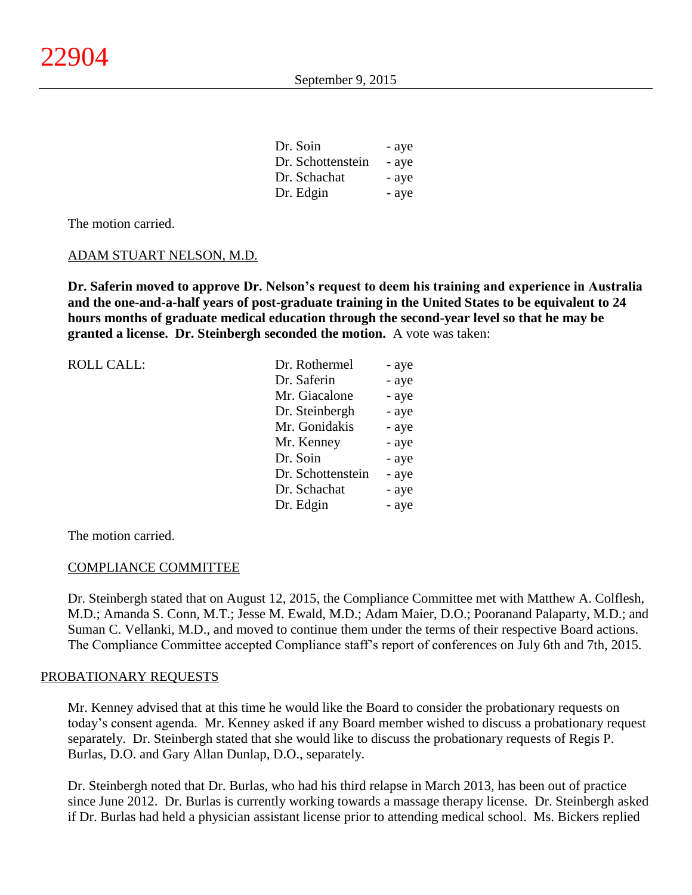| | |
|---|---|
| Dr. Soin | - aye |
| Dr. Schottenstein | - aye |
| Dr. Schachat | - aye |
| Dr. Edgin | - aye |

The motion carried.

ADAM STUART NELSON, M.D.

**Dr. Saferin moved to approve Dr. Nelson's request to deem his training and experience in Australia and the one-and-a-half years of post-graduate training in the United States to be equivalent to 24 hours months of graduate medical education through the second-year level so that he may be granted a license. Dr. Steinbergh seconded the motion.** A vote was taken:

| ROLL CALL: | | |
|---|---|---|
| | Dr. Rothermel | - aye |
| | Dr. Saferin | - aye |
| | Mr. Giacalone | - aye |
| | Dr. Steinbergh | - aye |
| | Mr. Gonidakis | - aye |
| | Mr. Kenney | - aye |
| | Dr. Soin | - aye |
| | Dr. Schottenstein | - aye |
| | Dr. Schachat | - aye |
| | Dr. Edgin | - aye |

The motion carried.

COMPLIANCE COMMITTEE

Dr. Steinbergh stated that on August 12, 2015, the Compliance Committee met with Matthew A. Colflesh, M.D.; Amanda S. Conn, M.T.; Jesse M. Ewald, M.D.; Adam Maier, D.O.; Pooranand Palaparty, M.D.; and Suman C. Vellanki, M.D., and moved to continue them under the terms of their respective Board actions. The Compliance Committee accepted Compliance staff's report of conferences on July 6th and 7th, 2015.

## PROBATIONARY REQUESTS

Mr. Kenney advised that at this time he would like the Board to consider the probationary requests on today's consent agenda. Mr. Kenney asked if any Board member wished to discuss a probationary request separately. Dr. Steinbergh stated that she would like to discuss the probationary requests of Regis P. Burlas, D.O. and Gary Allan Dunlap, D.O., separately.

Dr. Steinbergh noted that Dr. Burlas, who had his third relapse in March 2013, has been out of practice since June 2012. Dr. Burlas is currently working towards a massage therapy license. Dr. Steinbergh asked if Dr. Burlas had held a physician assistant license prior to attending medical school. Ms. Bickers replied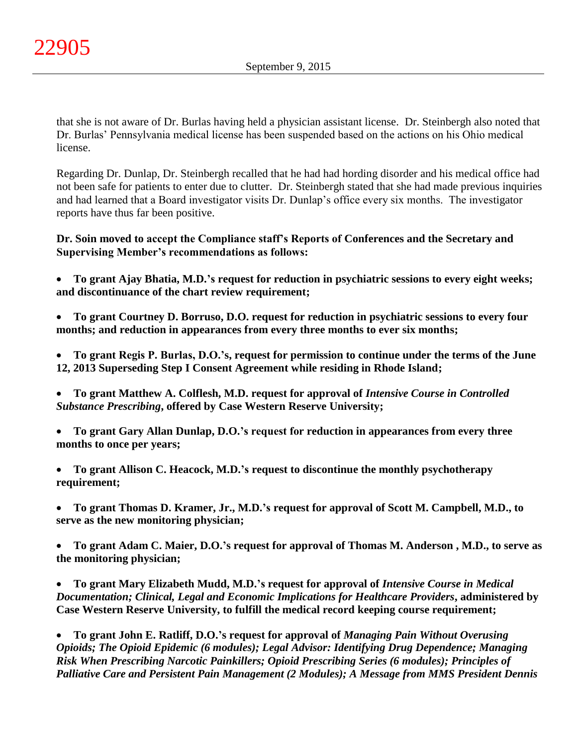that she is not aware of Dr. Burlas having held a physician assistant license. Dr. Steinbergh also noted that Dr. Burlas' Pennsylvania medical license has been suspended based on the actions on his Ohio medical license.

Regarding Dr. Dunlap, Dr. Steinbergh recalled that he had had hording disorder and his medical office had not been safe for patients to enter due to clutter. Dr. Steinbergh stated that she had made previous inquiries and had learned that a Board investigator visits Dr. Dunlap's office every six months. The investigator reports have thus far been positive.

**Dr. Soin moved to accept the Compliance staff's Reports of Conferences and the Secretary and Supervising Member's recommendations as follows:**

- **To grant Ajay Bhatia, M.D.'s request for reduction in psychiatric sessions to every eight weeks; and discontinuance of the chart review requirement;**

- **To grant Courtney D. Borruso, D.O. request for reduction in psychiatric sessions to every four months; and reduction in appearances from every three months to ever six months;**

- **To grant Regis P. Burlas, D.O.'s, request for permission to continue under the terms of the June 12, 2013 Superseding Step I Consent Agreement while residing in Rhode Island;**

- **To grant Matthew A. Colflesh, M.D. request for approval of *Intensive Course in Controlled Substance Prescribing*, offered by Case Western Reserve University;**

- **To grant Gary Allan Dunlap, D.O.'s request for reduction in appearances from every three months to once per years;**

- **To grant Allison C. Heacock, M.D.'s request to discontinue the monthly psychotherapy requirement;**

- **To grant Thomas D. Kramer, Jr., M.D.'s request for approval of Scott M. Campbell, M.D., to serve as the new monitoring physician;**

- **To grant Adam C. Maier, D.O.'s request for approval of Thomas M. Anderson , M.D., to serve as the monitoring physician;**

- **To grant Mary Elizabeth Mudd, M.D.'s request for approval of *Intensive Course in Medical Documentation; Clinical, Legal and Economic Implications for Healthcare Providers*, administered by Case Western Reserve University, to fulfill the medical record keeping course requirement;**

- **To grant John E. Ratliff, D.O.'s request for approval of *Managing Pain Without Overusing Opioids; The Opioid Epidemic (6 modules); Legal Advisor: Identifying Drug Dependence; Managing Risk When Prescribing Narcotic Painkillers; Opioid Prescribing Series (6 modules); Principles of Palliative Care and Persistent Pain Management (2 Modules); A Message from MMS President Dennis***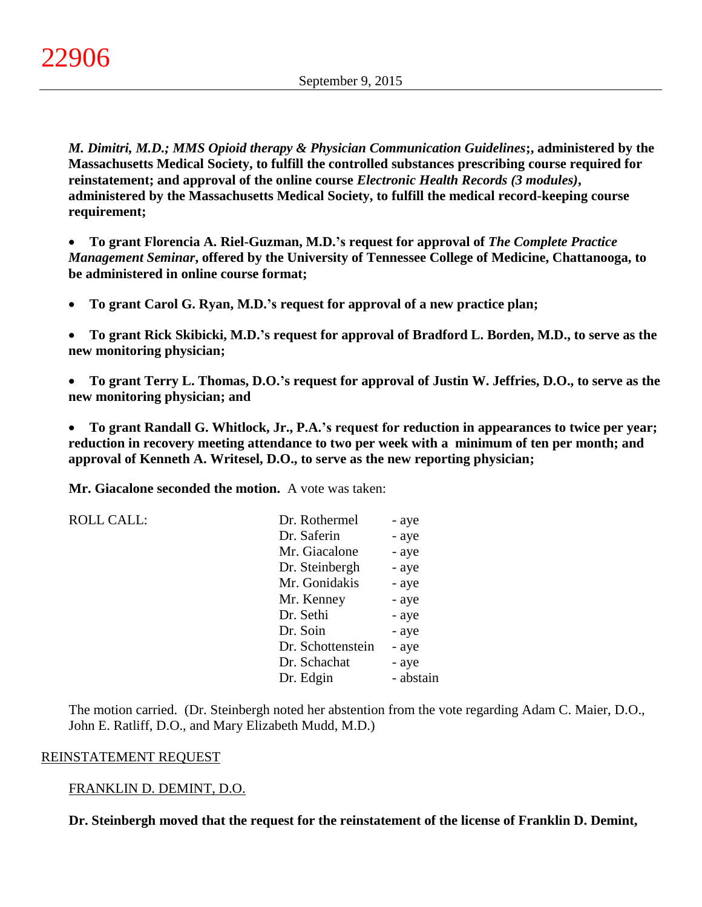***M. Dimitri, M.D.; MMS Opioid therapy & Physician Communication Guidelines*;, administered by the Massachusetts Medical Society, to fulfill the controlled substances prescribing course required for reinstatement; and approval of the online course *Electronic Health Records (3 modules)*, administered by the Massachusetts Medical Society, to fulfill the medical record-keeping course requirement;**

- **To grant Florencia A. Riel-Guzman, M.D.'s request for approval of *The Complete Practice Management Seminar*, offered by the University of Tennessee College of Medicine, Chattanooga, to be administered in online course format;**

- **To grant Carol G. Ryan, M.D.'s request for approval of a new practice plan;**

- **To grant Rick Skibicki, M.D.'s request for approval of Bradford L. Borden, M.D., to serve as the new monitoring physician;**

- **To grant Terry L. Thomas, D.O.'s request for approval of Justin W. Jeffries, D.O., to serve as the new monitoring physician; and**

- **To grant Randall G. Whitlock, Jr., P.A.'s request for reduction in appearances to twice per year; reduction in recovery meeting attendance to two per week with a minimum of ten per month; and approval of Kenneth A. Writesel, D.O., to serve as the new reporting physician;**

**Mr. Giacalone seconded the motion.** A vote was taken:

| ROLL CALL: | | |
|---|---|---|
| | Dr. Rothermel | - aye |
| | Dr. Saferin | - aye |
| | Mr. Giacalone | - aye |
| | Dr. Steinbergh | - aye |
| | Mr. Gonidakis | - aye |
| | Mr. Kenney | - aye |
| | Dr. Sethi | - aye |
| | Dr. Soin | - aye |
| | Dr. Schottenstein | - aye |
| | Dr. Schachat | - aye |
| | Dr. Edgin | - abstain |

The motion carried. (Dr. Steinbergh noted her abstention from the vote regarding Adam C. Maier, D.O., John E. Ratliff, D.O., and Mary Elizabeth Mudd, M.D.)

REINSTATEMENT REQUEST

FRANKLIN D. DEMINT, D.O.

**Dr. Steinbergh moved that the request for the reinstatement of the license of Franklin D. Demint,**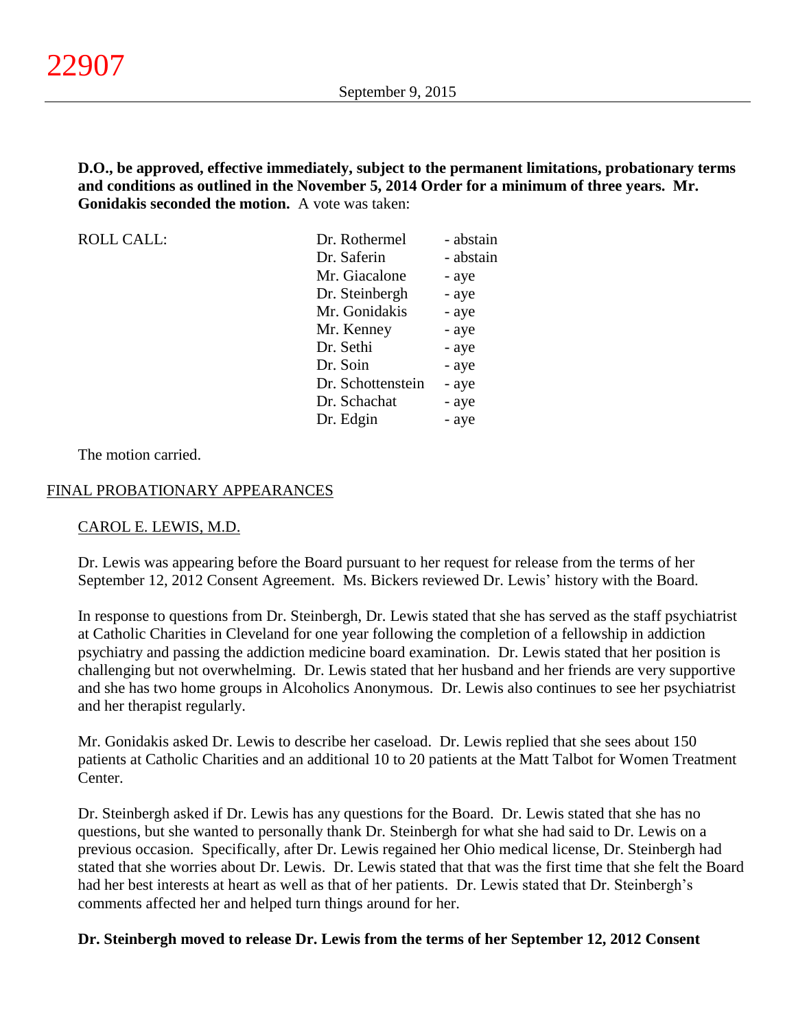**D.O., be approved, effective immediately, subject to the permanent limitations, probationary terms and conditions as outlined in the November 5, 2014 Order for a minimum of three years. Mr. Gonidakis seconded the motion.** A vote was taken:

| ROLL CALL: | | |
|---|---|---|
| | Dr. Rothermel | - abstain |
| | Dr. Saferin | - abstain |
| | Mr. Giacalone | - aye |
| | Dr. Steinbergh | - aye |
| | Mr. Gonidakis | - aye |
| | Mr. Kenney | - aye |
| | Dr. Sethi | - aye |
| | Dr. Soin | - aye |
| | Dr. Schottenstein | - aye |
| | Dr. Schachat | - aye |
| | Dr. Edgin | - aye |

The motion carried.

## FINAL PROBATIONARY APPEARANCES

### CAROL E. LEWIS, M.D.

Dr. Lewis was appearing before the Board pursuant to her request for release from the terms of her September 12, 2012 Consent Agreement. Ms. Bickers reviewed Dr. Lewis' history with the Board.

In response to questions from Dr. Steinbergh, Dr. Lewis stated that she has served as the staff psychiatrist at Catholic Charities in Cleveland for one year following the completion of a fellowship in addiction psychiatry and passing the addiction medicine board examination. Dr. Lewis stated that her position is challenging but not overwhelming. Dr. Lewis stated that her husband and her friends are very supportive and she has two home groups in Alcoholics Anonymous. Dr. Lewis also continues to see her psychiatrist and her therapist regularly.

Mr. Gonidakis asked Dr. Lewis to describe her caseload. Dr. Lewis replied that she sees about 150 patients at Catholic Charities and an additional 10 to 20 patients at the Matt Talbot for Women Treatment Center.

Dr. Steinbergh asked if Dr. Lewis has any questions for the Board. Dr. Lewis stated that she has no questions, but she wanted to personally thank Dr. Steinbergh for what she had said to Dr. Lewis on a previous occasion. Specifically, after Dr. Lewis regained her Ohio medical license, Dr. Steinbergh had stated that she worries about Dr. Lewis. Dr. Lewis stated that that was the first time that she felt the Board had her best interests at heart as well as that of her patients. Dr. Lewis stated that Dr. Steinbergh's comments affected her and helped turn things around for her.

**Dr. Steinbergh moved to release Dr. Lewis from the terms of her September 12, 2012 Consent**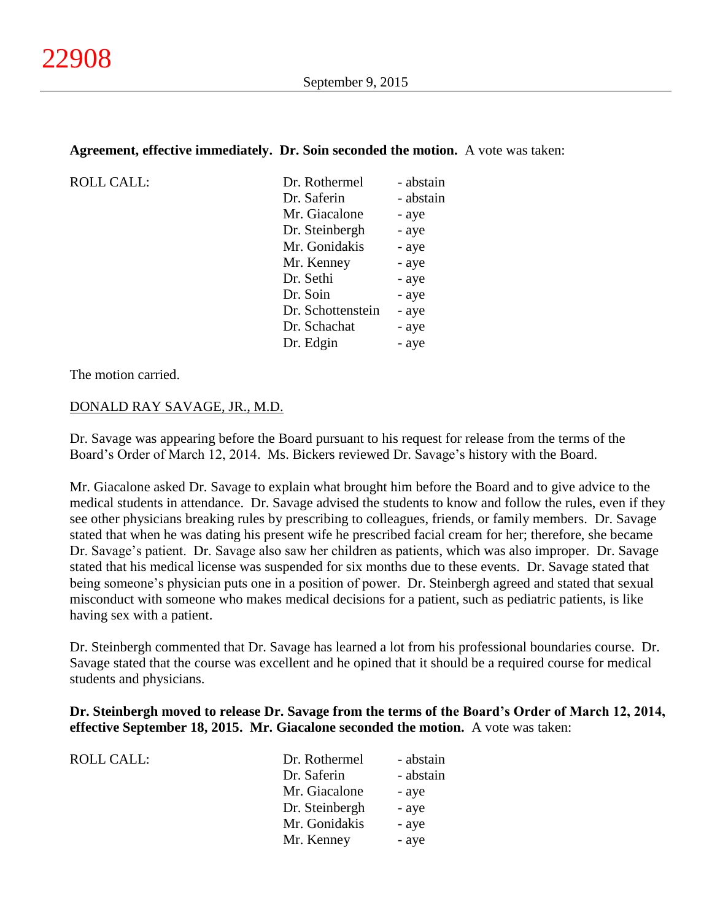**Agreement, effective immediately. Dr. Soin seconded the motion.** A vote was taken:

| ROLL CALL: | Dr. Rothermel | - abstain |
|---|---|---|
| | Dr. Saferin | - abstain |
| | Mr. Giacalone | - aye |
| | Dr. Steinbergh | - aye |
| | Mr. Gonidakis | - aye |
| | Mr. Kenney | - aye |
| | Dr. Sethi | - aye |
| | Dr. Soin | - aye |
| | Dr. Schottenstein | - aye |
| | Dr. Schachat | - aye |
| | Dr. Edgin | - aye |

The motion carried.

DONALD RAY SAVAGE, JR., M.D.

Dr. Savage was appearing before the Board pursuant to his request for release from the terms of the Board's Order of March 12, 2014. Ms. Bickers reviewed Dr. Savage's history with the Board.

Mr. Giacalone asked Dr. Savage to explain what brought him before the Board and to give advice to the medical students in attendance. Dr. Savage advised the students to know and follow the rules, even if they see other physicians breaking rules by prescribing to colleagues, friends, or family members. Dr. Savage stated that when he was dating his present wife he prescribed facial cream for her; therefore, she became Dr. Savage's patient. Dr. Savage also saw her children as patients, which was also improper. Dr. Savage stated that his medical license was suspended for six months due to these events. Dr. Savage stated that being someone's physician puts one in a position of power. Dr. Steinbergh agreed and stated that sexual misconduct with someone who makes medical decisions for a patient, such as pediatric patients, is like having sex with a patient.

Dr. Steinbergh commented that Dr. Savage has learned a lot from his professional boundaries course. Dr. Savage stated that the course was excellent and he opined that it should be a required course for medical students and physicians.

**Dr. Steinbergh moved to release Dr. Savage from the terms of the Board's Order of March 12, 2014, effective September 18, 2015. Mr. Giacalone seconded the motion.** A vote was taken:

| ROLL CALL: | Dr. Rothermel | - abstain |
|---|---|---|
| | Dr. Saferin | - abstain |
| | Mr. Giacalone | - aye |
| | Dr. Steinbergh | - aye |
| | Mr. Gonidakis | - aye |
| | Mr. Kenney | - aye |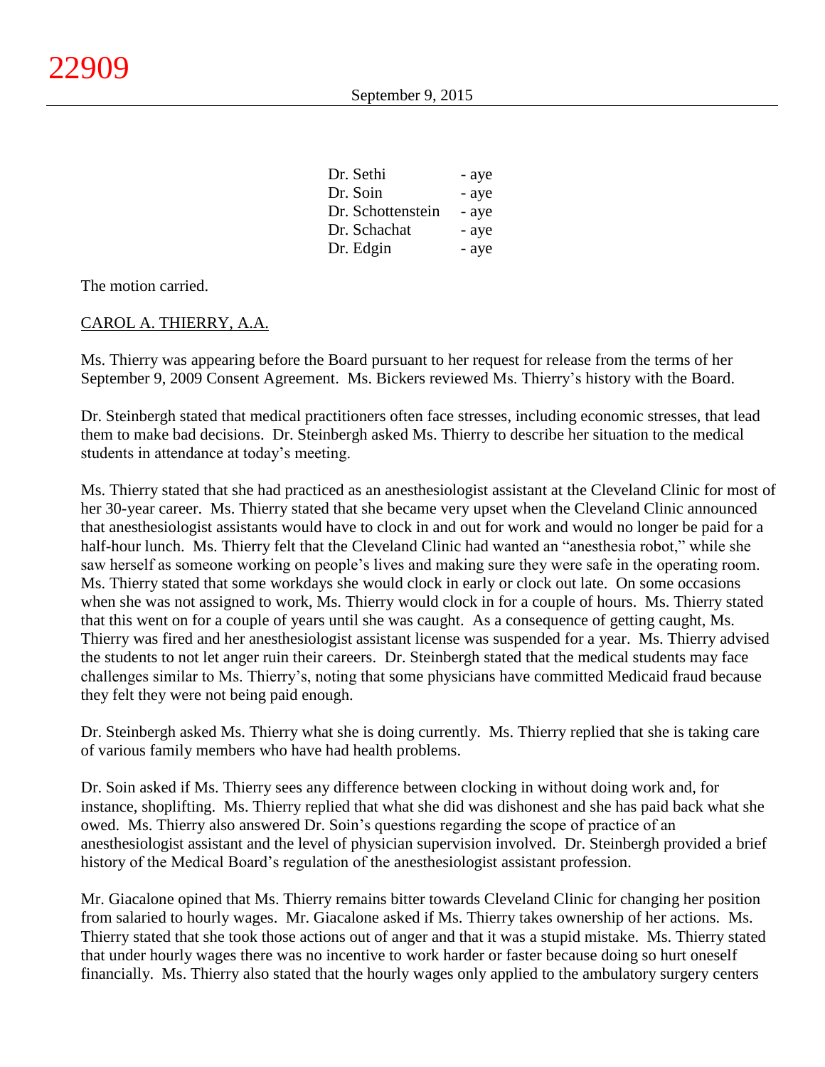| | |
|---|---|
| Dr. Sethi | - aye |
| Dr. Soin | - aye |
| Dr. Schottenstein | - aye |
| Dr. Schachat | - aye |
| Dr. Edgin | - aye |

The motion carried.

CAROL A. THIERRY, A.A.

Ms. Thierry was appearing before the Board pursuant to her request for release from the terms of her September 9, 2009 Consent Agreement. Ms. Bickers reviewed Ms. Thierry's history with the Board.

Dr. Steinbergh stated that medical practitioners often face stresses, including economic stresses, that lead them to make bad decisions. Dr. Steinbergh asked Ms. Thierry to describe her situation to the medical students in attendance at today's meeting.

Ms. Thierry stated that she had practiced as an anesthesiologist assistant at the Cleveland Clinic for most of her 30-year career. Ms. Thierry stated that she became very upset when the Cleveland Clinic announced that anesthesiologist assistants would have to clock in and out for work and would no longer be paid for a half-hour lunch. Ms. Thierry felt that the Cleveland Clinic had wanted an "anesthesia robot," while she saw herself as someone working on people's lives and making sure they were safe in the operating room. Ms. Thierry stated that some workdays she would clock in early or clock out late. On some occasions when she was not assigned to work, Ms. Thierry would clock in for a couple of hours. Ms. Thierry stated that this went on for a couple of years until she was caught. As a consequence of getting caught, Ms. Thierry was fired and her anesthesiologist assistant license was suspended for a year. Ms. Thierry advised the students to not let anger ruin their careers. Dr. Steinbergh stated that the medical students may face challenges similar to Ms. Thierry's, noting that some physicians have committed Medicaid fraud because they felt they were not being paid enough.

Dr. Steinbergh asked Ms. Thierry what she is doing currently. Ms. Thierry replied that she is taking care of various family members who have had health problems.

Dr. Soin asked if Ms. Thierry sees any difference between clocking in without doing work and, for instance, shoplifting. Ms. Thierry replied that what she did was dishonest and she has paid back what she owed. Ms. Thierry also answered Dr. Soin's questions regarding the scope of practice of an anesthesiologist assistant and the level of physician supervision involved. Dr. Steinbergh provided a brief history of the Medical Board's regulation of the anesthesiologist assistant profession.

Mr. Giacalone opined that Ms. Thierry remains bitter towards Cleveland Clinic for changing her position from salaried to hourly wages. Mr. Giacalone asked if Ms. Thierry takes ownership of her actions. Ms. Thierry stated that she took those actions out of anger and that it was a stupid mistake. Ms. Thierry stated that under hourly wages there was no incentive to work harder or faster because doing so hurt oneself financially. Ms. Thierry also stated that the hourly wages only applied to the ambulatory surgery centers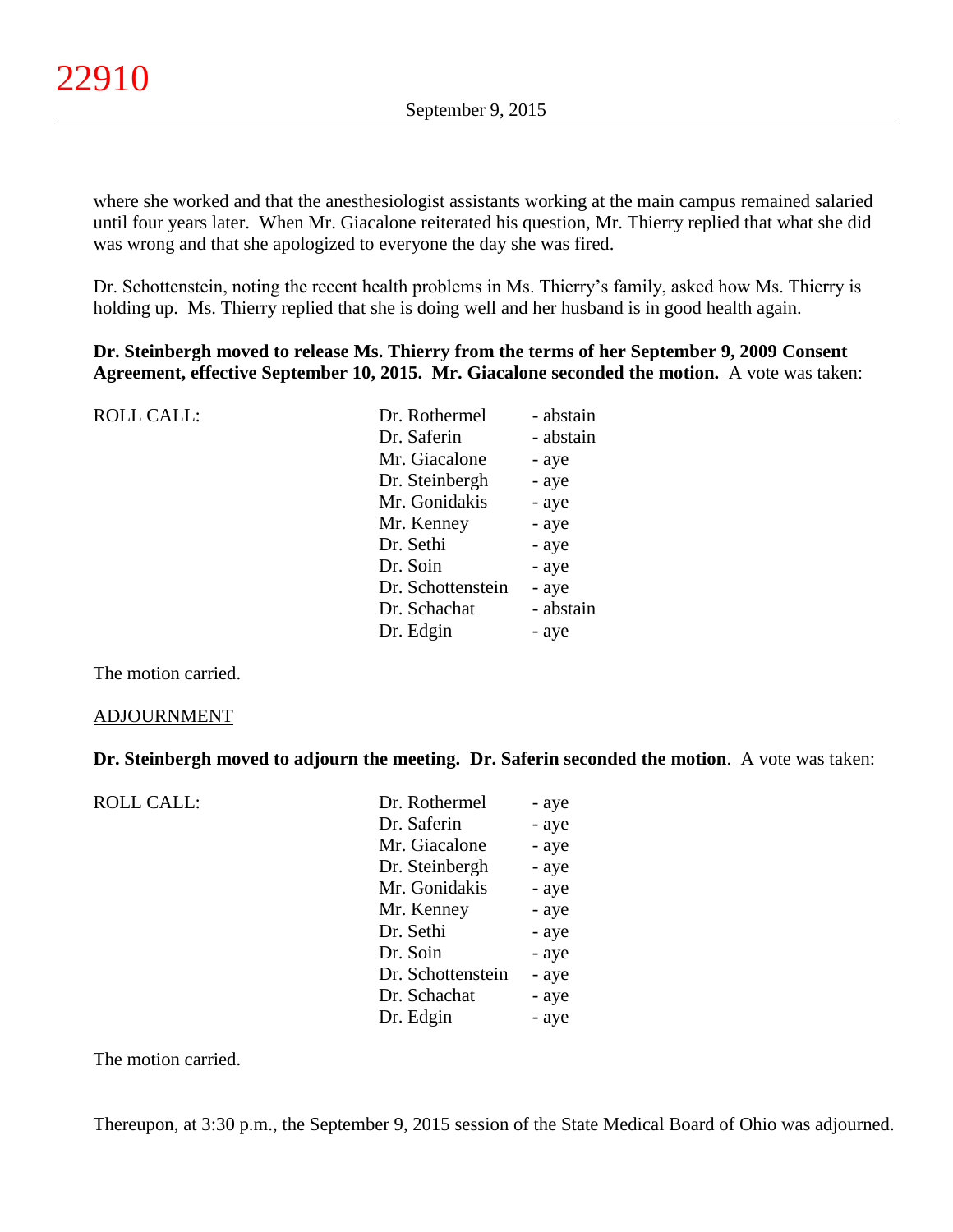where she worked and that the anesthesiologist assistants working at the main campus remained salaried until four years later. When Mr. Giacalone reiterated his question, Mr. Thierry replied that what she did was wrong and that she apologized to everyone the day she was fired.

Dr. Schottenstein, noting the recent health problems in Ms. Thierry's family, asked how Ms. Thierry is holding up. Ms. Thierry replied that she is doing well and her husband is in good health again.

**Dr. Steinbergh moved to release Ms. Thierry from the terms of her September 9, 2009 Consent Agreement, effective September 10, 2015. Mr. Giacalone seconded the motion.** A vote was taken:

| ROLL CALL: | | |
|---|---|---|
| | Dr. Rothermel | - abstain |
| | Dr. Saferin | - abstain |
| | Mr. Giacalone | - aye |
| | Dr. Steinbergh | - aye |
| | Mr. Gonidakis | - aye |
| | Mr. Kenney | - aye |
| | Dr. Sethi | - aye |
| | Dr. Soin | - aye |
| | Dr. Schottenstein | - aye |
| | Dr. Schachat | - abstain |
| | Dr. Edgin | - aye |

The motion carried.

ADJOURNMENT

**Dr. Steinbergh moved to adjourn the meeting. Dr. Saferin seconded the motion**. A vote was taken:

| ROLL CALL: | | |
|---|---|---|
| | Dr. Rothermel | - aye |
| | Dr. Saferin | - aye |
| | Mr. Giacalone | - aye |
| | Dr. Steinbergh | - aye |
| | Mr. Gonidakis | - aye |
| | Mr. Kenney | - aye |
| | Dr. Sethi | - aye |
| | Dr. Soin | - aye |
| | Dr. Schottenstein | - aye |
| | Dr. Schachat | - aye |
| | Dr. Edgin | - aye |

The motion carried.

Thereupon, at 3:30 p.m., the September 9, 2015 session of the State Medical Board of Ohio was adjourned.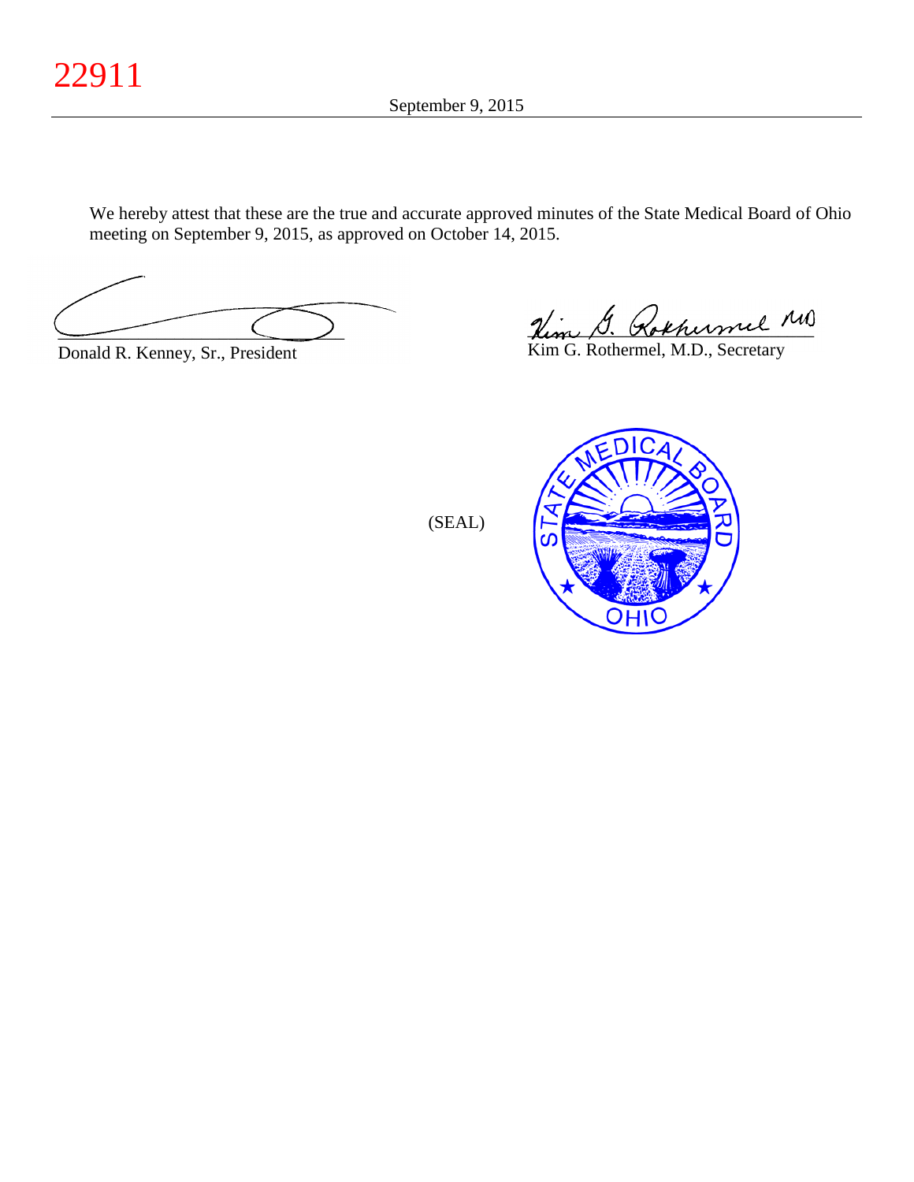We hereby attest that these are the true and accurate approved minutes of the State Medical Board of Ohio meeting on September 9, 2015, as approved on October 14, 2015.

Donald R. Kenney, Sr., President

Kim G. Rothermel, M.D., Secretary

(SEAL)